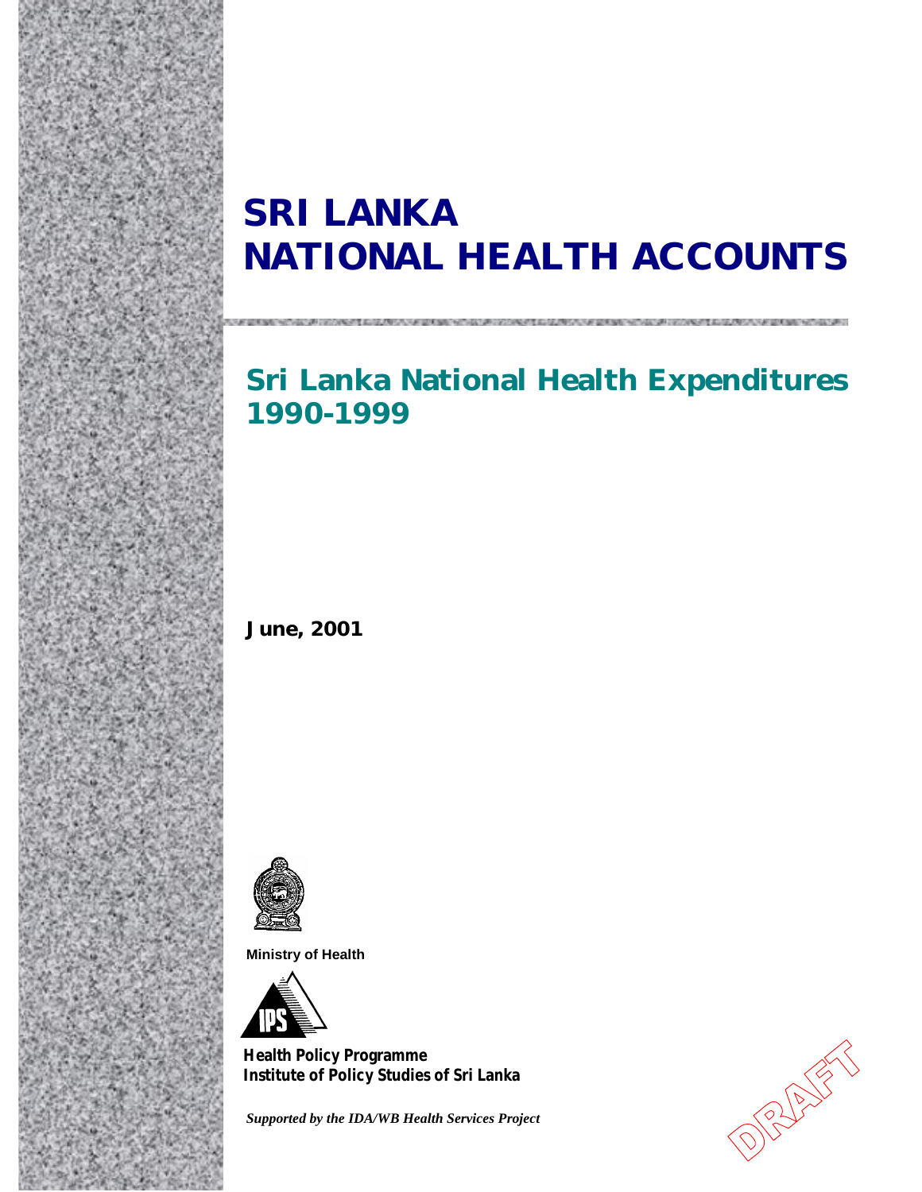# SRI LANKA NATIONAL HEALTH ACCOUNTS

## Sri Lanka National Health Expenditures 1990-1999

**June, 2001**

**Ministry of Health**

**Health Policy Programme**
**Institute of Policy Studies of Sri Lanka**

***Supported by the IDA/WB Health Services Project***

DRAFT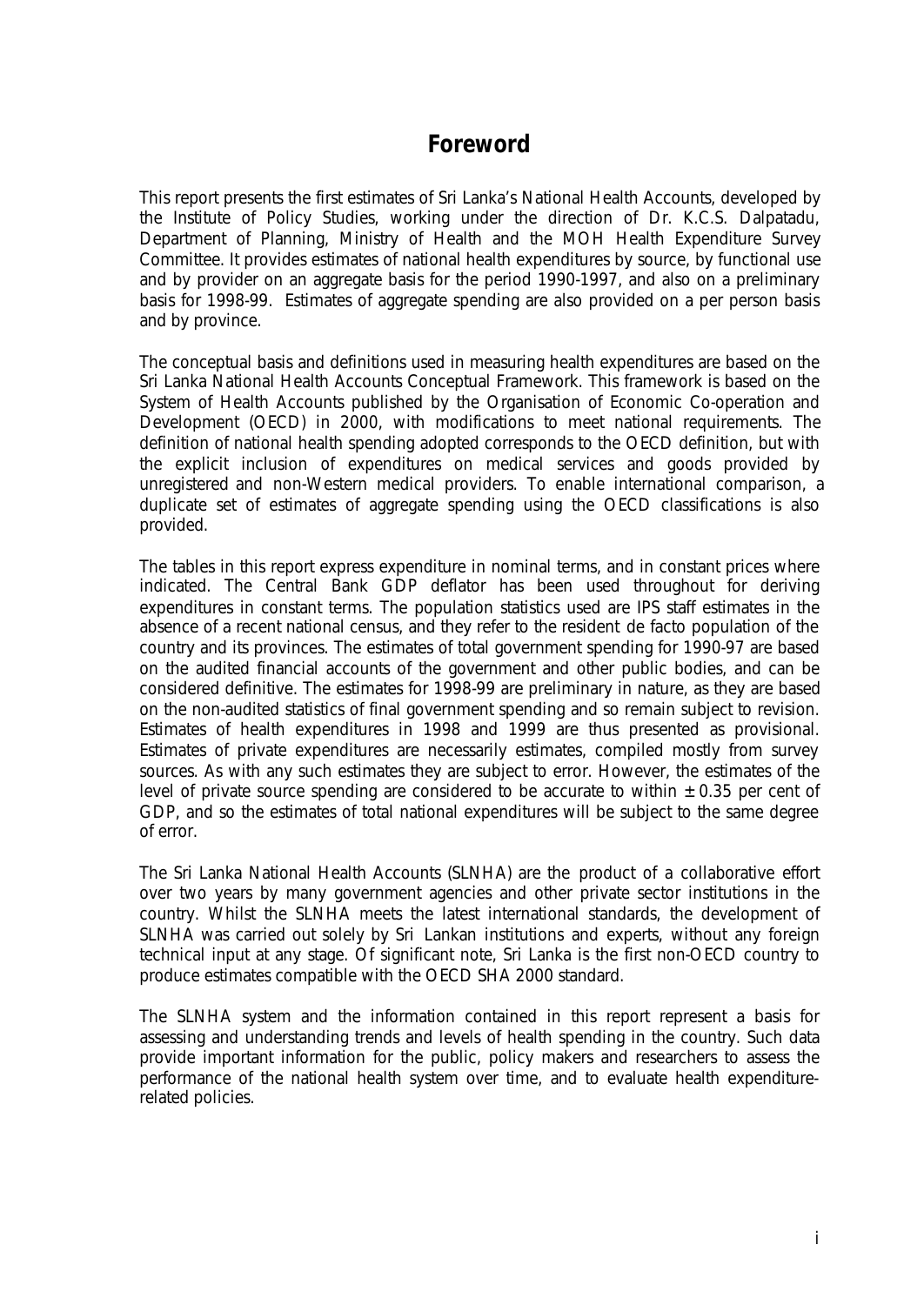# Foreword

This report presents the first estimates of Sri Lanka's National Health Accounts, developed by the Institute of Policy Studies, working under the direction of Dr. K.C.S. Dalpatadu, Department of Planning, Ministry of Health and the MOH Health Expenditure Survey Committee. It provides estimates of national health expenditures by source, by functional use and by provider on an aggregate basis for the period 1990-1997, and also on a preliminary basis for 1998-99. Estimates of aggregate spending are also provided on a per person basis and by province.

The conceptual basis and definitions used in measuring health expenditures are based on the Sri Lanka National Health Accounts Conceptual Framework. This framework is based on the System of Health Accounts published by the Organisation of Economic Co-operation and Development (OECD) in 2000, with modifications to meet national requirements. The definition of national health spending adopted corresponds to the OECD definition, but with the explicit inclusion of expenditures on medical services and goods provided by unregistered and non-Western medical providers. To enable international comparison, a duplicate set of estimates of aggregate spending using the OECD classifications is also provided.

The tables in this report express expenditure in nominal terms, and in constant prices where indicated. The Central Bank GDP deflator has been used throughout for deriving expenditures in constant terms. The population statistics used are IPS staff estimates in the absence of a recent national census, and they refer to the resident de facto population of the country and its provinces. The estimates of total government spending for 1990-97 are based on the audited financial accounts of the government and other public bodies, and can be considered definitive. The estimates for 1998-99 are preliminary in nature, as they are based on the non-audited statistics of final government spending and so remain subject to revision. Estimates of health expenditures in 1998 and 1999 are thus presented as provisional. Estimates of private expenditures are necessarily estimates, compiled mostly from survey sources. As with any such estimates they are subject to error. However, the estimates of the level of private source spending are considered to be accurate to within ± 0.35 per cent of GDP, and so the estimates of total national expenditures will be subject to the same degree of error.

The Sri Lanka National Health Accounts (SLNHA) are the product of a collaborative effort over two years by many government agencies and other private sector institutions in the country. Whilst the SLNHA meets the latest international standards, the development of SLNHA was carried out solely by Sri Lankan institutions and experts, without any foreign technical input at any stage. Of significant note, Sri Lanka is the first non-OECD country to produce estimates compatible with the OECD SHA 2000 standard.

The SLNHA system and the information contained in this report represent a basis for assessing and understanding trends and levels of health spending in the country. Such data provide important information for the public, policy makers and researchers to assess the performance of the national health system over time, and to evaluate health expenditure-related policies.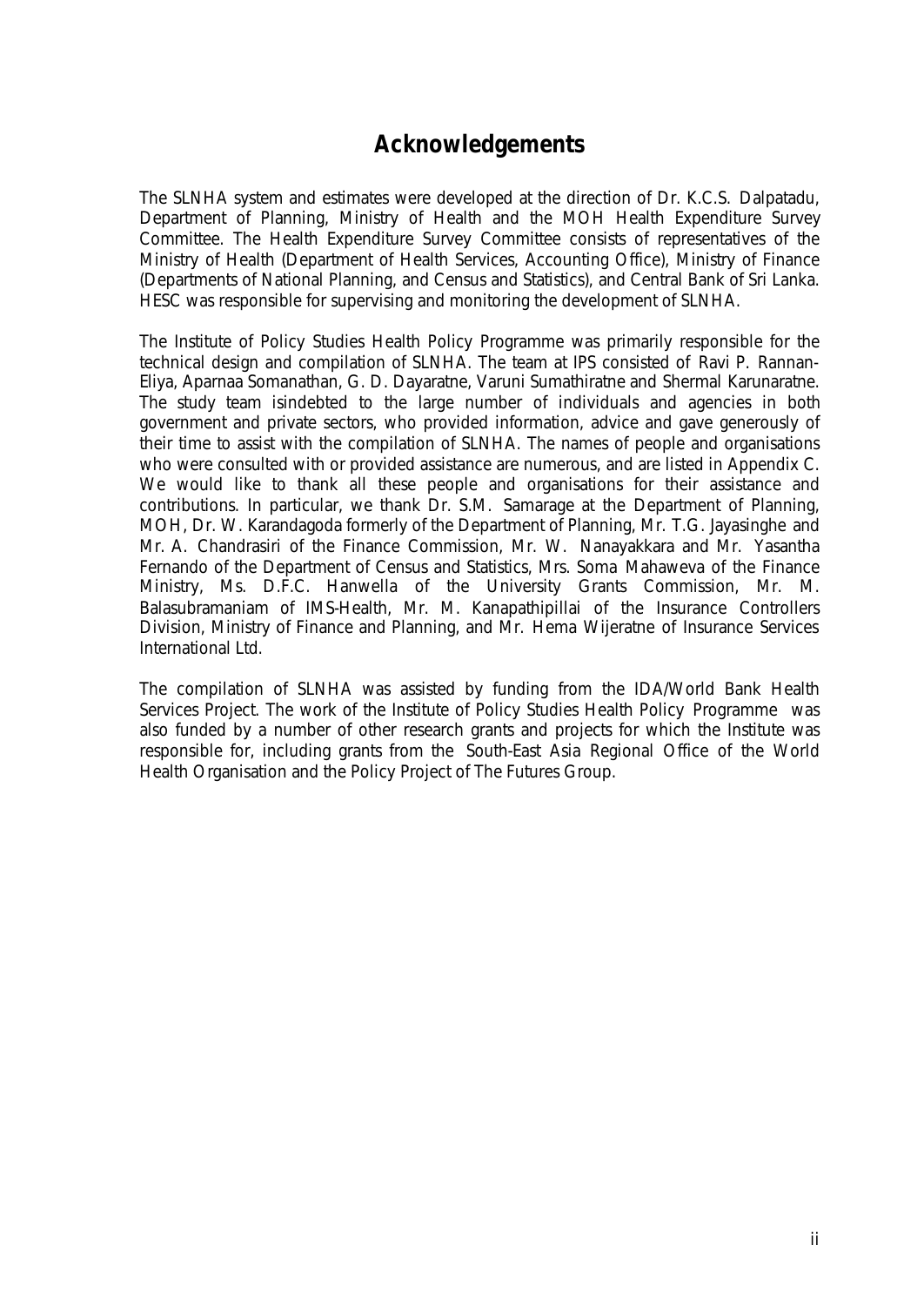# Acknowledgements

The SLNHA system and estimates were developed at the direction of Dr. K.C.S. Dalpatadu, Department of Planning, Ministry of Health and the MOH Health Expenditure Survey Committee. The Health Expenditure Survey Committee consists of representatives of the Ministry of Health (Department of Health Services, Accounting Office), Ministry of Finance (Departments of National Planning, and Census and Statistics), and Central Bank of Sri Lanka. HESC was responsible for supervising and monitoring the development of SLNHA.

The Institute of Policy Studies Health Policy Programme was primarily responsible for the technical design and compilation of SLNHA. The team at IPS consisted of Ravi P. Rannan-Eliya, Aparnaa Somanathan, G. D. Dayaratne, Varuni Sumathiratne and Shermal Karunaratne. The study team isindebted to the large number of individuals and agencies in both government and private sectors, who provided information, advice and gave generously of their time to assist with the compilation of SLNHA. The names of people and organisations who were consulted with or provided assistance are numerous, and are listed in Appendix C. We would like to thank all these people and organisations for their assistance and contributions. In particular, we thank Dr. S.M. Samarage at the Department of Planning, MOH, Dr. W. Karandagoda formerly of the Department of Planning, Mr. T.G. Jayasinghe and Mr. A. Chandrasiri of the Finance Commission, Mr. W. Nanayakkara and Mr. Yasantha Fernando of the Department of Census and Statistics, Mrs. Soma Mahaweva of the Finance Ministry, Ms. D.F.C. Hanwella of the University Grants Commission, Mr. M. Balasubramaniam of IMS-Health, Mr. M. Kanapathipillai of the Insurance Controllers Division, Ministry of Finance and Planning, and Mr. Hema Wijeratne of Insurance Services International Ltd.

The compilation of SLNHA was assisted by funding from the IDA/World Bank Health Services Project. The work of the Institute of Policy Studies Health Policy Programme was also funded by a number of other research grants and projects for which the Institute was responsible for, including grants from the South-East Asia Regional Office of the World Health Organisation and the Policy Project of The Futures Group.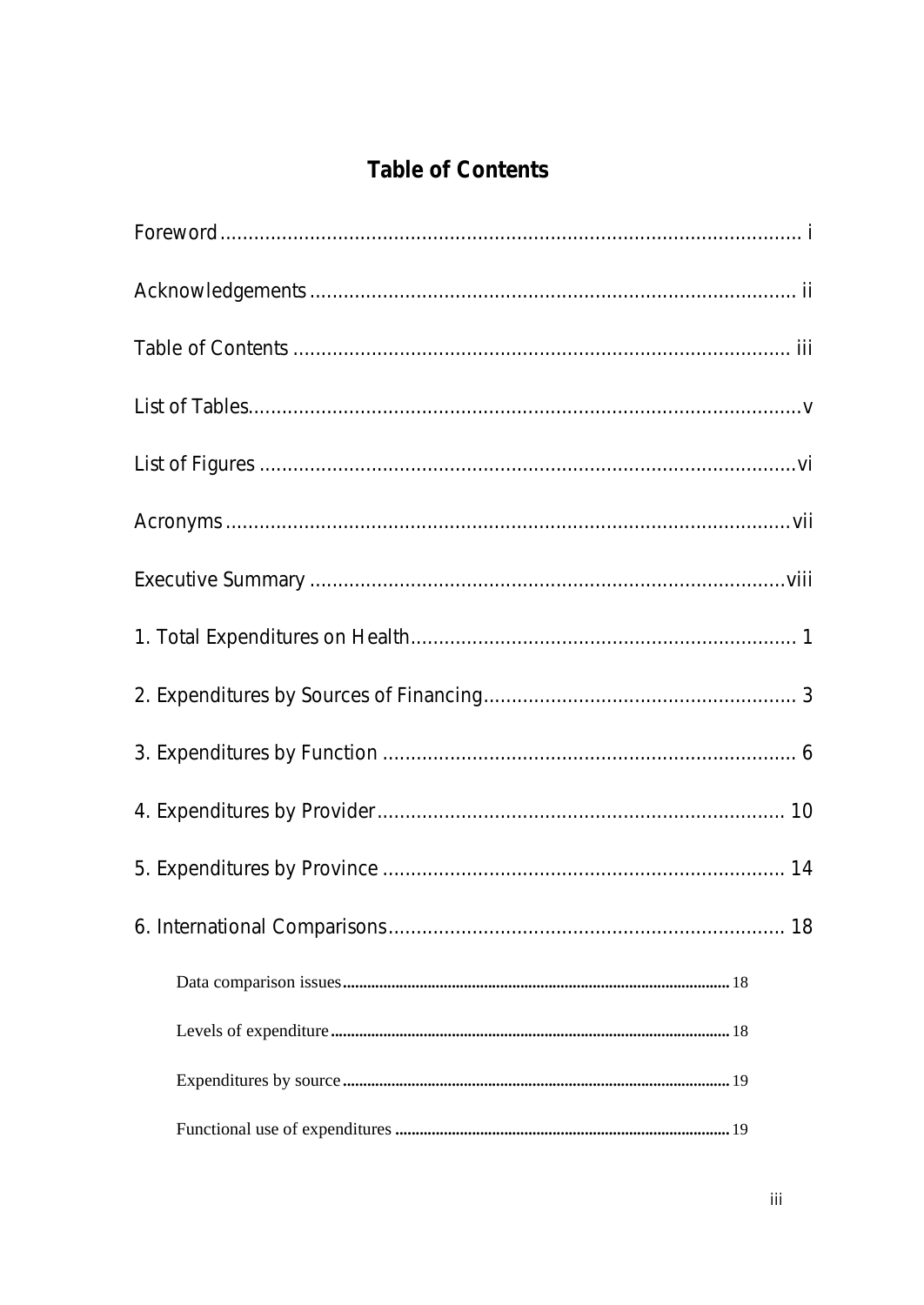# Table of Contents

Foreword ..................................................................................................... i

Acknowledgements ..................................................................................... ii

Table of Contents ....................................................................................... iii

List of Tables................................................................................................v

List of Figures .............................................................................................vi

Acronyms ...................................................................................................vii

Executive Summary ...................................................................................viii

1. Total Expenditures on Health.................................................................... 1

2. Expenditures by Sources of Financing....................................................... 3

3. Expenditures by Function ......................................................................... 6

4. Expenditures by Provider........................................................................ 10

5. Expenditures by Province ....................................................................... 14

6. International Comparisons...................................................................... 18

- Data comparison issues ............................................................................ 18
- Levels of expenditure ............................................................................... 18
- Expenditures by source ............................................................................. 19
- Functional use of expenditures ................................................................. 19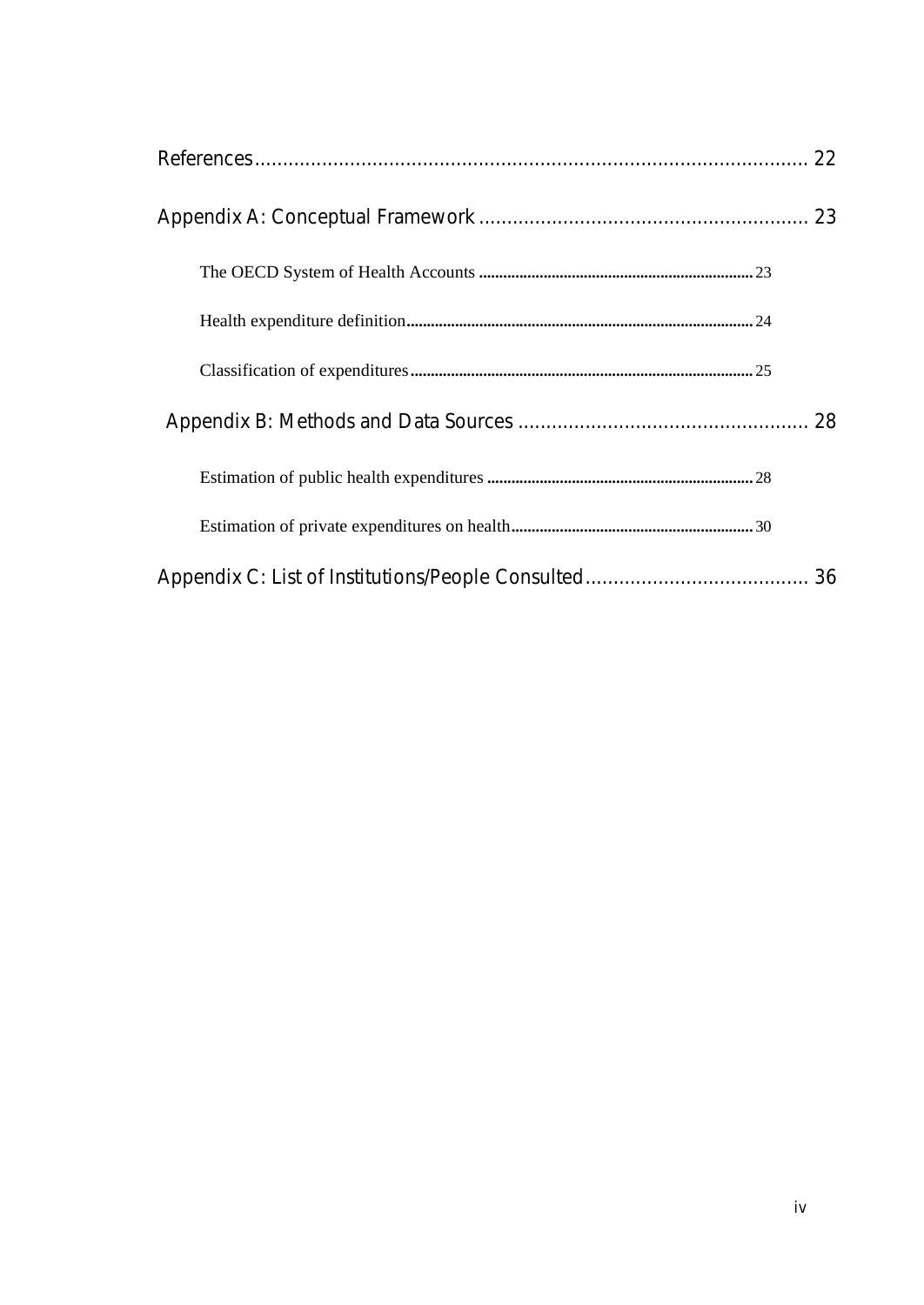References ................................................................................................ 22

Appendix A: Conceptual Framework ......................................................... 23

- The OECD System of Health Accounts ................................................................... 23
- Health expenditure definition ..................................................................................... 24
- Classification of expenditures .................................................................................... 25

Appendix B: Methods and Data Sources .................................................. 28

- Estimation of public health expenditures ................................................................. 28
- Estimation of private expenditures on health ........................................................... 30

Appendix C: List of Institutions/People Consulted ....................................... 36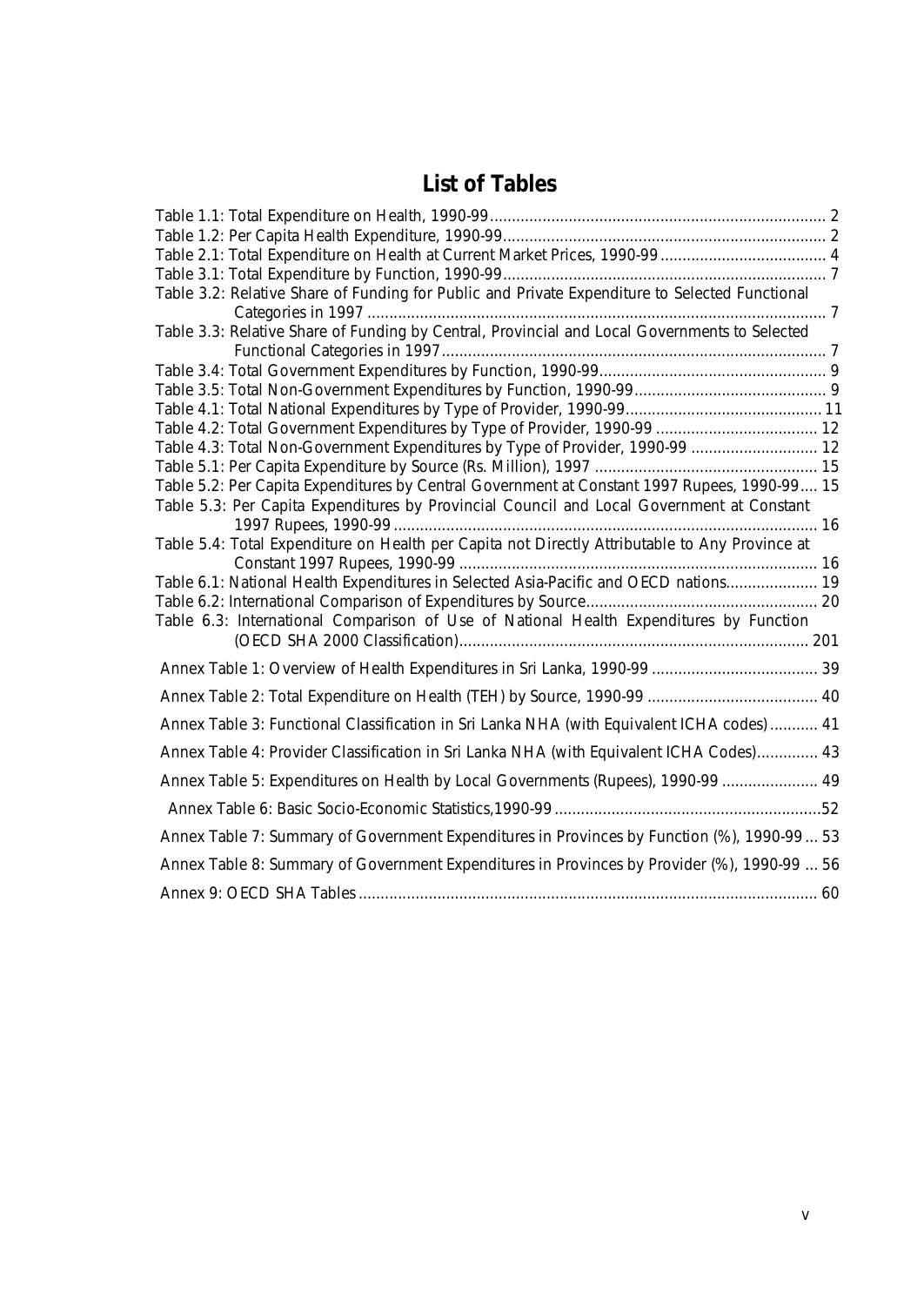# List of Tables

Table 1.1: Total Expenditure on Health, 1990-99 ............ 2
Table 1.2: Per Capita Health Expenditure, 1990-99 ............ 2
Table 2.1: Total Expenditure on Health at Current Market Prices, 1990-99 ............ 4
Table 3.1: Total Expenditure by Function, 1990-99 ............ 7
Table 3.2: Relative Share of Funding for Public and Private Expenditure to Selected Functional Categories in 1997 ............ 7
Table 3.3: Relative Share of Funding by Central, Provincial and Local Governments to Selected Functional Categories in 1997 ............ 7
Table 3.4: Total Government Expenditures by Function, 1990-99 ............ 9
Table 3.5: Total Non-Government Expenditures by Function, 1990-99 ............ 9
Table 4.1: Total National Expenditures by Type of Provider, 1990-99 ............ 11
Table 4.2: Total Government Expenditures by Type of Provider, 1990-99 ............ 12
Table 4.3: Total Non-Government Expenditures by Type of Provider, 1990-99 ............ 12
Table 5.1: Per Capita Expenditure by Source (Rs. Million), 1997 ............ 15
Table 5.2: Per Capita Expenditures by Central Government at Constant 1997 Rupees, 1990-99 ............ 15
Table 5.3: Per Capita Expenditures by Provincial Council and Local Government at Constant 1997 Rupees, 1990-99 ............ 16
Table 5.4: Total Expenditure on Health per Capita not Directly Attributable to Any Province at Constant 1997 Rupees, 1990-99 ............ 16
Table 6.1: National Health Expenditures in Selected Asia-Pacific and OECD nations ............ 19
Table 6.2: International Comparison of Expenditures by Source ............ 20
Table 6.3: International Comparison of Use of National Health Expenditures by Function (OECD SHA 2000 Classification) ............ 201

Annex Table 1: Overview of Health Expenditures in Sri Lanka, 1990-99 ............ 39
Annex Table 2: Total Expenditure on Health (TEH) by Source, 1990-99 ............ 40
Annex Table 3: Functional Classification in Sri Lanka NHA (with Equivalent ICHA codes) ............ 41
Annex Table 4: Provider Classification in Sri Lanka NHA (with Equivalent ICHA Codes) ............ 43
Annex Table 5: Expenditures on Health by Local Governments (Rupees), 1990-99 ............ 49
Annex Table 6: Basic Socio-Economic Statistics,1990-99 ............ 52
Annex Table 7: Summary of Government Expenditures in Provinces by Function (%), 1990-99 ... 53
Annex Table 8: Summary of Government Expenditures in Provinces by Provider (%), 1990-99 ... 56
Annex 9: OECD SHA Tables ............ 60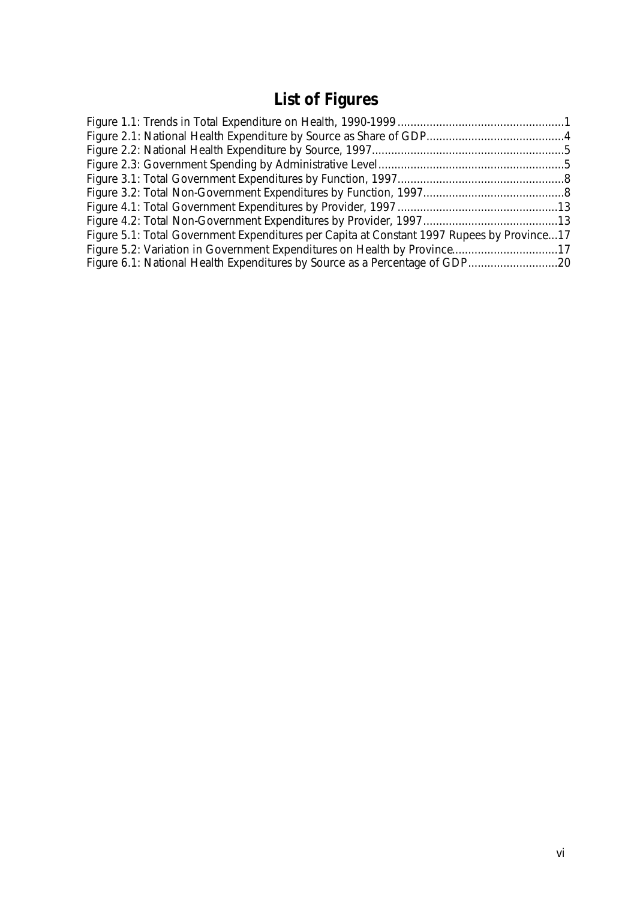# List of Figures

Figure 1.1: Trends in Total Expenditure on Health, 1990-1999....................................................1
Figure 2.1: National Health Expenditure by Source as Share of GDP...........................................4
Figure 2.2: National Health Expenditure by Source, 1997...........................................................5
Figure 2.3: Government Spending by Administrative Level..........................................................5
Figure 3.1: Total Government Expenditures by Function, 1997....................................................8
Figure 3.2: Total Non-Government Expenditures by Function, 1997............................................8
Figure 4.1: Total Government Expenditures by Provider, 1997..................................................13
Figure 4.2: Total Non-Government Expenditures by Provider, 1997..........................................13
Figure 5.1: Total Government Expenditures per Capita at Constant 1997 Rupees by Province...17
Figure 5.2: Variation in Government Expenditures on Health by Province.................................17
Figure 6.1: National Health Expenditures by Source as a Percentage of GDP............................20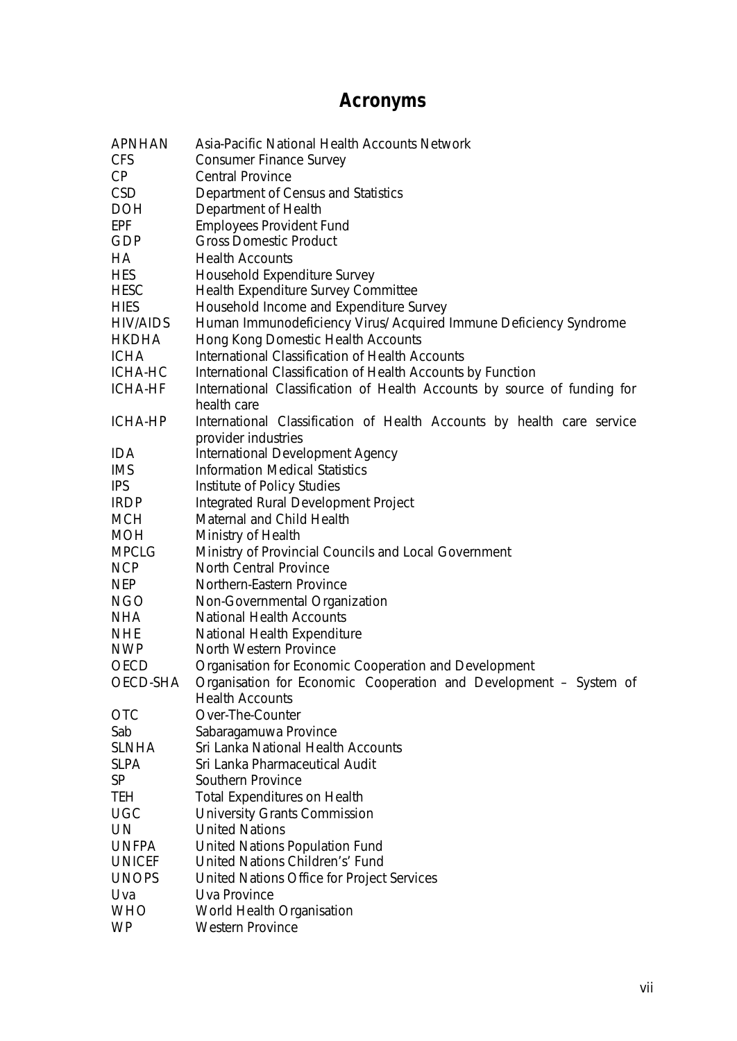# Acronyms

| | |
|---|---|
| APNHAN | Asia-Pacific National Health Accounts Network |
| CFS | Consumer Finance Survey |
| CP | Central Province |
| CSD | Department of Census and Statistics |
| DOH | Department of Health |
| EPF | Employees Provident Fund |
| GDP | Gross Domestic Product |
| HA | Health Accounts |
| HES | Household Expenditure Survey |
| HESC | Health Expenditure Survey Committee |
| HIES | Household Income and Expenditure Survey |
| HIV/AIDS | Human Immunodeficiency Virus/Acquired Immune Deficiency Syndrome |
| HKDHA | Hong Kong Domestic Health Accounts |
| ICHA | International Classification of Health Accounts |
| ICHA-HC | International Classification of Health Accounts by Function |
| ICHA-HF | International Classification of Health Accounts by source of funding for health care |
| ICHA-HP | International Classification of Health Accounts by health care service provider industries |
| IDA | International Development Agency |
| IMS | Information Medical Statistics |
| IPS | Institute of Policy Studies |
| IRDP | Integrated Rural Development Project |
| MCH | Maternal and Child Health |
| MOH | Ministry of Health |
| MPCLG | Ministry of Provincial Councils and Local Government |
| NCP | North Central Province |
| NEP | Northern-Eastern Province |
| NGO | Non-Governmental Organization |
| NHA | National Health Accounts |
| NHE | National Health Expenditure |
| NWP | North Western Province |
| OECD | Organisation for Economic Cooperation and Development |
| OECD-SHA | Organisation for Economic Cooperation and Development – System of Health Accounts |
| OTC | Over-The-Counter |
| Sab | Sabaragamuwa Province |
| SLNHA | Sri Lanka National Health Accounts |
| SLPA | Sri Lanka Pharmaceutical Audit |
| SP | Southern Province |
| TEH | Total Expenditures on Health |
| UGC | University Grants Commission |
| UN | United Nations |
| UNFPA | United Nations Population Fund |
| UNICEF | United Nations Children's' Fund |
| UNOPS | United Nations Office for Project Services |
| Uva | Uva Province |
| WHO | World Health Organisation |
| WP | Western Province |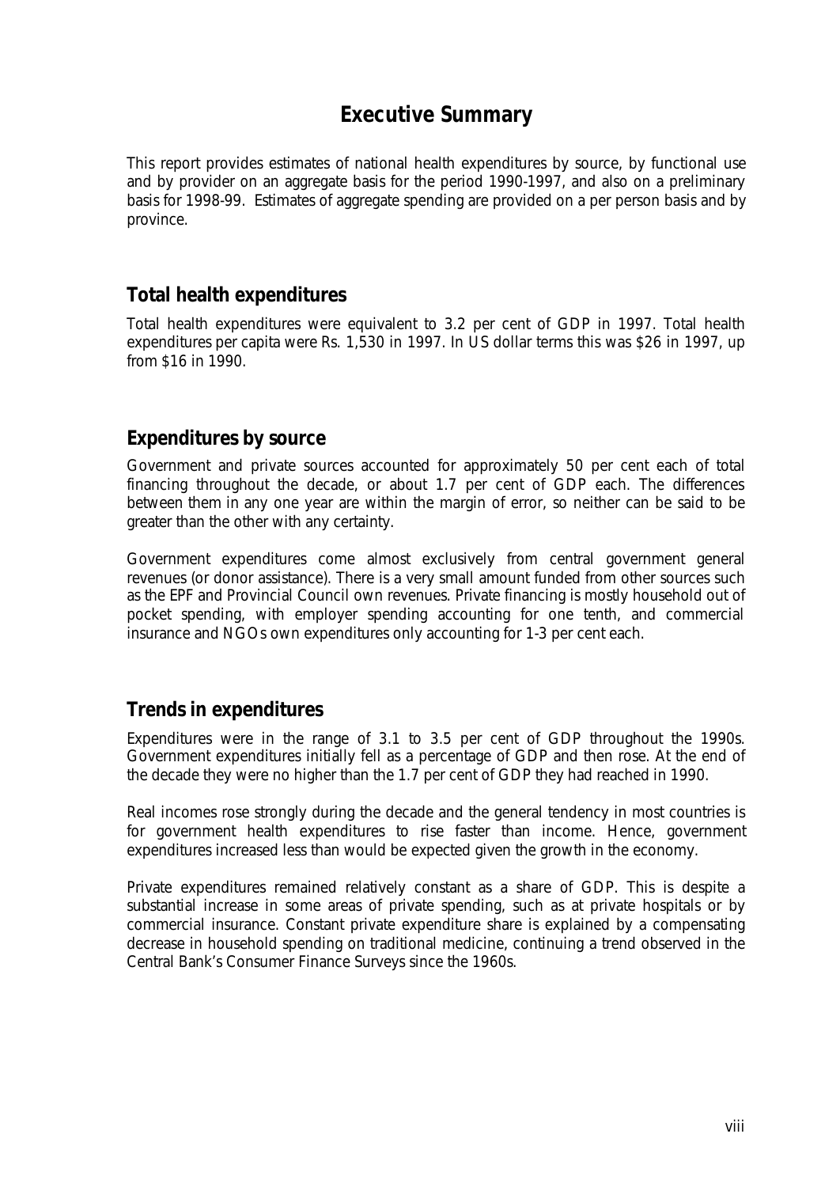# Executive Summary

This report provides estimates of national health expenditures by source, by functional use and by provider on an aggregate basis for the period 1990-1997, and also on a preliminary basis for 1998-99. Estimates of aggregate spending are provided on a per person basis and by province.

## Total health expenditures

Total health expenditures were equivalent to 3.2 per cent of GDP in 1997. Total health expenditures per capita were Rs. 1,530 in 1997. In US dollar terms this was $26 in 1997, up from $16 in 1990.

## Expenditures by source

Government and private sources accounted for approximately 50 per cent each of total financing throughout the decade, or about 1.7 per cent of GDP each. The differences between them in any one year are within the margin of error, so neither can be said to be greater than the other with any certainty.

Government expenditures come almost exclusively from central government general revenues (or donor assistance). There is a very small amount funded from other sources such as the EPF and Provincial Council own revenues. Private financing is mostly household out of pocket spending, with employer spending accounting for one tenth, and commercial insurance and NGOs own expenditures only accounting for 1-3 per cent each.

## Trends in expenditures

Expenditures were in the range of 3.1 to 3.5 per cent of GDP throughout the 1990s. Government expenditures initially fell as a percentage of GDP and then rose. At the end of the decade they were no higher than the 1.7 per cent of GDP they had reached in 1990.

Real incomes rose strongly during the decade and the general tendency in most countries is for government health expenditures to rise faster than income. Hence, government expenditures increased less than would be expected given the growth in the economy.

Private expenditures remained relatively constant as a share of GDP. This is despite a substantial increase in some areas of private spending, such as at private hospitals or by commercial insurance. Constant private expenditure share is explained by a compensating decrease in household spending on traditional medicine, continuing a trend observed in the Central Bank's Consumer Finance Surveys since the 1960s.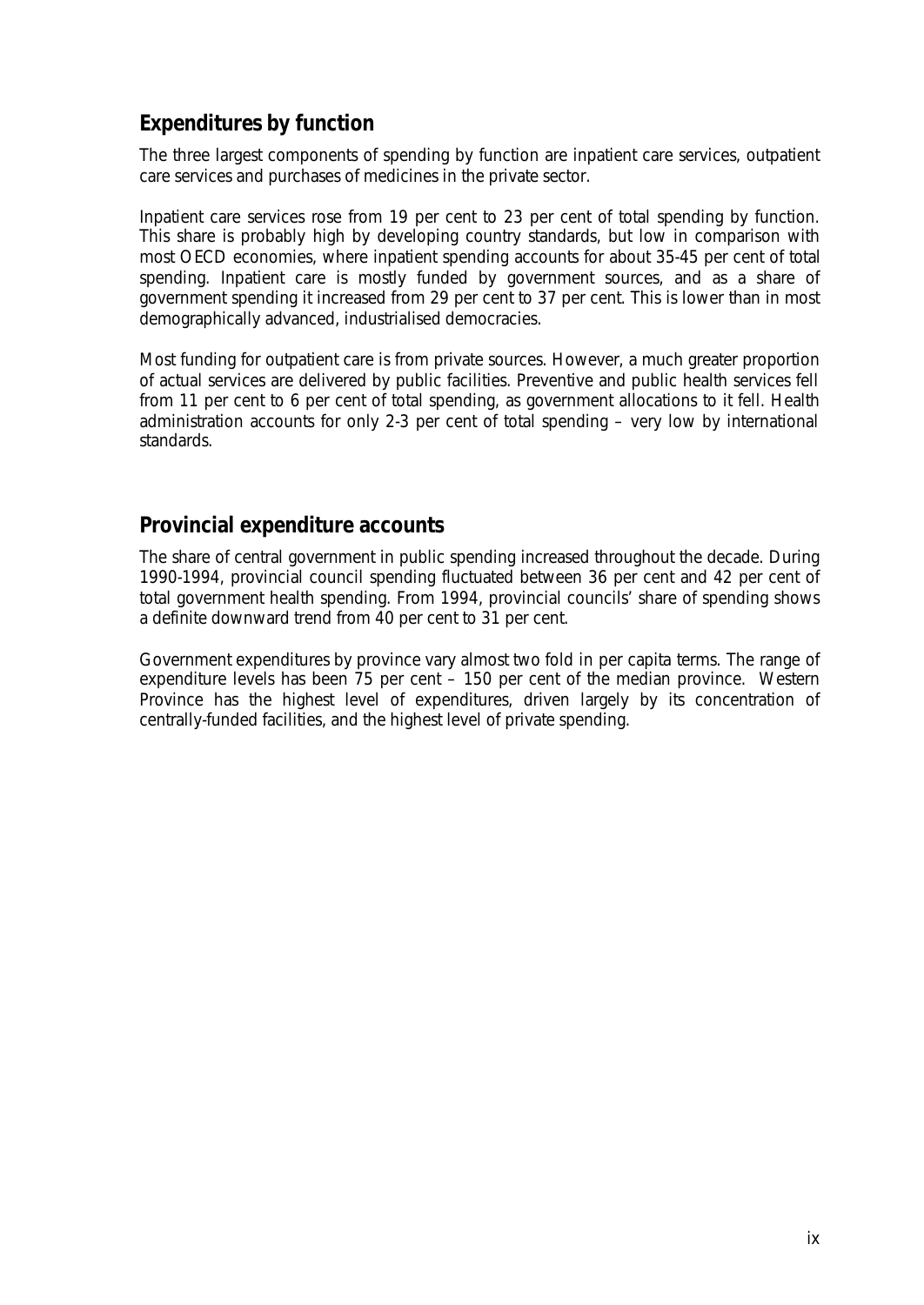## Expenditures by function

The three largest components of spending by function are inpatient care services, outpatient care services and purchases of medicines in the private sector.

Inpatient care services rose from 19 per cent to 23 per cent of total spending by function. This share is probably high by developing country standards, but low in comparison with most OECD economies, where inpatient spending accounts for about 35-45 per cent of total spending. Inpatient care is mostly funded by government sources, and as a share of government spending it increased from 29 per cent to 37 per cent. This is lower than in most demographically advanced, industrialised democracies.

Most funding for outpatient care is from private sources. However, a much greater proportion of actual services are delivered by public facilities. Preventive and public health services fell from 11 per cent to 6 per cent of total spending, as government allocations to it fell. Health administration accounts for only 2-3 per cent of total spending – very low by international standards.

## Provincial expenditure accounts

The share of central government in public spending increased throughout the decade. During 1990-1994, provincial council spending fluctuated between 36 per cent and 42 per cent of total government health spending. From 1994, provincial councils' share of spending shows a definite downward trend from 40 per cent to 31 per cent.

Government expenditures by province vary almost two fold in per capita terms. The range of expenditure levels has been 75 per cent – 150 per cent of the median province. Western Province has the highest level of expenditures, driven largely by its concentration of centrally-funded facilities, and the highest level of private spending.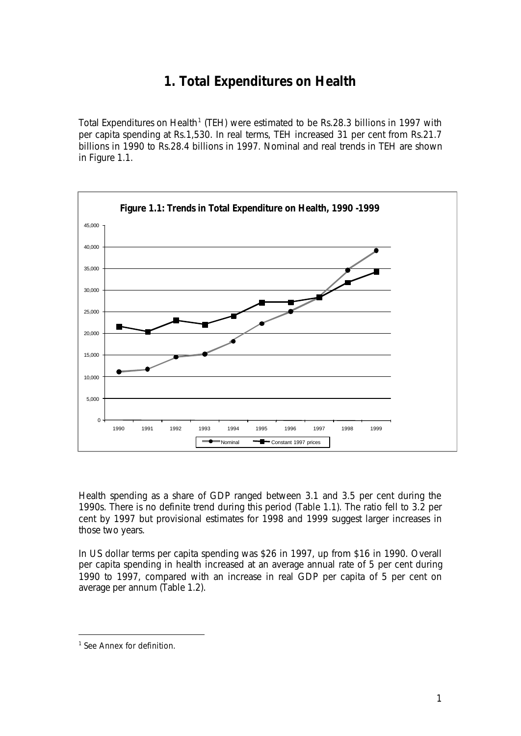# 1. Total Expenditures on Health

Total Expenditures on Health[1] (TEH) were estimated to be Rs.28.3 billions in 1997 with per capita spending at Rs.1,530. In real terms, TEH increased 31 per cent from Rs.21.7 billions in 1990 to Rs.28.4 billions in 1997. Nominal and real trends in TEH are shown in Figure 1.1.

**Figure 1.1: Trends in Total Expenditure on Health, 1990 -1999**

Health spending as a share of GDP ranged between 3.1 and 3.5 per cent during the 1990s. There is no definite trend during this period (Table 1.1). The ratio fell to 3.2 per cent by 1997 but provisional estimates for 1998 and 1999 suggest larger increases in those two years.

In US dollar terms per capita spending was $26 in 1997, up from $16 in 1990. Overall per capita spending in health increased at an average annual rate of 5 per cent during 1990 to 1997, compared with an increase in real GDP per capita of 5 per cent on average per annum (Table 1.2).

[1] See Annex for definition.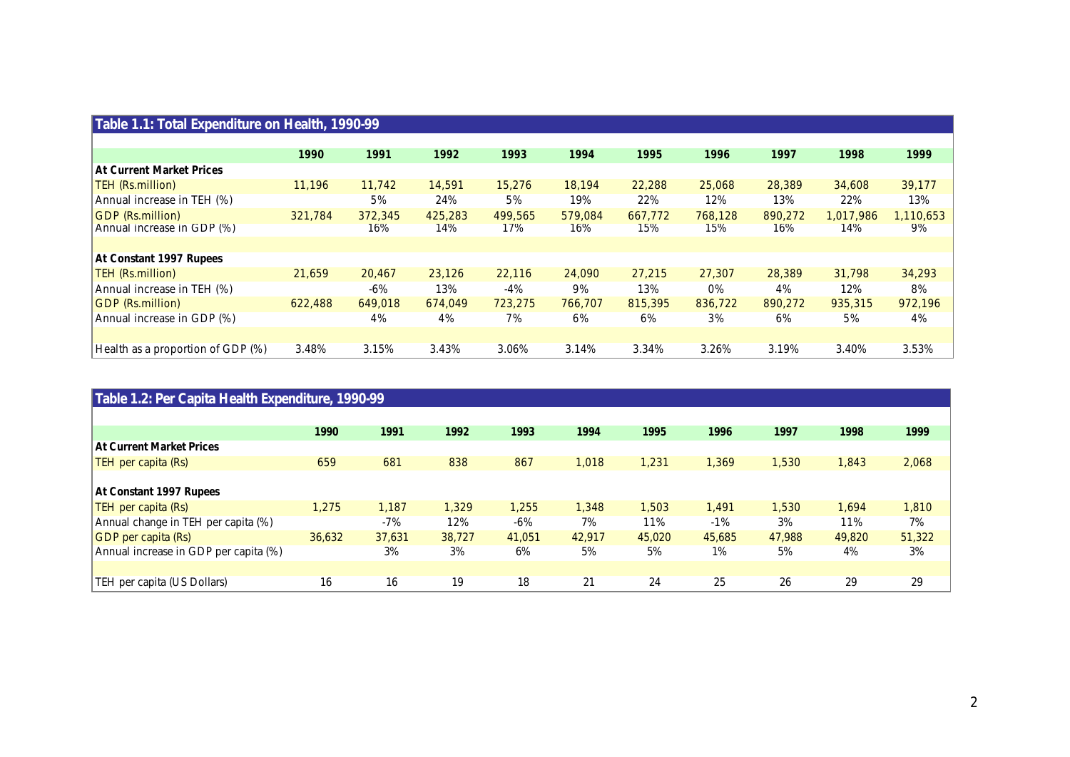**Table 1.1: Total Expenditure on Health, 1990-99**

| | 1990 | 1991 | 1992 | 1993 | 1994 | 1995 | 1996 | 1997 | 1998 | 1999 |
|---|---|---|---|---|---|---|---|---|---|---|
| **At Current Market Prices** | | | | | | | | | | |
| TEH (Rs.million) | 11,196 | 11,742 | 14,591 | 15,276 | 18,194 | 22,288 | 25,068 | 28,389 | 34,608 | 39,177 |
| Annual increase in TEH (%) | | 5% | 24% | 5% | 19% | 22% | 12% | 13% | 22% | 13% |
| GDP (Rs.million) | 321,784 | 372,345 | 425,283 | 499,565 | 579,084 | 667,772 | 768,128 | 890,272 | 1,017,986 | 1,110,653 |
| Annual increase in GDP (%) | | 16% | 14% | 17% | 16% | 15% | 15% | 16% | 14% | 9% |
| **At Constant 1997 Rupees** | | | | | | | | | | |
| TEH (Rs.million) | 21,659 | 20,467 | 23,126 | 22,116 | 24,090 | 27,215 | 27,307 | 28,389 | 31,798 | 34,293 |
| Annual increase in TEH (%) | | -6% | 13% | -4% | 9% | 13% | 0% | 4% | 12% | 8% |
| GDP (Rs.million) | 622,488 | 649,018 | 674,049 | 723,275 | 766,707 | 815,395 | 836,722 | 890,272 | 935,315 | 972,196 |
| Annual increase in GDP (%) | | 4% | 4% | 7% | 6% | 6% | 3% | 6% | 5% | 4% |
| Health as a proportion of GDP (%) | 3.48% | 3.15% | 3.43% | 3.06% | 3.14% | 3.34% | 3.26% | 3.19% | 3.40% | 3.53% |

**Table 1.2: Per Capita Health Expenditure, 1990-99**

| | 1990 | 1991 | 1992 | 1993 | 1994 | 1995 | 1996 | 1997 | 1998 | 1999 |
|---|---|---|---|---|---|---|---|---|---|---|
| **At Current Market Prices** | | | | | | | | | | |
| TEH per capita (Rs) | 659 | 681 | 838 | 867 | 1,018 | 1,231 | 1,369 | 1,530 | 1,843 | 2,068 |
| **At Constant 1997 Rupees** | | | | | | | | | | |
| TEH per capita (Rs) | 1,275 | 1,187 | 1,329 | 1,255 | 1,348 | 1,503 | 1,491 | 1,530 | 1,694 | 1,810 |
| Annual change in TEH per capita (%) | | -7% | 12% | -6% | 7% | 11% | -1% | 3% | 11% | 7% |
| GDP per capita (Rs) | 36,632 | 37,631 | 38,727 | 41,051 | 42,917 | 45,020 | 45,685 | 47,988 | 49,820 | 51,322 |
| Annual increase in GDP per capita (%) | | 3% | 3% | 6% | 5% | 5% | 1% | 5% | 4% | 3% |
| TEH per capita (US Dollars) | 16 | 16 | 19 | 18 | 21 | 24 | 25 | 26 | 29 | 29 |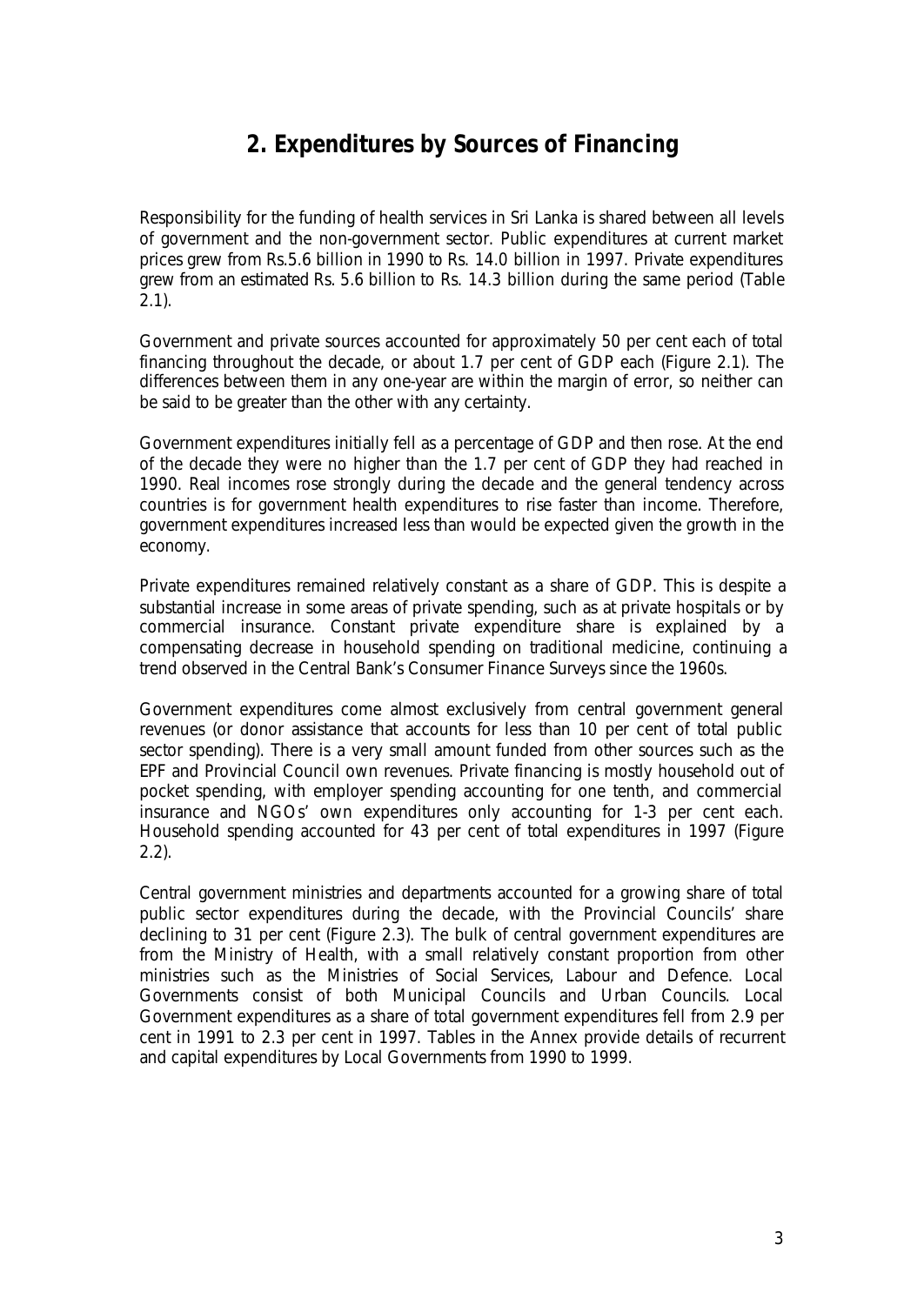## 2. Expenditures by Sources of Financing

Responsibility for the funding of health services in Sri Lanka is shared between all levels of government and the non-government sector. Public expenditures at current market prices grew from Rs.5.6 billion in 1990 to Rs. 14.0 billion in 1997. Private expenditures grew from an estimated Rs. 5.6 billion to Rs. 14.3 billion during the same period (Table 2.1).

Government and private sources accounted for approximately 50 per cent each of total financing throughout the decade, or about 1.7 per cent of GDP each (Figure 2.1). The differences between them in any one-year are within the margin of error, so neither can be said to be greater than the other with any certainty.

Government expenditures initially fell as a percentage of GDP and then rose. At the end of the decade they were no higher than the 1.7 per cent of GDP they had reached in 1990. Real incomes rose strongly during the decade and the general tendency across countries is for government health expenditures to rise faster than income. Therefore, government expenditures increased less than would be expected given the growth in the economy.

Private expenditures remained relatively constant as a share of GDP. This is despite a substantial increase in some areas of private spending, such as at private hospitals or by commercial insurance. Constant private expenditure share is explained by a compensating decrease in household spending on traditional medicine, continuing a trend observed in the Central Bank's Consumer Finance Surveys since the 1960s.

Government expenditures come almost exclusively from central government general revenues (or donor assistance that accounts for less than 10 per cent of total public sector spending). There is a very small amount funded from other sources such as the EPF and Provincial Council own revenues. Private financing is mostly household out of pocket spending, with employer spending accounting for one tenth, and commercial insurance and NGOs' own expenditures only accounting for 1-3 per cent each. Household spending accounted for 43 per cent of total expenditures in 1997 (Figure 2.2).

Central government ministries and departments accounted for a growing share of total public sector expenditures during the decade, with the Provincial Councils' share declining to 31 per cent (Figure 2.3). The bulk of central government expenditures are from the Ministry of Health, with a small relatively constant proportion from other ministries such as the Ministries of Social Services, Labour and Defence. Local Governments consist of both Municipal Councils and Urban Councils. Local Government expenditures as a share of total government expenditures fell from 2.9 per cent in 1991 to 2.3 per cent in 1997. Tables in the Annex provide details of recurrent and capital expenditures by Local Governments from 1990 to 1999.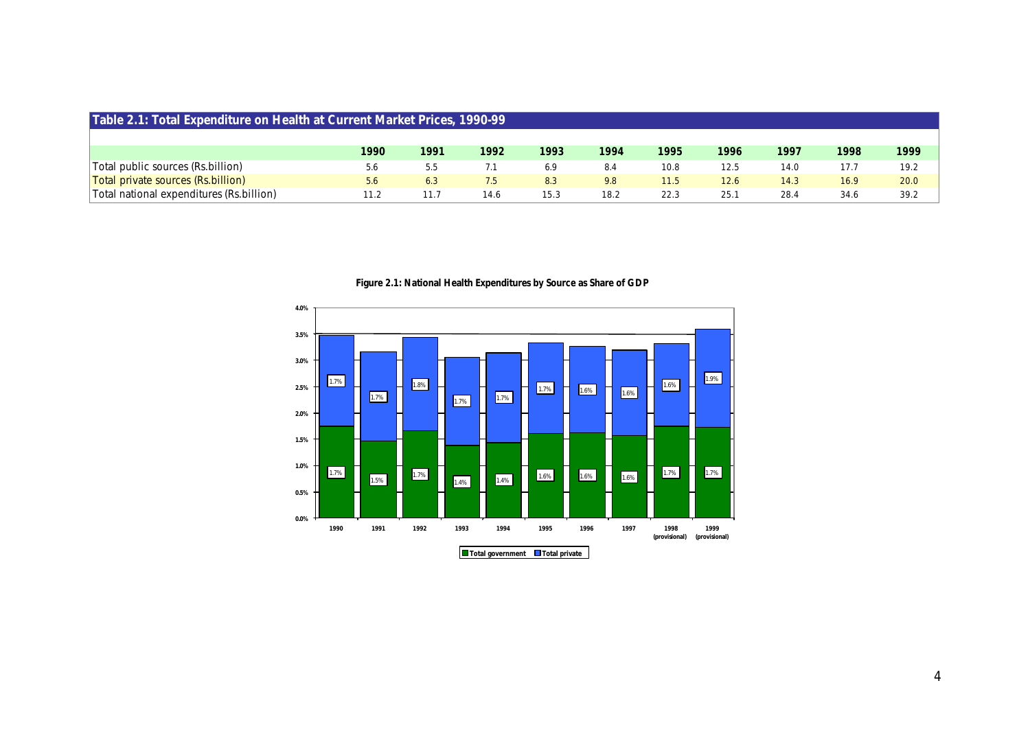**Table 2.1: Total Expenditure on Health at Current Market Prices, 1990-99**

| | 1990 | 1991 | 1992 | 1993 | 1994 | 1995 | 1996 | 1997 | 1998 | 1999 |
|---|---|---|---|---|---|---|---|---|---|---|
| Total public sources (Rs.billion) | 5.6 | 5.5 | 7.1 | 6.9 | 8.4 | 10.8 | 12.5 | 14.0 | 17.7 | 19.2 |
| Total private sources (Rs.billion) | 5.6 | 6.3 | 7.5 | 8.3 | 9.8 | 11.5 | 12.6 | 14.3 | 16.9 | 20.0 |
| Total national expenditures (Rs.billion) | 11.2 | 11.7 | 14.6 | 15.3 | 18.2 | 22.3 | 25.1 | 28.4 | 34.6 | 39.2 |

**Figure 2.1: National Health Expenditures by Source as Share of GDP**

| | 1990 | 1991 | 1992 | 1993 | 1994 | 1995 | 1996 | 1997 | 1998 (provisional) | 1999 (provisional) |
|---|---|---|---|---|---|---|---|---|---|---|
| Total government | 1.7% | 1.5% | 1.7% | 1.4% | 1.4% | 1.6% | 1.6% | 1.6% | 1.7% | 1.7% |
| Total private | 1.7% | 1.7% | 1.8% | 1.7% | 1.7% | 1.7% | 1.6% | 1.6% | 1.6% | 1.9% |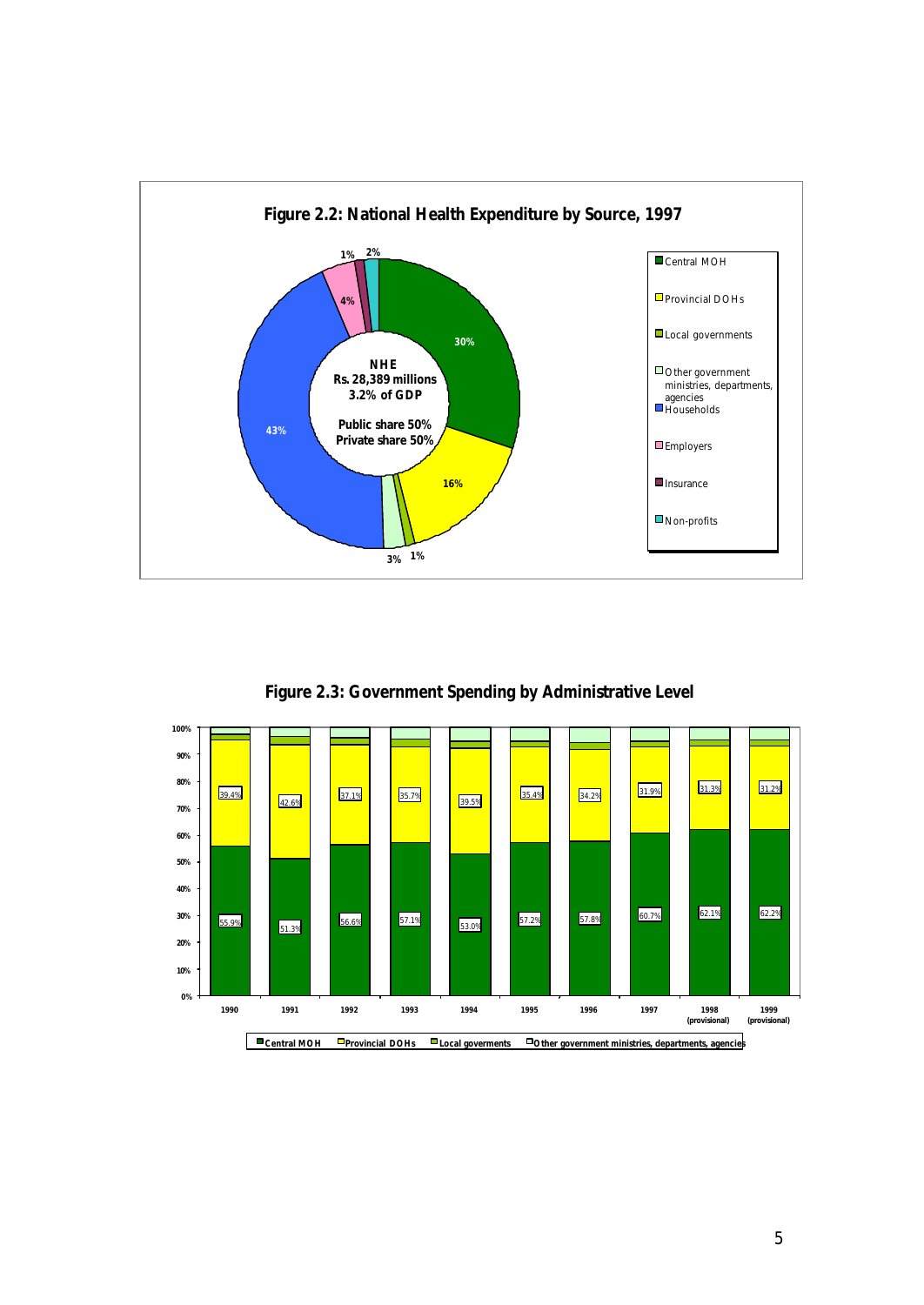**Figure 2.2: National Health Expenditure by Source, 1997**

NHE
Rs. 28,389 millions
3.2% of GDP

Public share 50%
Private share 50%

| Source | Share |
|---|---|
| Central MOH | 30% |
| Provincial DOHs | 16% |
| Local governments | 1% |
| Other government ministries, departments, agencies | 3% |
| Households | 43% |
| Employers | 4% |
| Insurance | 1% |
| Non-profits | 2% |

**Figure 2.3: Government Spending by Administrative Level**

| Year | Central MOH | Provincial DOHs |
|---|---|---|
| 1990 | 55.9% | 39.4% |
| 1991 | 51.3% | 42.6% |
| 1992 | 56.6% | 37.1% |
| 1993 | 57.1% | 35.7% |
| 1994 | 53.0% | 39.5% |
| 1995 | 57.2% | 35.4% |
| 1996 | 57.8% | 34.2% |
| 1997 | 60.7% | 31.9% |
| 1998 (provisional) | 62.1% | 31.3% |
| 1999 (provisional) | 62.2% | 31.2% |

Central MOH / Provincial DOHs / Local goverments / Other government ministries, departments, agencies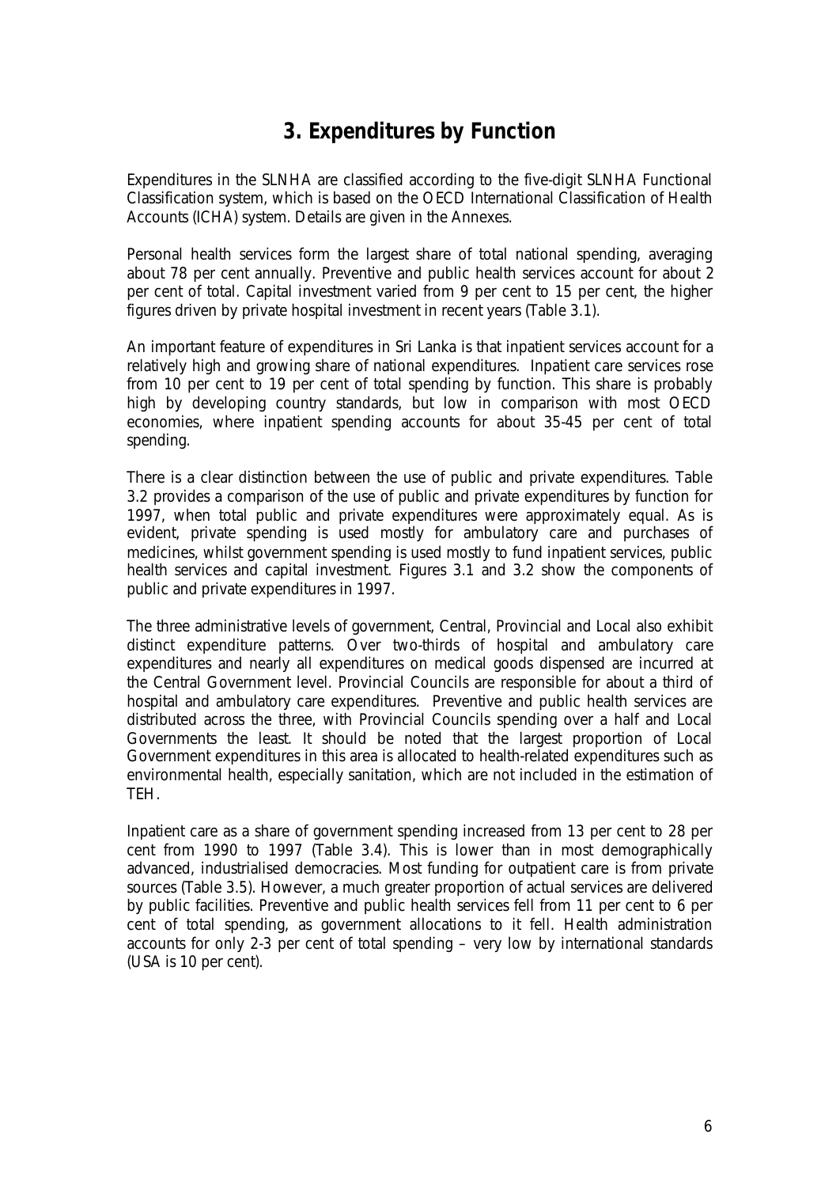# 3. Expenditures by Function

Expenditures in the SLNHA are classified according to the five-digit SLNHA Functional Classification system, which is based on the OECD International Classification of Health Accounts (ICHA) system. Details are given in the Annexes.

Personal health services form the largest share of total national spending, averaging about 78 per cent annually. Preventive and public health services account for about 2 per cent of total. Capital investment varied from 9 per cent to 15 per cent, the higher figures driven by private hospital investment in recent years (Table 3.1).

An important feature of expenditures in Sri Lanka is that inpatient services account for a relatively high and growing share of national expenditures. Inpatient care services rose from 10 per cent to 19 per cent of total spending by function. This share is probably high by developing country standards, but low in comparison with most OECD economies, where inpatient spending accounts for about 35-45 per cent of total spending.

There is a clear distinction between the use of public and private expenditures. Table 3.2 provides a comparison of the use of public and private expenditures by function for 1997, when total public and private expenditures were approximately equal. As is evident, private spending is used mostly for ambulatory care and purchases of medicines, whilst government spending is used mostly to fund inpatient services, public health services and capital investment. Figures 3.1 and 3.2 show the components of public and private expenditures in 1997.

The three administrative levels of government, Central, Provincial and Local also exhibit distinct expenditure patterns. Over two-thirds of hospital and ambulatory care expenditures and nearly all expenditures on medical goods dispensed are incurred at the Central Government level. Provincial Councils are responsible for about a third of hospital and ambulatory care expenditures. Preventive and public health services are distributed across the three, with Provincial Councils spending over a half and Local Governments the least. It should be noted that the largest proportion of Local Government expenditures in this area is allocated to health-related expenditures such as environmental health, especially sanitation, which are not included in the estimation of TEH.

Inpatient care as a share of government spending increased from 13 per cent to 28 per cent from 1990 to 1997 (Table 3.4). This is lower than in most demographically advanced, industrialised democracies. Most funding for outpatient care is from private sources (Table 3.5). However, a much greater proportion of actual services are delivered by public facilities. Preventive and public health services fell from 11 per cent to 6 per cent of total spending, as government allocations to it fell. Health administration accounts for only 2-3 per cent of total spending – very low by international standards (USA is 10 per cent).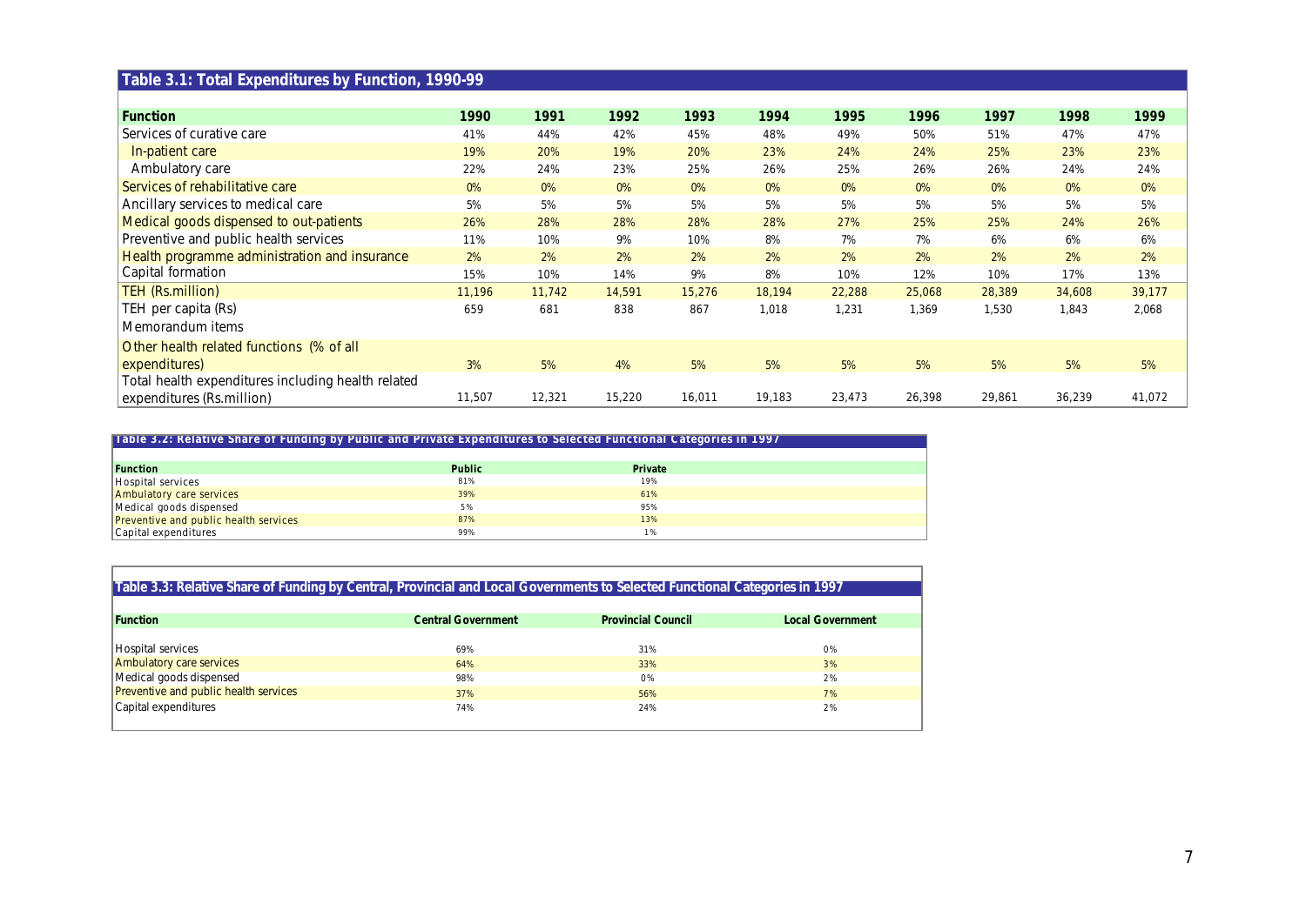**Table 3.1: Total Expenditures by Function, 1990-99**

| Function | 1990 | 1991 | 1992 | 1993 | 1994 | 1995 | 1996 | 1997 | 1998 | 1999 |
|---|---|---|---|---|---|---|---|---|---|---|
| Services of curative care | 41% | 44% | 42% | 45% | 48% | 49% | 50% | 51% | 47% | 47% |
| In-patient care | 19% | 20% | 19% | 20% | 23% | 24% | 24% | 25% | 23% | 23% |
| Ambulatory care | 22% | 24% | 23% | 25% | 26% | 25% | 26% | 26% | 24% | 24% |
| Services of rehabilitative care | 0% | 0% | 0% | 0% | 0% | 0% | 0% | 0% | 0% | 0% |
| Ancillary services to medical care | 5% | 5% | 5% | 5% | 5% | 5% | 5% | 5% | 5% | 5% |
| Medical goods dispensed to out-patients | 26% | 28% | 28% | 28% | 28% | 27% | 25% | 25% | 24% | 26% |
| Preventive and public health services | 11% | 10% | 9% | 10% | 8% | 7% | 7% | 6% | 6% | 6% |
| Health programme administration and insurance | 2% | 2% | 2% | 2% | 2% | 2% | 2% | 2% | 2% | 2% |
| Capital formation | 15% | 10% | 14% | 9% | 8% | 10% | 12% | 10% | 17% | 13% |
| TEH (Rs.million) | 11,196 | 11,742 | 14,591 | 15,276 | 18,194 | 22,288 | 25,068 | 28,389 | 34,608 | 39,177 |
| TEH per capita (Rs) | 659 | 681 | 838 | 867 | 1,018 | 1,231 | 1,369 | 1,530 | 1,843 | 2,068 |
| Memorandum items | | | | | | | | | | |
| Other health related functions (% of all expenditures) | 3% | 5% | 4% | 5% | 5% | 5% | 5% | 5% | 5% | 5% |
| Total health expenditures including health related expenditures (Rs.million) | 11,507 | 12,321 | 15,220 | 16,011 | 19,183 | 23,473 | 26,398 | 29,861 | 36,239 | 41,072 |

**Table 3.2: Relative Share of Funding by Public and Private Expenditures to Selected Functional Categories in 1997**

| Function | Public | Private |
|---|---|---|
| Hospital services | 81% | 19% |
| Ambulatory care services | 39% | 61% |
| Medical goods dispensed | 5% | 95% |
| Preventive and public health services | 87% | 13% |
| Capital expenditures | 99% | 1% |

**Table 3.3: Relative Share of Funding by Central, Provincial and Local Governments to Selected Functional Categories in 1997**

| Function | Central Government | Provincial Council | Local Government |
|---|---|---|---|
| Hospital services | 69% | 31% | 0% |
| Ambulatory care services | 64% | 33% | 3% |
| Medical goods dispensed | 98% | 0% | 2% |
| Preventive and public health services | 37% | 56% | 7% |
| Capital expenditures | 74% | 24% | 2% |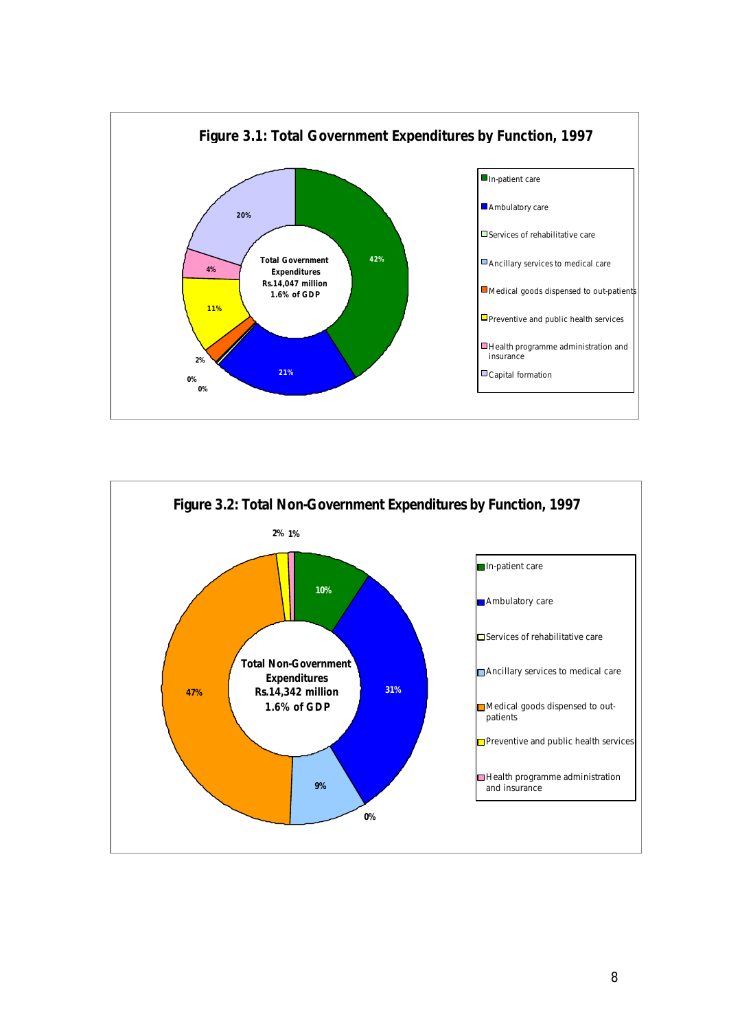**Figure 3.1: Total Government Expenditures by Function, 1997**

Total Government Expenditures Rs.14,047 million 1.6% of GDP

- In-patient care: 42%
- Ambulatory care: 21%
- Services of rehabilitative care: 0%
- Ancillary services to medical care: 0%
- Medical goods dispensed to out-patients: 2%
- Preventive and public health services: 11%
- Health programme administration and insurance: 4%
- Capital formation: 20%

**Figure 3.2: Total Non-Government Expenditures by Function, 1997**

Total Non-Government Expenditures Rs.14,342 million 1.6% of GDP

- In-patient care: 10%
- Ambulatory care: 31%
- Services of rehabilitative care: 0%
- Ancillary services to medical care: 9%
- Medical goods dispensed to out-patients: 47%
- Preventive and public health services: 2%
- Health programme administration and insurance: 1%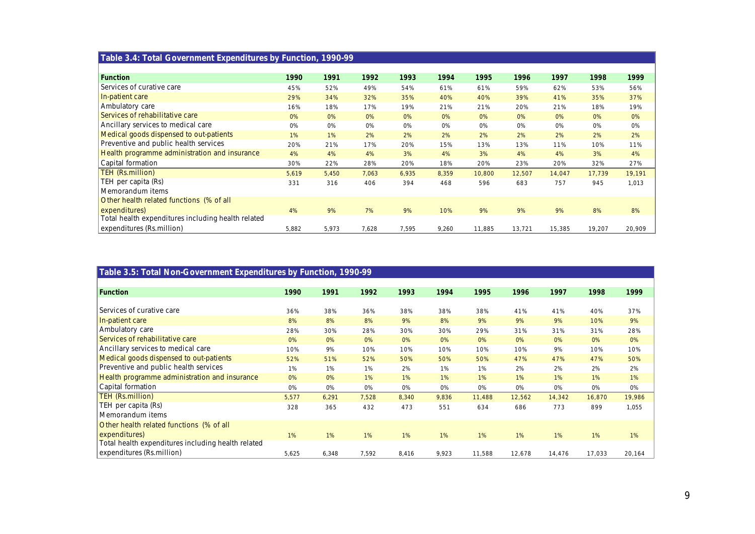**Table 3.4: Total Government Expenditures by Function, 1990-99**

| Function | 1990 | 1991 | 1992 | 1993 | 1994 | 1995 | 1996 | 1997 | 1998 | 1999 |
|---|---|---|---|---|---|---|---|---|---|---|
| Services of curative care | 45% | 52% | 49% | 54% | 61% | 61% | 59% | 62% | 53% | 56% |
| In-patient care | 29% | 34% | 32% | 35% | 40% | 40% | 39% | 41% | 35% | 37% |
| Ambulatory care | 16% | 18% | 17% | 19% | 21% | 21% | 20% | 21% | 18% | 19% |
| Services of rehabilitative care | 0% | 0% | 0% | 0% | 0% | 0% | 0% | 0% | 0% | 0% |
| Ancillary services to medical care | 0% | 0% | 0% | 0% | 0% | 0% | 0% | 0% | 0% | 0% |
| Medical goods dispensed to out-patients | 1% | 1% | 2% | 2% | 2% | 2% | 2% | 2% | 2% | 2% |
| Preventive and public health services | 20% | 21% | 17% | 20% | 15% | 13% | 13% | 11% | 10% | 11% |
| Health programme administration and insurance | 4% | 4% | 4% | 3% | 4% | 3% | 4% | 4% | 3% | 4% |
| Capital formation | 30% | 22% | 28% | 20% | 18% | 20% | 23% | 20% | 32% | 27% |
| TEH (Rs.million) | 5,619 | 5,450 | 7,063 | 6,935 | 8,359 | 10,800 | 12,507 | 14,047 | 17,739 | 19,191 |
| TEH per capita (Rs) | 331 | 316 | 406 | 394 | 468 | 596 | 683 | 757 | 945 | 1,013 |
| Memorandum items | | | | | | | | | | |
| Other health related functions (% of all expenditures) | 4% | 9% | 7% | 9% | 10% | 9% | 9% | 9% | 8% | 8% |
| Total health expenditures including health related expenditures (Rs.million) | 5,882 | 5,973 | 7,628 | 7,595 | 9,260 | 11,885 | 13,721 | 15,385 | 19,207 | 20,909 |

**Table 3.5: Total Non-Government Expenditures by Function, 1990-99**

| Function | 1990 | 1991 | 1992 | 1993 | 1994 | 1995 | 1996 | 1997 | 1998 | 1999 |
|---|---|---|---|---|---|---|---|---|---|---|
| Services of curative care | 36% | 38% | 36% | 38% | 38% | 38% | 41% | 41% | 40% | 37% |
| In-patient care | 8% | 8% | 8% | 9% | 8% | 9% | 9% | 9% | 10% | 9% |
| Ambulatory care | 28% | 30% | 28% | 30% | 30% | 29% | 31% | 31% | 31% | 28% |
| Services of rehabilitative care | 0% | 0% | 0% | 0% | 0% | 0% | 0% | 0% | 0% | 0% |
| Ancillary services to medical care | 10% | 9% | 10% | 10% | 10% | 10% | 10% | 9% | 10% | 10% |
| Medical goods dispensed to out-patients | 52% | 51% | 52% | 50% | 50% | 50% | 47% | 47% | 47% | 50% |
| Preventive and public health services | 1% | 1% | 1% | 2% | 1% | 1% | 2% | 2% | 2% | 2% |
| Health programme administration and insurance | 0% | 0% | 1% | 1% | 1% | 1% | 1% | 1% | 1% | 1% |
| Capital formation | 0% | 0% | 0% | 0% | 0% | 0% | 0% | 0% | 0% | 0% |
| TEH (Rs.million) | 5,577 | 6,291 | 7,528 | 8,340 | 9,836 | 11,488 | 12,562 | 14,342 | 16,870 | 19,986 |
| TEH per capita (Rs) | 328 | 365 | 432 | 473 | 551 | 634 | 686 | 773 | 899 | 1,055 |
| Memorandum items | | | | | | | | | | |
| Other health related functions (% of all expenditures) | 1% | 1% | 1% | 1% | 1% | 1% | 1% | 1% | 1% | 1% |
| Total health expenditures including health related expenditures (Rs.million) | 5,625 | 6,348 | 7,592 | 8,416 | 9,923 | 11,588 | 12,678 | 14,476 | 17,033 | 20,164 |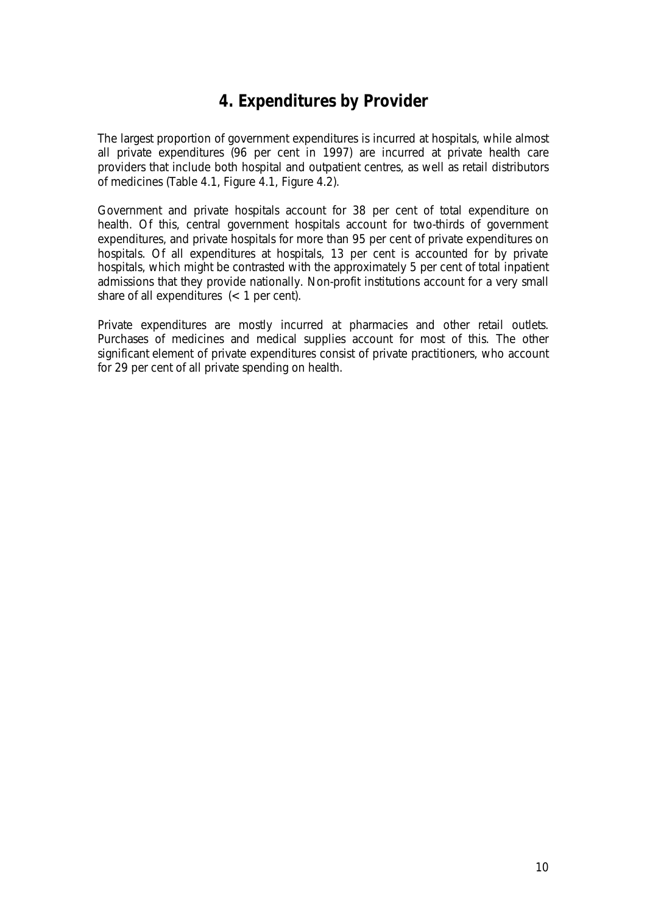# 4. Expenditures by Provider

The largest proportion of government expenditures is incurred at hospitals, while almost all private expenditures (96 per cent in 1997) are incurred at private health care providers that include both hospital and outpatient centres, as well as retail distributors of medicines (Table 4.1, Figure 4.1, Figure 4.2).

Government and private hospitals account for 38 per cent of total expenditure on health. Of this, central government hospitals account for two-thirds of government expenditures, and private hospitals for more than 95 per cent of private expenditures on hospitals. Of all expenditures at hospitals, 13 per cent is accounted for by private hospitals, which might be contrasted with the approximately 5 per cent of total inpatient admissions that they provide nationally. Non-profit institutions account for a very small share of all expenditures (< 1 per cent).

Private expenditures are mostly incurred at pharmacies and other retail outlets. Purchases of medicines and medical supplies account for most of this. The other significant element of private expenditures consist of private practitioners, who account for 29 per cent of all private spending on health.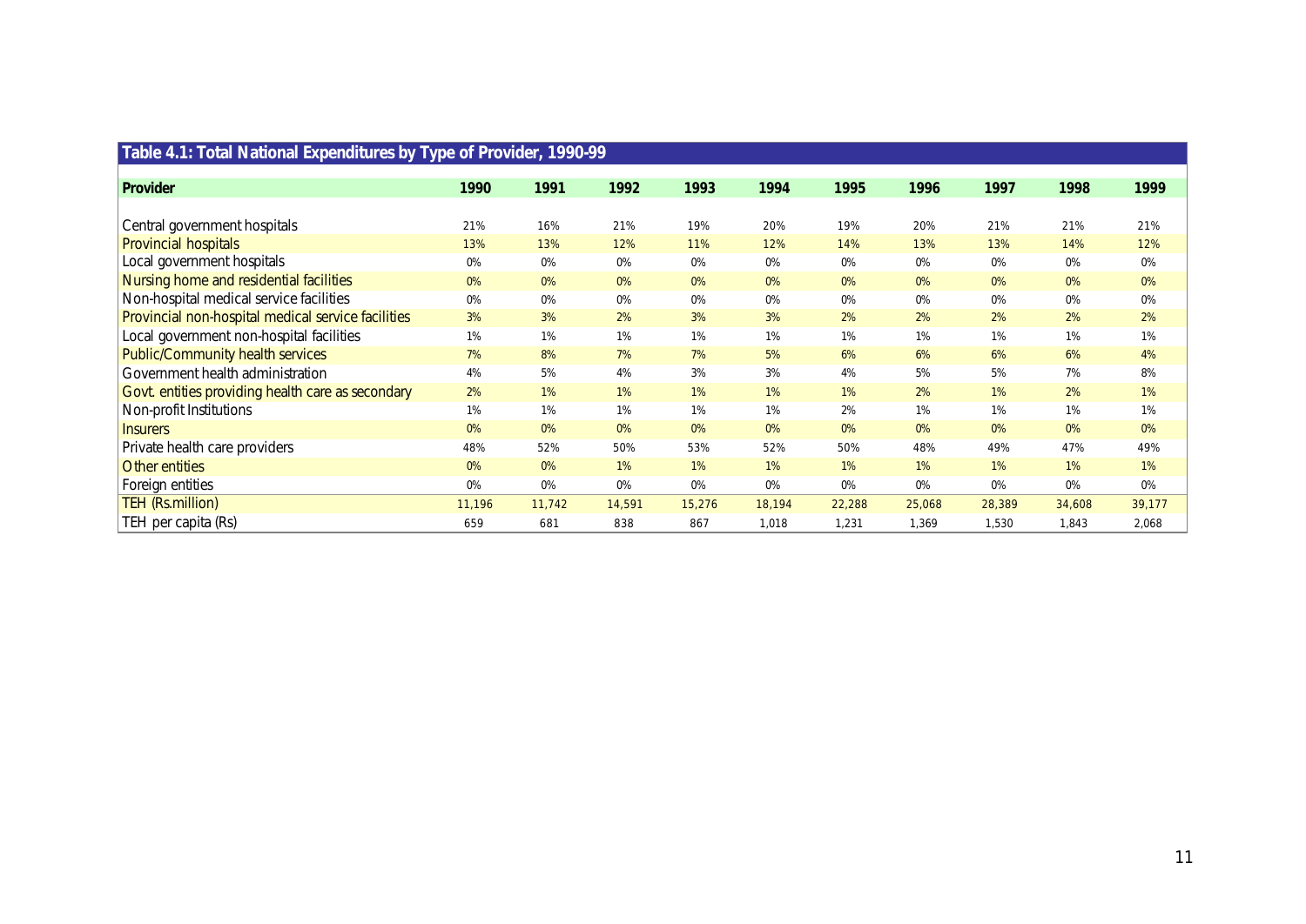**Table 4.1: Total National Expenditures by Type of Provider, 1990-99**

| Provider | 1990 | 1991 | 1992 | 1993 | 1994 | 1995 | 1996 | 1997 | 1998 | 1999 |
|---|---|---|---|---|---|---|---|---|---|---|
| Central government hospitals | 21% | 16% | 21% | 19% | 20% | 19% | 20% | 21% | 21% | 21% |
| Provincial hospitals | 13% | 13% | 12% | 11% | 12% | 14% | 13% | 13% | 14% | 12% |
| Local government hospitals | 0% | 0% | 0% | 0% | 0% | 0% | 0% | 0% | 0% | 0% |
| Nursing home and residential facilities | 0% | 0% | 0% | 0% | 0% | 0% | 0% | 0% | 0% | 0% |
| Non-hospital medical service facilities | 0% | 0% | 0% | 0% | 0% | 0% | 0% | 0% | 0% | 0% |
| Provincial non-hospital medical service facilities | 3% | 3% | 2% | 3% | 3% | 2% | 2% | 2% | 2% | 2% |
| Local government non-hospital facilities | 1% | 1% | 1% | 1% | 1% | 1% | 1% | 1% | 1% | 1% |
| Public/Community health services | 7% | 8% | 7% | 7% | 5% | 6% | 6% | 6% | 6% | 4% |
| Government health administration | 4% | 5% | 4% | 3% | 3% | 4% | 5% | 5% | 7% | 8% |
| Govt. entities providing health care as secondary | 2% | 1% | 1% | 1% | 1% | 1% | 2% | 1% | 2% | 1% |
| Non-profit Institutions | 1% | 1% | 1% | 1% | 1% | 2% | 1% | 1% | 1% | 1% |
| Insurers | 0% | 0% | 0% | 0% | 0% | 0% | 0% | 0% | 0% | 0% |
| Private health care providers | 48% | 52% | 50% | 53% | 52% | 50% | 48% | 49% | 47% | 49% |
| Other entities | 0% | 0% | 1% | 1% | 1% | 1% | 1% | 1% | 1% | 1% |
| Foreign entities | 0% | 0% | 0% | 0% | 0% | 0% | 0% | 0% | 0% | 0% |
| TEH (Rs.million) | 11,196 | 11,742 | 14,591 | 15,276 | 18,194 | 22,288 | 25,068 | 28,389 | 34,608 | 39,177 |
| TEH per capita (Rs) | 659 | 681 | 838 | 867 | 1,018 | 1,231 | 1,369 | 1,530 | 1,843 | 2,068 |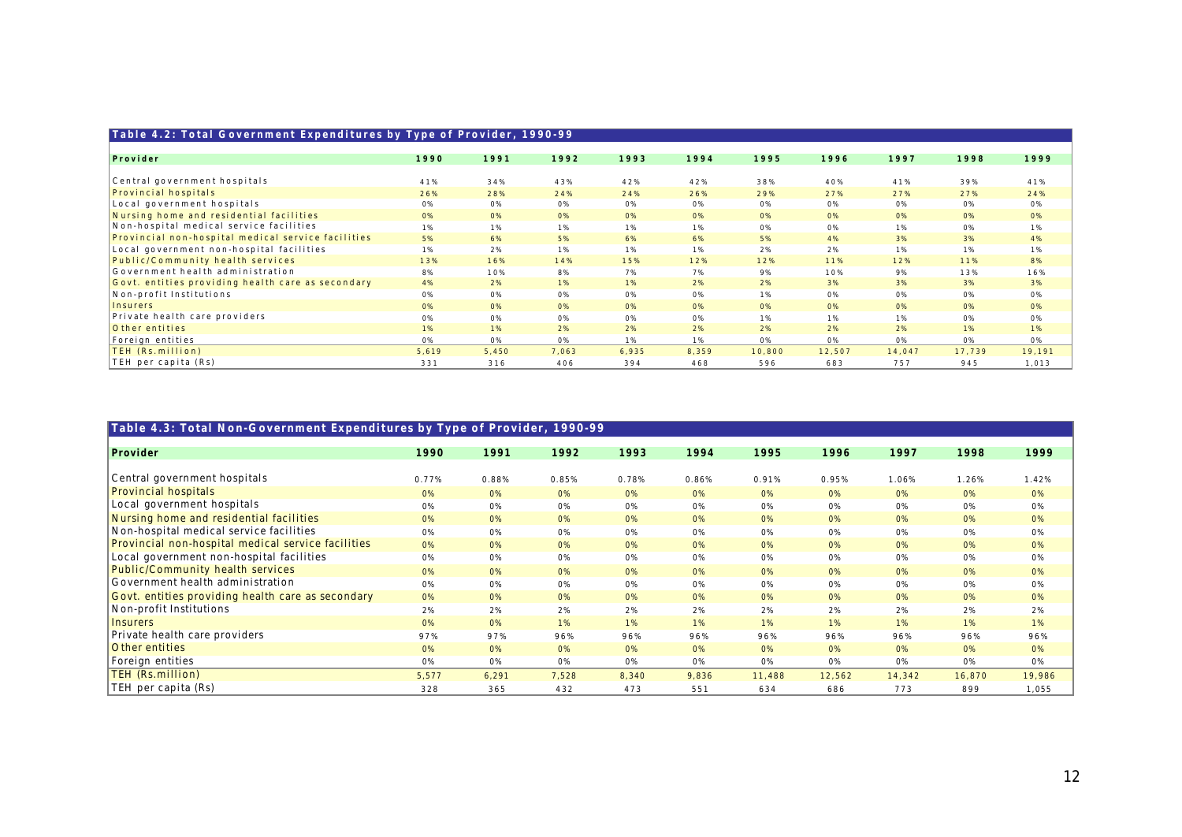**Table 4.2: Total Government Expenditures by Type of Provider, 1990-99**

| Provider | 1990 | 1991 | 1992 | 1993 | 1994 | 1995 | 1996 | 1997 | 1998 | 1999 |
|---|---|---|---|---|---|---|---|---|---|---|
| Central government hospitals | 41% | 34% | 43% | 42% | 42% | 38% | 40% | 41% | 39% | 41% |
| Provincial hospitals | 26% | 28% | 24% | 24% | 26% | 29% | 27% | 27% | 27% | 24% |
| Local government hospitals | 0% | 0% | 0% | 0% | 0% | 0% | 0% | 0% | 0% | 0% |
| Nursing home and residential facilities | 0% | 0% | 0% | 0% | 0% | 0% | 0% | 0% | 0% | 0% |
| Non-hospital medical service facilities | 1% | 1% | 1% | 1% | 1% | 0% | 0% | 1% | 0% | 1% |
| Provincial non-hospital medical service facilities | 5% | 6% | 5% | 6% | 6% | 5% | 4% | 3% | 3% | 4% |
| Local government non-hospital facilities | 1% | 2% | 1% | 1% | 1% | 2% | 2% | 1% | 1% | 1% |
| Public/Community health services | 13% | 16% | 14% | 15% | 12% | 12% | 11% | 12% | 11% | 8% |
| Government health administration | 8% | 10% | 8% | 7% | 7% | 9% | 10% | 9% | 13% | 16% |
| Govt. entities providing health care as secondary | 4% | 2% | 1% | 1% | 2% | 2% | 3% | 3% | 3% | 3% |
| Non-profit Institutions | 0% | 0% | 0% | 0% | 0% | 1% | 0% | 0% | 0% | 0% |
| Insurers | 0% | 0% | 0% | 0% | 0% | 0% | 0% | 0% | 0% | 0% |
| Private health care providers | 0% | 0% | 0% | 0% | 0% | 1% | 1% | 1% | 0% | 0% |
| Other entities | 1% | 1% | 2% | 2% | 2% | 2% | 2% | 2% | 1% | 1% |
| Foreign entities | 0% | 0% | 0% | 1% | 1% | 0% | 0% | 0% | 0% | 0% |
| TEH (Rs.million) | 5,619 | 5,450 | 7,063 | 6,935 | 8,359 | 10,800 | 12,507 | 14,047 | 17,739 | 19,191 |
| TEH per capita (Rs) | 331 | 316 | 406 | 394 | 468 | 596 | 683 | 757 | 945 | 1,013 |

**Table 4.3: Total Non-Government Expenditures by Type of Provider, 1990-99**

| Provider | 1990 | 1991 | 1992 | 1993 | 1994 | 1995 | 1996 | 1997 | 1998 | 1999 |
|---|---|---|---|---|---|---|---|---|---|---|
| Central government hospitals | 0.77% | 0.88% | 0.85% | 0.78% | 0.86% | 0.91% | 0.95% | 1.06% | 1.26% | 1.42% |
| Provincial hospitals | 0% | 0% | 0% | 0% | 0% | 0% | 0% | 0% | 0% | 0% |
| Local government hospitals | 0% | 0% | 0% | 0% | 0% | 0% | 0% | 0% | 0% | 0% |
| Nursing home and residential facilities | 0% | 0% | 0% | 0% | 0% | 0% | 0% | 0% | 0% | 0% |
| Non-hospital medical service facilities | 0% | 0% | 0% | 0% | 0% | 0% | 0% | 0% | 0% | 0% |
| Provincial non-hospital medical service facilities | 0% | 0% | 0% | 0% | 0% | 0% | 0% | 0% | 0% | 0% |
| Local government non-hospital facilities | 0% | 0% | 0% | 0% | 0% | 0% | 0% | 0% | 0% | 0% |
| Public/Community health services | 0% | 0% | 0% | 0% | 0% | 0% | 0% | 0% | 0% | 0% |
| Government health administration | 0% | 0% | 0% | 0% | 0% | 0% | 0% | 0% | 0% | 0% |
| Govt. entities providing health care as secondary | 0% | 0% | 0% | 0% | 0% | 0% | 0% | 0% | 0% | 0% |
| Non-profit Institutions | 2% | 2% | 2% | 2% | 2% | 2% | 2% | 2% | 2% | 2% |
| Insurers | 0% | 0% | 1% | 1% | 1% | 1% | 1% | 1% | 1% | 1% |
| Private health care providers | 97% | 97% | 96% | 96% | 96% | 96% | 96% | 96% | 96% | 96% |
| Other entities | 0% | 0% | 0% | 0% | 0% | 0% | 0% | 0% | 0% | 0% |
| Foreign entities | 0% | 0% | 0% | 0% | 0% | 0% | 0% | 0% | 0% | 0% |
| TEH (Rs.million) | 5,577 | 6,291 | 7,528 | 8,340 | 9,836 | 11,488 | 12,562 | 14,342 | 16,870 | 19,986 |
| TEH per capita (Rs) | 328 | 365 | 432 | 473 | 551 | 634 | 686 | 773 | 899 | 1,055 |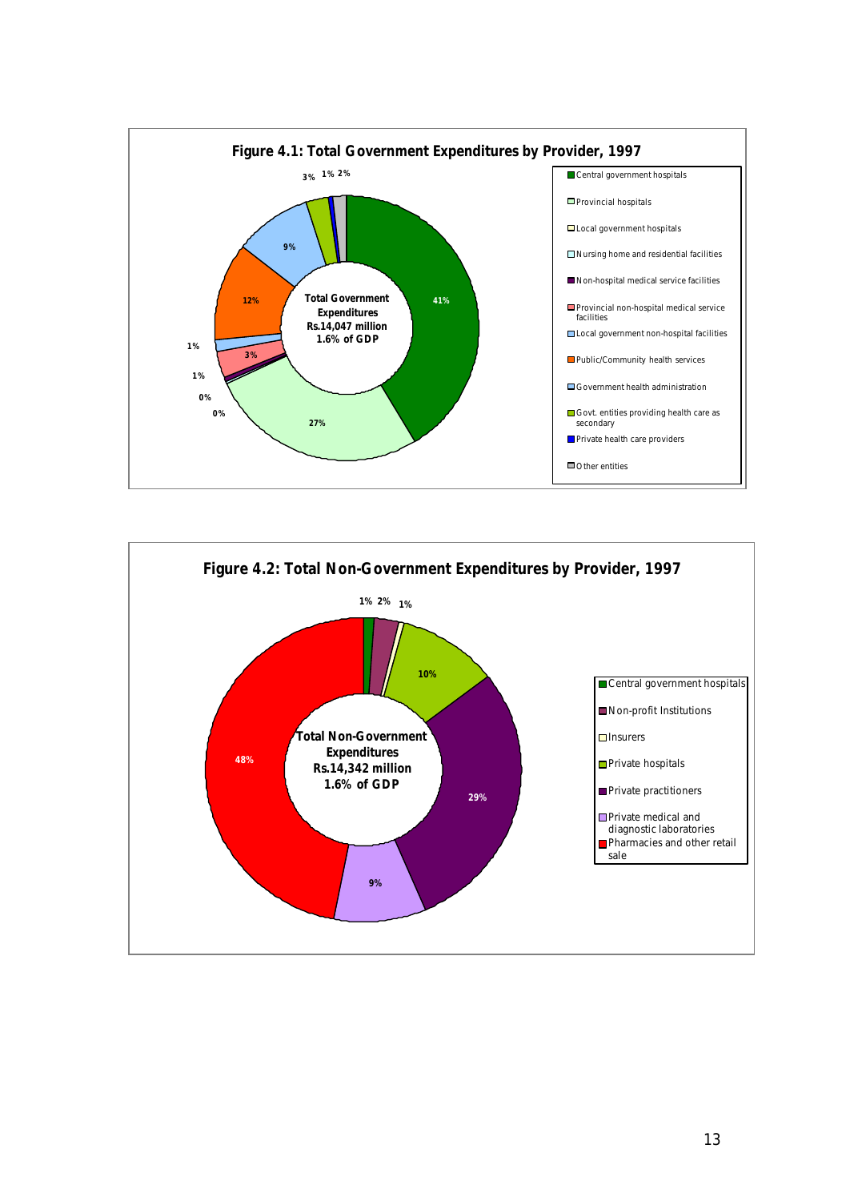**Figure 4.1: Total Government Expenditures by Provider, 1997**

Total Government Expenditures Rs.14,047 million 1.6% of GDP

| Provider | Share |
|---|---|
| Central government hospitals | 41% |
| Provincial hospitals | 27% |
| Local government hospitals | 0% |
| Nursing home and residential facilities | 0% |
| Non-hospital medical service facilities | 1% |
| Provincial non-hospital medical service facilities | 3% |
| Local government non-hospital facilities | 1% |
| Public/Community health services | 12% |
| Government health administration | 9% |
| Govt. entities providing health care as secondary | 3% |
| Private health care providers | 1% |
| Other entities | 2% |

**Figure 4.2: Total Non-Government Expenditures by Provider, 1997**

Total Non-Government Expenditures Rs.14,342 million 1.6% of GDP

| Provider | Share |
|---|---|
| Central government hospitals | 1% |
| Non-profit Institutions | 2% |
| Insurers | 1% |
| Private hospitals | 10% |
| Private practitioners | 29% |
| Private medical and diagnostic laboratories | 9% |
| Pharmacies and other retail sale | 48% |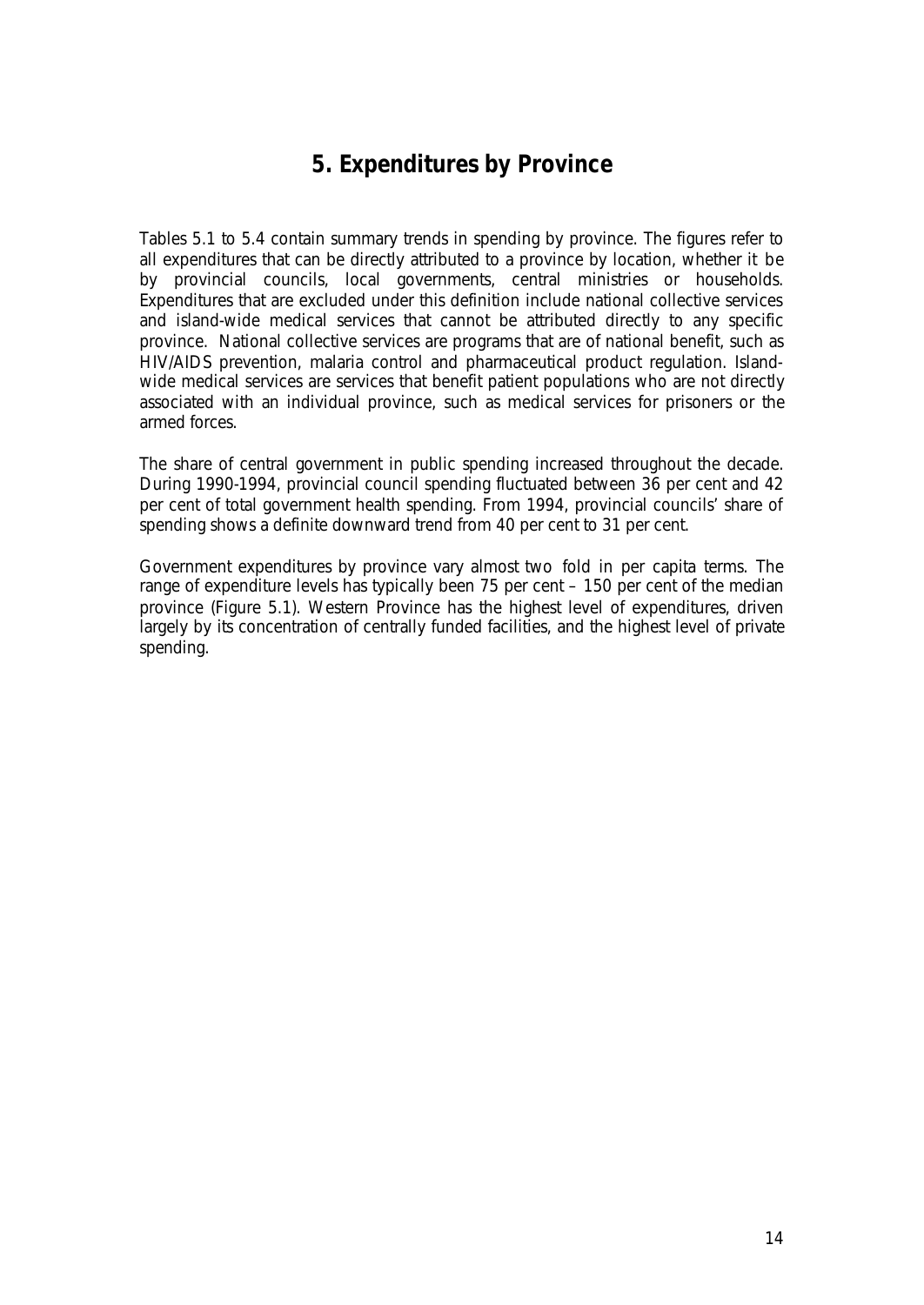# 5. Expenditures by Province

Tables 5.1 to 5.4 contain summary trends in spending by province. The figures refer to all expenditures that can be directly attributed to a province by location, whether it be by provincial councils, local governments, central ministries or households. Expenditures that are excluded under this definition include national collective services and island-wide medical services that cannot be attributed directly to any specific province. National collective services are programs that are of national benefit, such as HIV/AIDS prevention, malaria control and pharmaceutical product regulation. Island-wide medical services are services that benefit patient populations who are not directly associated with an individual province, such as medical services for prisoners or the armed forces.

The share of central government in public spending increased throughout the decade. During 1990-1994, provincial council spending fluctuated between 36 per cent and 42 per cent of total government health spending. From 1994, provincial councils' share of spending shows a definite downward trend from 40 per cent to 31 per cent.

Government expenditures by province vary almost two fold in per capita terms. The range of expenditure levels has typically been 75 per cent – 150 per cent of the median province (Figure 5.1). Western Province has the highest level of expenditures, driven largely by its concentration of centrally funded facilities, and the highest level of private spending.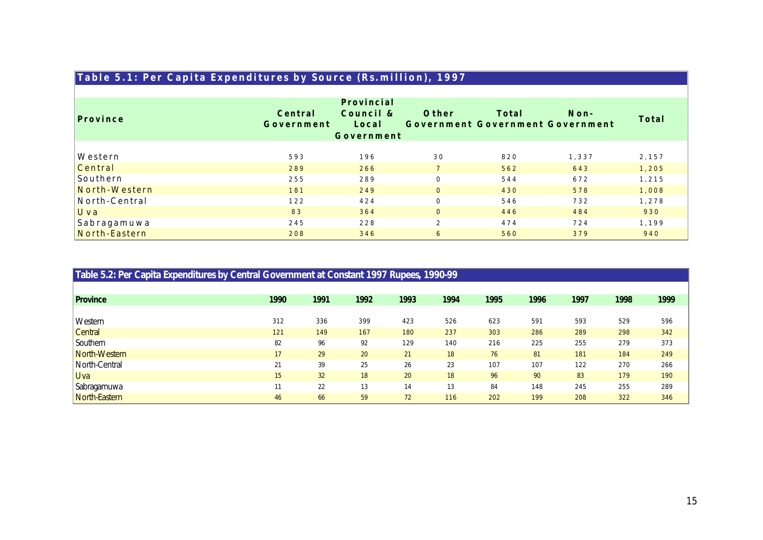**Table 5.1: Per Capita Expenditures by Source (Rs.million), 1997**

| Province | Central Government | Provincial Council & Local Government | Other Government | Total Government | Non-Government | Total |
|---|---|---|---|---|---|---|
| Western | 593 | 196 | 30 | 820 | 1,337 | 2,157 |
| Central | 289 | 266 | 7 | 562 | 643 | 1,205 |
| Southern | 255 | 289 | 0 | 544 | 672 | 1,215 |
| North-Western | 181 | 249 | 0 | 430 | 578 | 1,008 |
| North-Central | 122 | 424 | 0 | 546 | 732 | 1,278 |
| Uva | 83 | 364 | 0 | 446 | 484 | 930 |
| Sabragamuwa | 245 | 228 | 2 | 474 | 724 | 1,199 |
| North-Eastern | 208 | 346 | 6 | 560 | 379 | 940 |

**Table 5.2: Per Capita Expenditures by Central Government at Constant 1997 Rupees, 1990-99**

| Province | 1990 | 1991 | 1992 | 1993 | 1994 | 1995 | 1996 | 1997 | 1998 | 1999 |
|---|---|---|---|---|---|---|---|---|---|---|
| Western | 312 | 336 | 399 | 423 | 526 | 623 | 591 | 593 | 529 | 596 |
| Central | 121 | 149 | 167 | 180 | 237 | 303 | 286 | 289 | 298 | 342 |
| Southern | 82 | 96 | 92 | 129 | 140 | 216 | 225 | 255 | 279 | 373 |
| North-Western | 17 | 29 | 20 | 21 | 18 | 76 | 81 | 181 | 184 | 249 |
| North-Central | 21 | 39 | 25 | 26 | 23 | 107 | 107 | 122 | 270 | 266 |
| Uva | 15 | 32 | 18 | 20 | 18 | 96 | 90 | 83 | 179 | 190 |
| Sabragamuwa | 11 | 22 | 13 | 14 | 13 | 84 | 148 | 245 | 255 | 289 |
| North-Eastern | 46 | 66 | 59 | 72 | 116 | 202 | 199 | 208 | 322 | 346 |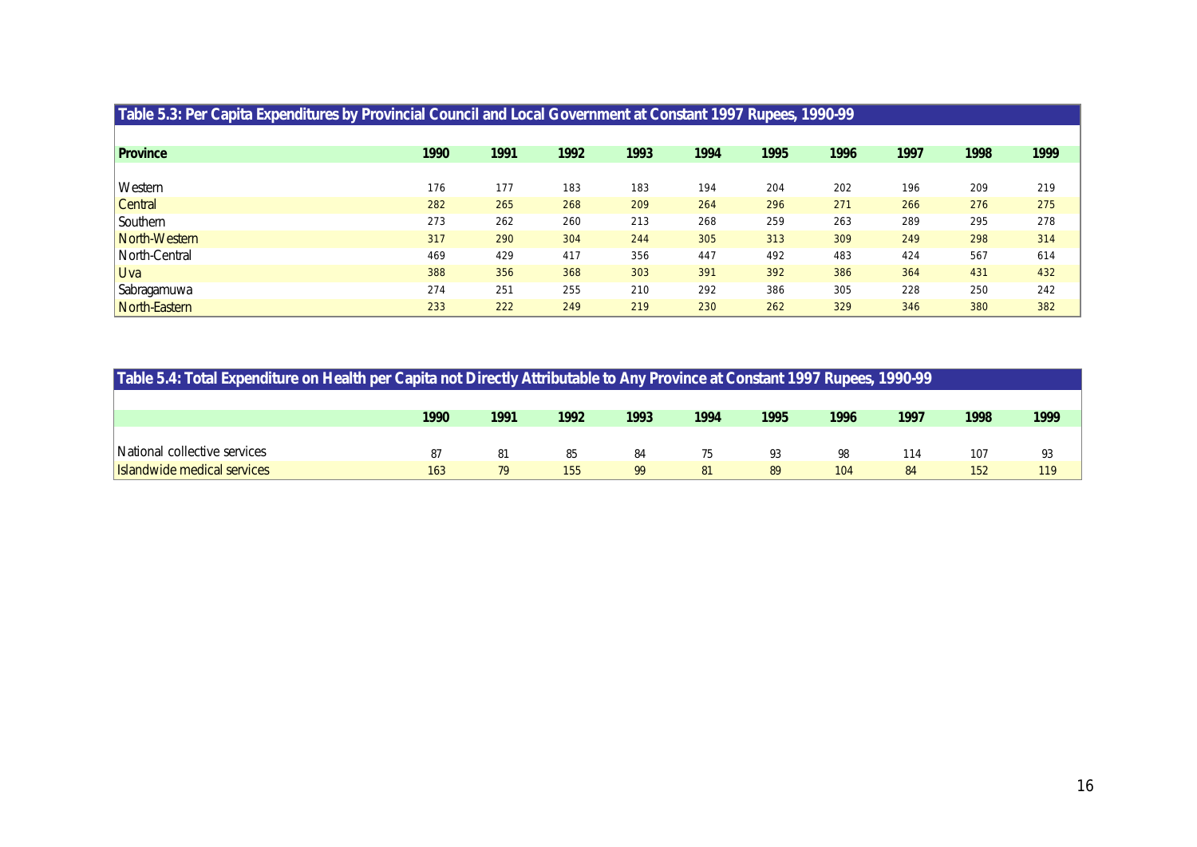**Table 5.3: Per Capita Expenditures by Provincial Council and Local Government at Constant 1997 Rupees, 1990-99**

| Province | 1990 | 1991 | 1992 | 1993 | 1994 | 1995 | 1996 | 1997 | 1998 | 1999 |
|---|---|---|---|---|---|---|---|---|---|---|
| Western | 176 | 177 | 183 | 183 | 194 | 204 | 202 | 196 | 209 | 219 |
| Central | 282 | 265 | 268 | 209 | 264 | 296 | 271 | 266 | 276 | 275 |
| Southern | 273 | 262 | 260 | 213 | 268 | 259 | 263 | 289 | 295 | 278 |
| North-Western | 317 | 290 | 304 | 244 | 305 | 313 | 309 | 249 | 298 | 314 |
| North-Central | 469 | 429 | 417 | 356 | 447 | 492 | 483 | 424 | 567 | 614 |
| Uva | 388 | 356 | 368 | 303 | 391 | 392 | 386 | 364 | 431 | 432 |
| Sabragamuwa | 274 | 251 | 255 | 210 | 292 | 386 | 305 | 228 | 250 | 242 |
| North-Eastern | 233 | 222 | 249 | 219 | 230 | 262 | 329 | 346 | 380 | 382 |

**Table 5.4: Total Expenditure on Health per Capita not Directly Attributable to Any Province at Constant 1997 Rupees, 1990-99**

| | 1990 | 1991 | 1992 | 1993 | 1994 | 1995 | 1996 | 1997 | 1998 | 1999 |
|---|---|---|---|---|---|---|---|---|---|---|
| National collective services | 87 | 81 | 85 | 84 | 75 | 93 | 98 | 114 | 107 | 93 |
| Islandwide medical services | 163 | 79 | 155 | 99 | 81 | 89 | 104 | 84 | 152 | 119 |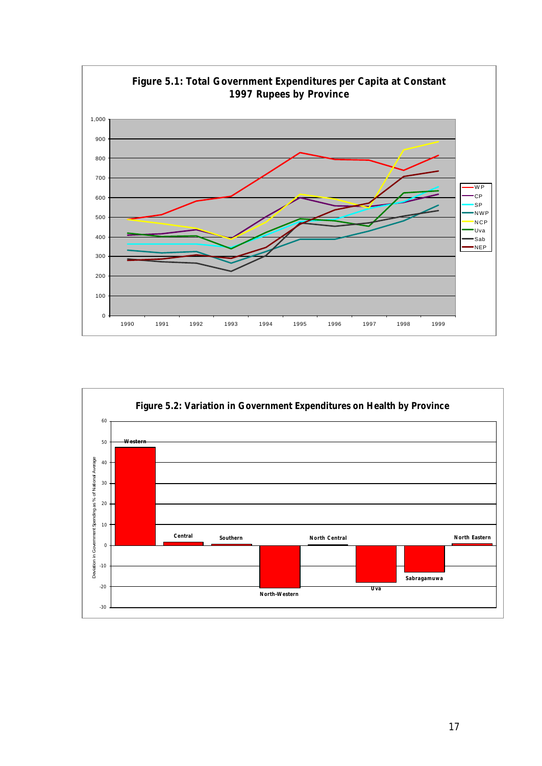**Figure 5.1: Total Government Expenditures per Capita at Constant 1997 Rupees by Province**

**Figure 5.2: Variation in Government Expenditures on Health by Province**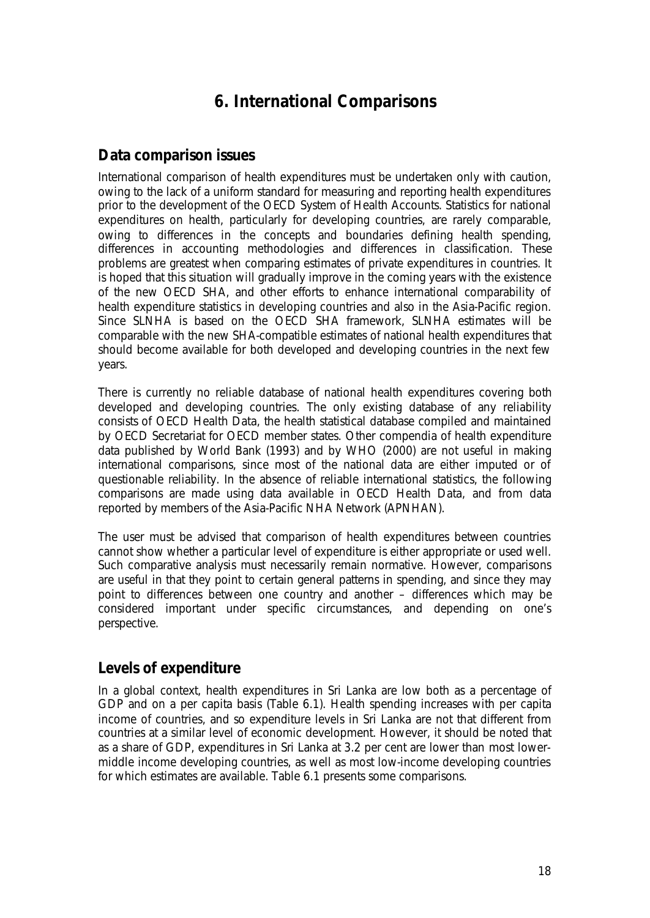# 6. International Comparisons

## Data comparison issues

International comparison of health expenditures must be undertaken only with caution, owing to the lack of a uniform standard for measuring and reporting health expenditures prior to the development of the OECD System of Health Accounts. Statistics for national expenditures on health, particularly for developing countries, are rarely comparable, owing to differences in the concepts and boundaries defining health spending, differences in accounting methodologies and differences in classification. These problems are greatest when comparing estimates of private expenditures in countries. It is hoped that this situation will gradually improve in the coming years with the existence of the new OECD SHA, and other efforts to enhance international comparability of health expenditure statistics in developing countries and also in the Asia-Pacific region. Since SLNHA is based on the OECD SHA framework, SLNHA estimates will be comparable with the new SHA-compatible estimates of national health expenditures that should become available for both developed and developing countries in the next few years.

There is currently no reliable database of national health expenditures covering both developed and developing countries. The only existing database of any reliability consists of OECD Health Data, the health statistical database compiled and maintained by OECD Secretariat for OECD member states. Other compendia of health expenditure data published by World Bank (1993) and by WHO (2000) are not useful in making international comparisons, since most of the national data are either imputed or of questionable reliability. In the absence of reliable international statistics, the following comparisons are made using data available in OECD Health Data, and from data reported by members of the Asia-Pacific NHA Network (APNHAN).

The user must be advised that comparison of health expenditures between countries cannot show whether a particular level of expenditure is either appropriate or used well. Such comparative analysis must necessarily remain normative. However, comparisons are useful in that they point to certain general patterns in spending, and since they may point to differences between one country and another – differences which may be considered important under specific circumstances, and depending on one's perspective.

## Levels of expenditure

In a global context, health expenditures in Sri Lanka are low both as a percentage of GDP and on a per capita basis (Table 6.1). Health spending increases with per capita income of countries, and so expenditure levels in Sri Lanka are not that different from countries at a similar level of economic development. However, it should be noted that as a share of GDP, expenditures in Sri Lanka at 3.2 per cent are lower than most lower-middle income developing countries, as well as most low-income developing countries for which estimates are available. Table 6.1 presents some comparisons.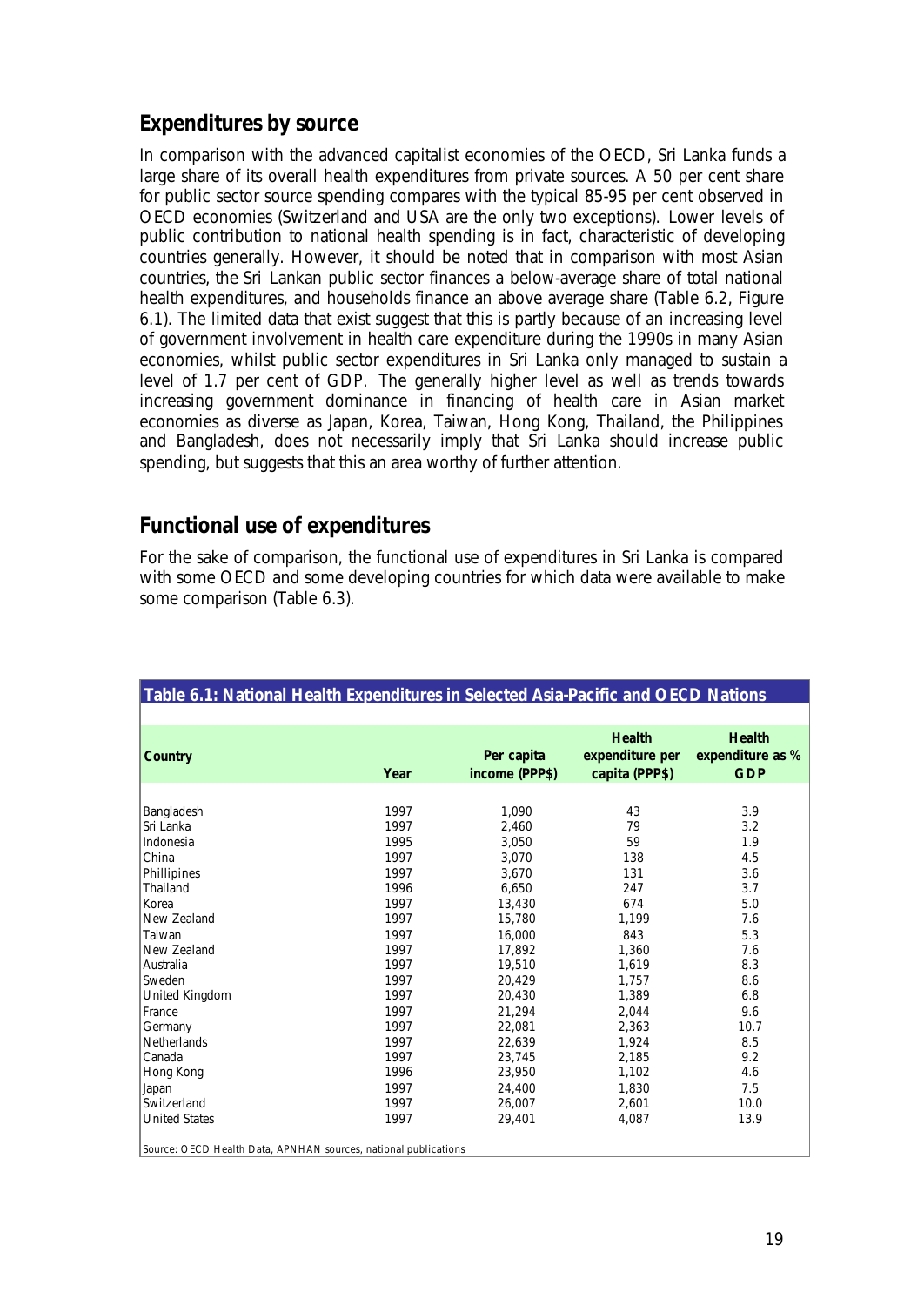## Expenditures by source

In comparison with the advanced capitalist economies of the OECD, Sri Lanka funds a large share of its overall health expenditures from private sources. A 50 per cent share for public sector source spending compares with the typical 85-95 per cent observed in OECD economies (Switzerland and USA are the only two exceptions). Lower levels of public contribution to national health spending is in fact, characteristic of developing countries generally. However, it should be noted that in comparison with most Asian countries, the Sri Lankan public sector finances a below-average share of total national health expenditures, and households finance an above average share (Table 6.2, Figure 6.1). The limited data that exist suggest that this is partly because of an increasing level of government involvement in health care expenditure during the 1990s in many Asian economies, whilst public sector expenditures in Sri Lanka only managed to sustain a level of 1.7 per cent of GDP. The generally higher level as well as trends towards increasing government dominance in financing of health care in Asian market economies as diverse as Japan, Korea, Taiwan, Hong Kong, Thailand, the Philippines and Bangladesh, does not necessarily imply that Sri Lanka should increase public spending, but suggests that this an area worthy of further attention.

## Functional use of expenditures

For the sake of comparison, the functional use of expenditures in Sri Lanka is compared with some OECD and some developing countries for which data were available to make some comparison (Table 6.3).

**Table 6.1: National Health Expenditures in Selected Asia-Pacific and OECD Nations**

| Country | Year | Per capita income (PPP$) | Health expenditure per capita (PPP$) | Health expenditure as % GDP |
|---|---|---|---|---|
| Bangladesh | 1997 | 1,090 | 43 | 3.9 |
| Sri Lanka | 1997 | 2,460 | 79 | 3.2 |
| Indonesia | 1995 | 3,050 | 59 | 1.9 |
| China | 1997 | 3,070 | 138 | 4.5 |
| Phillipines | 1997 | 3,670 | 131 | 3.6 |
| Thailand | 1996 | 6,650 | 247 | 3.7 |
| Korea | 1997 | 13,430 | 674 | 5.0 |
| New Zealand | 1997 | 15,780 | 1,199 | 7.6 |
| Taiwan | 1997 | 16,000 | 843 | 5.3 |
| New Zealand | 1997 | 17,892 | 1,360 | 7.6 |
| Australia | 1997 | 19,510 | 1,619 | 8.3 |
| Sweden | 1997 | 20,429 | 1,757 | 8.6 |
| United Kingdom | 1997 | 20,430 | 1,389 | 6.8 |
| France | 1997 | 21,294 | 2,044 | 9.6 |
| Germany | 1997 | 22,081 | 2,363 | 10.7 |
| Netherlands | 1997 | 22,639 | 1,924 | 8.5 |
| Canada | 1997 | 23,745 | 2,185 | 9.2 |
| Hong Kong | 1996 | 23,950 | 1,102 | 4.6 |
| Japan | 1997 | 24,400 | 1,830 | 7.5 |
| Switzerland | 1997 | 26,007 | 2,601 | 10.0 |
| United States | 1997 | 29,401 | 4,087 | 13.9 |

Source: OECD Health Data, APNHAN sources, national publications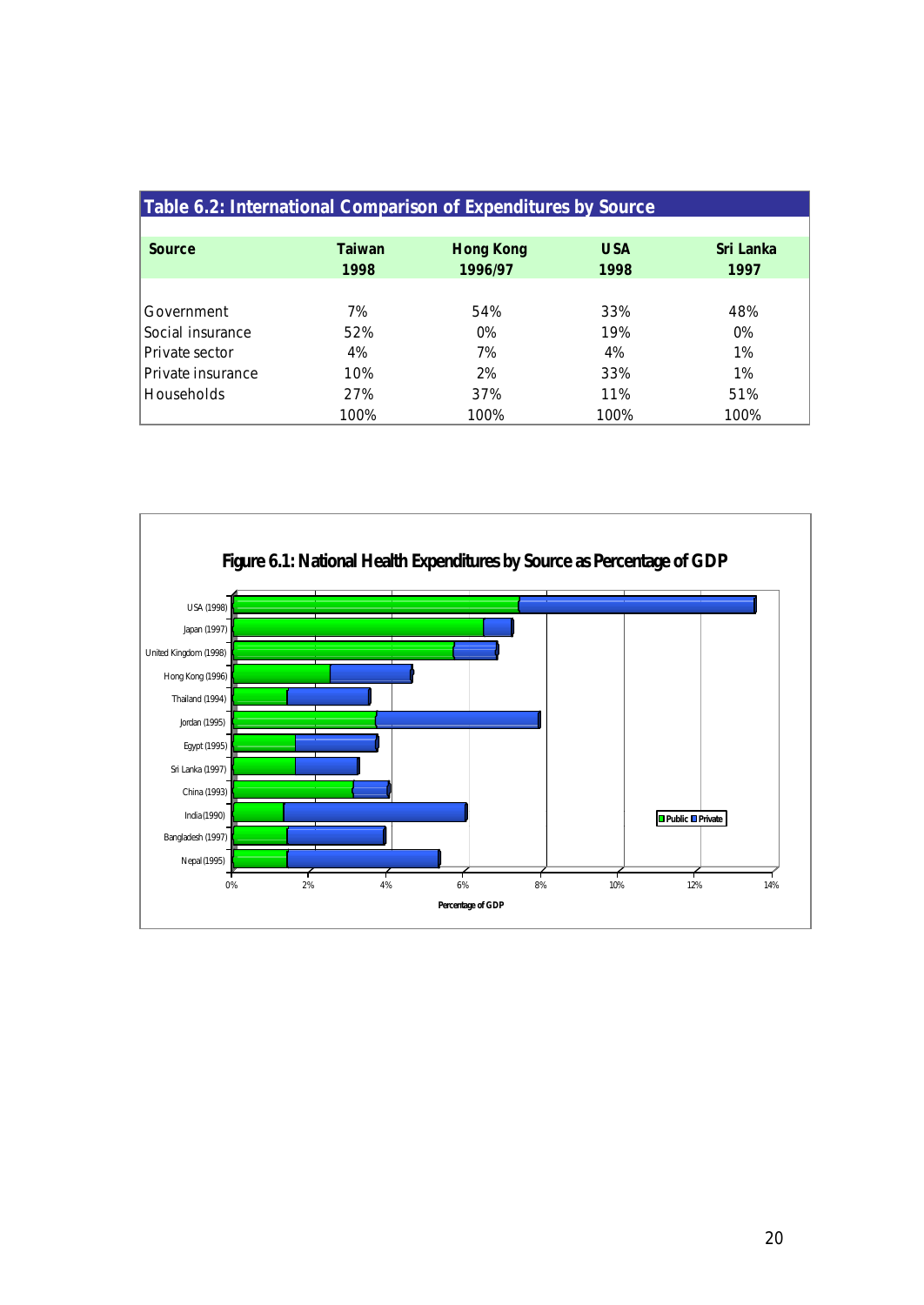**Table 6.2: International Comparison of Expenditures by Source**

| Source | Taiwan 1998 | Hong Kong 1996/97 | USA 1998 | Sri Lanka 1997 |
|---|---|---|---|---|
| Government | 7% | 54% | 33% | 48% |
| Social insurance | 52% | 0% | 19% | 0% |
| Private sector | 4% | 7% | 4% | 1% |
| Private insurance | 10% | 2% | 33% | 1% |
| Households | 27% | 37% | 11% | 51% |
| | 100% | 100% | 100% | 100% |

**Figure 6.1: National Health Expenditures by Source as Percentage of GDP**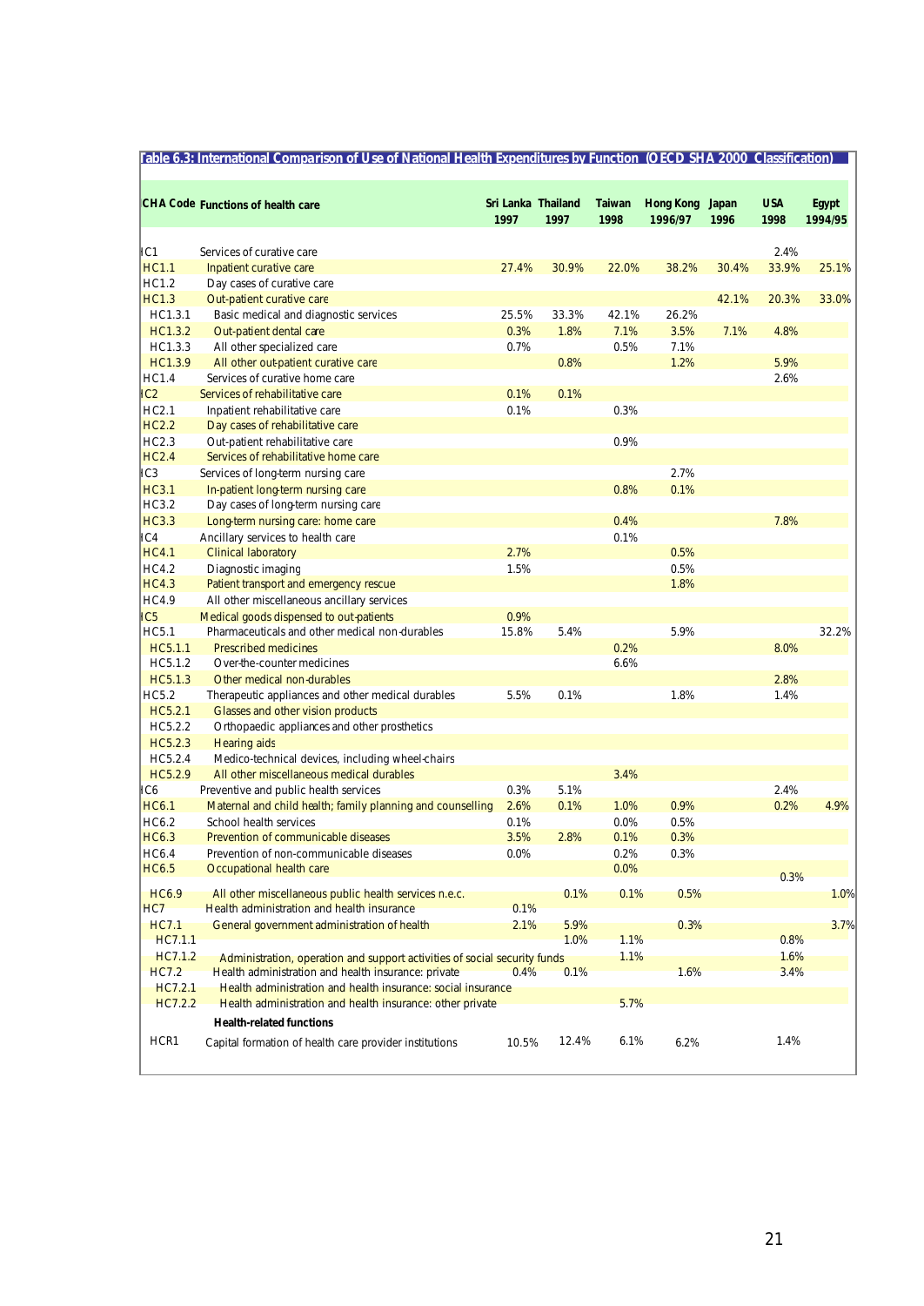**Table 6.3: International Comparison of Use of National Health Expenditures by Function (OECD SHA 2000 Classification)**

| CHA Code | Functions of health care | Sri Lanka 1997 | Thailand 1997 | Taiwan 1998 | Hong Kong 1996/97 | Japan 1996 | USA 1998 | Egypt 1994/95 |
|---|---|---|---|---|---|---|---|---|
| HC1 | Services of curative care | | | | | | 2.4% | |
| HC1.1 | Inpatient curative care | 27.4% | 30.9% | 22.0% | 38.2% | 30.4% | 33.9% | 25.1% |
| HC1.2 | Day cases of curative care | | | | | | | |
| HC1.3 | Out-patient curative care | | | | | 42.1% | 20.3% | 33.0% |
| HC1.3.1 | Basic medical and diagnostic services | 25.5% | 33.3% | 42.1% | 26.2% | | | |
| HC1.3.2 | Out-patient dental care | 0.3% | 1.8% | 7.1% | 3.5% | 7.1% | 4.8% | |
| HC1.3.3 | All other specialized care | 0.7% | | 0.5% | 7.1% | | | |
| HC1.3.9 | All other out-patient curative care | | 0.8% | | 1.2% | | 5.9% | |
| HC1.4 | Services of curative home care | | | | | | 2.6% | |
| HC2 | Services of rehabilitative care | 0.1% | 0.1% | | | | | |
| HC2.1 | Inpatient rehabilitative care | 0.1% | | 0.3% | | | | |
| HC2.2 | Day cases of rehabilitative care | | | | | | | |
| HC2.3 | Out-patient rehabilitative care | | | 0.9% | | | | |
| HC2.4 | Services of rehabilitative home care | | | | | | | |
| HC3 | Services of long-term nursing care | | | | 2.7% | | | |
| HC3.1 | In-patient long-term nursing care | | | 0.8% | 0.1% | | | |
| HC3.2 | Day cases of long-term nursing care | | | | | | | |
| HC3.3 | Long-term nursing care: home care | | | 0.4% | | | 7.8% | |
| HC4 | Ancillary services to health care | | | 0.1% | | | | |
| HC4.1 | Clinical laboratory | 2.7% | | | 0.5% | | | |
| HC4.2 | Diagnostic imaging | 1.5% | | | 0.5% | | | |
| HC4.3 | Patient transport and emergency rescue | | | | 1.8% | | | |
| HC4.9 | All other miscellaneous ancillary services | | | | | | | |
| HC5 | Medical goods dispensed to out-patients | 0.9% | | | | | | |
| HC5.1 | Pharmaceuticals and other medical non-durables | 15.8% | 5.4% | | 5.9% | | | 32.2% |
| HC5.1.1 | Prescribed medicines | | | 0.2% | | | 8.0% | |
| HC5.1.2 | Over-the-counter medicines | | | 6.6% | | | | |
| HC5.1.3 | Other medical non-durables | | | | | | 2.8% | |
| HC5.2 | Therapeutic appliances and other medical durables | 5.5% | 0.1% | | 1.8% | | 1.4% | |
| HC5.2.1 | Glasses and other vision products | | | | | | | |
| HC5.2.2 | Orthopaedic appliances and other prosthetics | | | | | | | |
| HC5.2.3 | Hearing aids | | | | | | | |
| HC5.2.4 | Medico-technical devices, including wheel-chairs | | | | | | | |
| HC5.2.9 | All other miscellaneous medical durables | | | 3.4% | | | | |
| HC6 | Preventive and public health services | 0.3% | 5.1% | | | | 2.4% | |
| HC6.1 | Maternal and child health; family planning and counselling | 2.6% | 0.1% | 1.0% | 0.9% | | 0.2% | 4.9% |
| HC6.2 | School health services | 0.1% | | 0.0% | 0.5% | | | |
| HC6.3 | Prevention of communicable diseases | 3.5% | 2.8% | 0.1% | 0.3% | | | |
| HC6.4 | Prevention of non-communicable diseases | 0.0% | | 0.2% | 0.3% | | | |
| HC6.5 | Occupational health care | | | 0.0% | | | 0.3% | |
| HC6.9 | All other miscellaneous public health services n.e.c. | | 0.1% | 0.1% | 0.5% | | | 1.0% |
| HC7 | Health administration and health insurance | 0.1% | | | | | | |
| HC7.1 | General government administration of health | 2.1% | 5.9% | | 0.3% | | | 3.7% |
| HC7.1.1 | | | 1.0% | 1.1% | | | 0.8% | |
| HC7.1.2 | Administration, operation and support activities of social security funds | | | 1.1% | | | 1.6% | |
| HC7.2 | Health administration and health insurance: private | 0.4% | 0.1% | | 1.6% | | 3.4% | |
| HC7.2.1 | Health administration and health insurance: social insurance | | | | | | | |
| HC7.2.2 | Health administration and health insurance: other private | | | 5.7% | | | | |
| | **Health-related functions** | | | | | | | |
| HCR1 | Capital formation of health care provider institutions | 10.5% | 12.4% | 6.1% | 6.2% | | 1.4% | |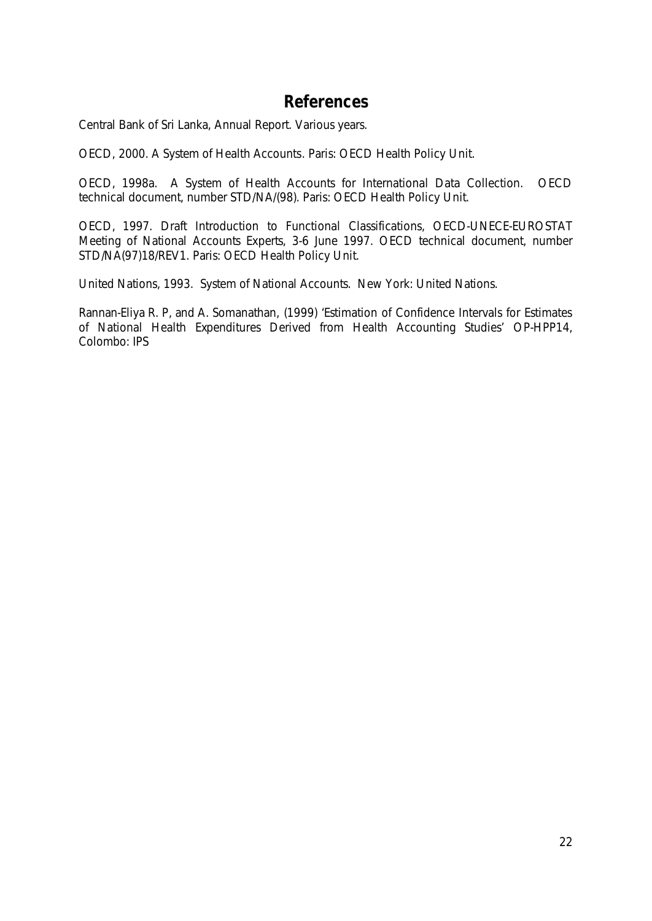# References

Central Bank of Sri Lanka, Annual Report. Various years.

OECD, 2000. A System of Health Accounts. Paris: OECD Health Policy Unit.

OECD, 1998a. A System of Health Accounts for International Data Collection. OECD technical document, number STD/NA/(98). Paris: OECD Health Policy Unit.

OECD, 1997. Draft Introduction to Functional Classifications, OECD-UNECE-EUROSTAT Meeting of National Accounts Experts, 3-6 June 1997. OECD technical document, number STD/NA(97)18/REV1. Paris: OECD Health Policy Unit.

United Nations, 1993. System of National Accounts. New York: United Nations.

Rannan-Eliya R. P, and A. Somanathan, (1999) 'Estimation of Confidence Intervals for Estimates of National Health Expenditures Derived from Health Accounting Studies' OP-HPP14, Colombo: IPS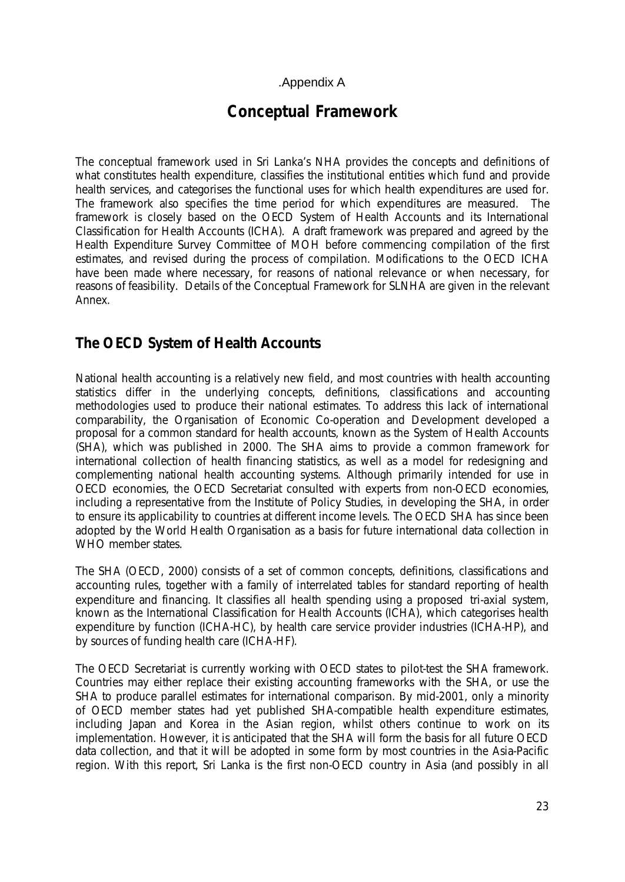.Appendix A

# Conceptual Framework

The conceptual framework used in Sri Lanka's NHA provides the concepts and definitions of what constitutes health expenditure, classifies the institutional entities which fund and provide health services, and categorises the functional uses for which health expenditures are used for. The framework also specifies the time period for which expenditures are measured. The framework is closely based on the OECD System of Health Accounts and its International Classification for Health Accounts (ICHA). A draft framework was prepared and agreed by the Health Expenditure Survey Committee of MOH before commencing compilation of the first estimates, and revised during the process of compilation. Modifications to the OECD ICHA have been made where necessary, for reasons of national relevance or when necessary, for reasons of feasibility. Details of the Conceptual Framework for SLNHA are given in the relevant Annex.

## The OECD System of Health Accounts

National health accounting is a relatively new field, and most countries with health accounting statistics differ in the underlying concepts, definitions, classifications and accounting methodologies used to produce their national estimates. To address this lack of international comparability, the Organisation of Economic Co-operation and Development developed a proposal for a common standard for health accounts, known as the System of Health Accounts (SHA), which was published in 2000. The SHA aims to provide a common framework for international collection of health financing statistics, as well as a model for redesigning and complementing national health accounting systems. Although primarily intended for use in OECD economies, the OECD Secretariat consulted with experts from non-OECD economies, including a representative from the Institute of Policy Studies, in developing the SHA, in order to ensure its applicability to countries at different income levels. The OECD SHA has since been adopted by the World Health Organisation as a basis for future international data collection in WHO member states.

The SHA (OECD, 2000) consists of a set of common concepts, definitions, classifications and accounting rules, together with a family of interrelated tables for standard reporting of health expenditure and financing. It classifies all health spending using a proposed tri-axial system, known as the International Classification for Health Accounts (ICHA), which categorises health expenditure by function (ICHA-HC), by health care service provider industries (ICHA-HP), and by sources of funding health care (ICHA-HF).

The OECD Secretariat is currently working with OECD states to pilot-test the SHA framework. Countries may either replace their existing accounting frameworks with the SHA, or use the SHA to produce parallel estimates for international comparison. By mid-2001, only a minority of OECD member states had yet published SHA-compatible health expenditure estimates, including Japan and Korea in the Asian region, whilst others continue to work on its implementation. However, it is anticipated that the SHA will form the basis for all future OECD data collection, and that it will be adopted in some form by most countries in the Asia-Pacific region. With this report, Sri Lanka is the first non-OECD country in Asia (and possibly in all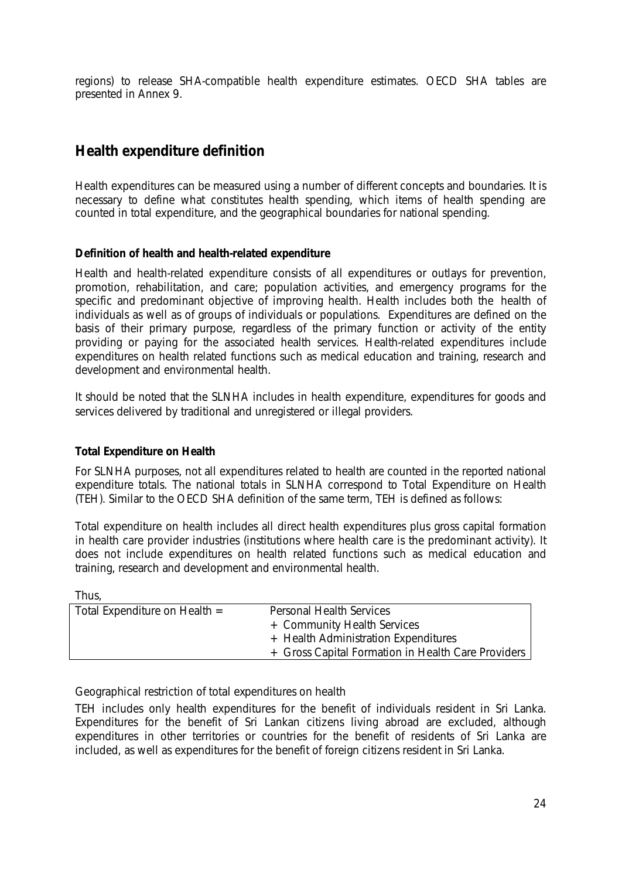regions) to release SHA-compatible health expenditure estimates. OECD SHA tables are presented in Annex 9.

## Health expenditure definition

Health expenditures can be measured using a number of different concepts and boundaries. It is necessary to define what constitutes health spending, which items of health spending are counted in total expenditure, and the geographical boundaries for national spending.

### Definition of health and health-related expenditure

Health and health-related expenditure consists of all expenditures or outlays for prevention, promotion, rehabilitation, and care; population activities, and emergency programs for the specific and predominant objective of improving health. Health includes both the health of individuals as well as of groups of individuals or populations. Expenditures are defined on the basis of their primary purpose, regardless of the primary function or activity of the entity providing or paying for the associated health services. Health-related expenditures include expenditures on health related functions such as medical education and training, research and development and environmental health.

It should be noted that the SLNHA includes in health expenditure, expenditures for goods and services delivered by traditional and unregistered or illegal providers.

### Total Expenditure on Health

For SLNHA purposes, not all expenditures related to health are counted in the reported national expenditure totals. The national totals in SLNHA correspond to Total Expenditure on Health (TEH). Similar to the OECD SHA definition of the same term, TEH is defined as follows:

Total expenditure on health includes all direct health expenditures plus gross capital formation in health care provider industries (institutions where health care is the predominant activity). It does not include expenditures on health related functions such as medical education and training, research and development and environmental health.

Thus,

| Total Expenditure on Health = | Personal Health Services<br>+ Community Health Services<br>+ Health Administration Expenditures<br>+ Gross Capital Formation in Health Care Providers |
|---|---|

Geographical restriction of total expenditures on health

TEH includes only health expenditures for the benefit of individuals resident in Sri Lanka. Expenditures for the benefit of Sri Lankan citizens living abroad are excluded, although expenditures in other territories or countries for the benefit of residents of Sri Lanka are included, as well as expenditures for the benefit of foreign citizens resident in Sri Lanka.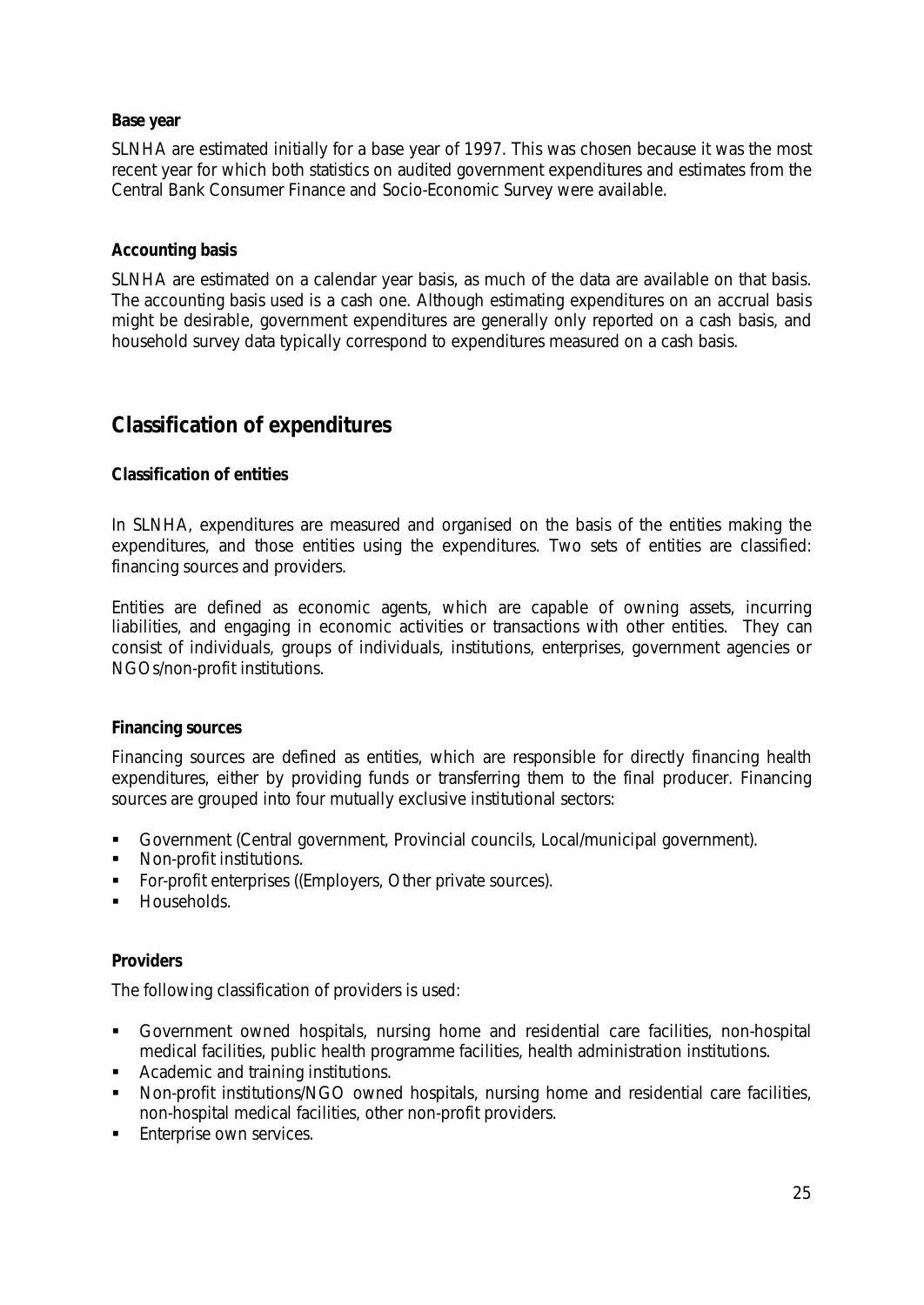**Base year**

SLNHA are estimated initially for a base year of 1997. This was chosen because it was the most recent year for which both statistics on audited government expenditures and estimates from the Central Bank Consumer Finance and Socio-Economic Survey were available.

**Accounting basis**

SLNHA are estimated on a calendar year basis, as much of the data are available on that basis. The accounting basis used is a cash one. Although estimating expenditures on an accrual basis might be desirable, government expenditures are generally only reported on a cash basis, and household survey data typically correspond to expenditures measured on a cash basis.

## Classification of expenditures

**Classification of entities**

In SLNHA, expenditures are measured and organised on the basis of the entities making the expenditures, and those entities using the expenditures. Two sets of entities are classified: financing sources and providers.

Entities are defined as economic agents, which are capable of owning assets, incurring liabilities, and engaging in economic activities or transactions with other entities. They can consist of individuals, groups of individuals, institutions, enterprises, government agencies or NGOs/non-profit institutions.

**Financing sources**

Financing sources are defined as entities, which are responsible for directly financing health expenditures, either by providing funds or transferring them to the final producer. Financing sources are grouped into four mutually exclusive institutional sectors:

- Government (Central government, Provincial councils, Local/municipal government).
- Non-profit institutions.
- For-profit enterprises ((Employers, Other private sources).
- Households.

**Providers**

The following classification of providers is used:

- Government owned hospitals, nursing home and residential care facilities, non-hospital medical facilities, public health programme facilities, health administration institutions.
- Academic and training institutions.
- Non-profit institutions/NGO owned hospitals, nursing home and residential care facilities, non-hospital medical facilities, other non-profit providers.
- Enterprise own services.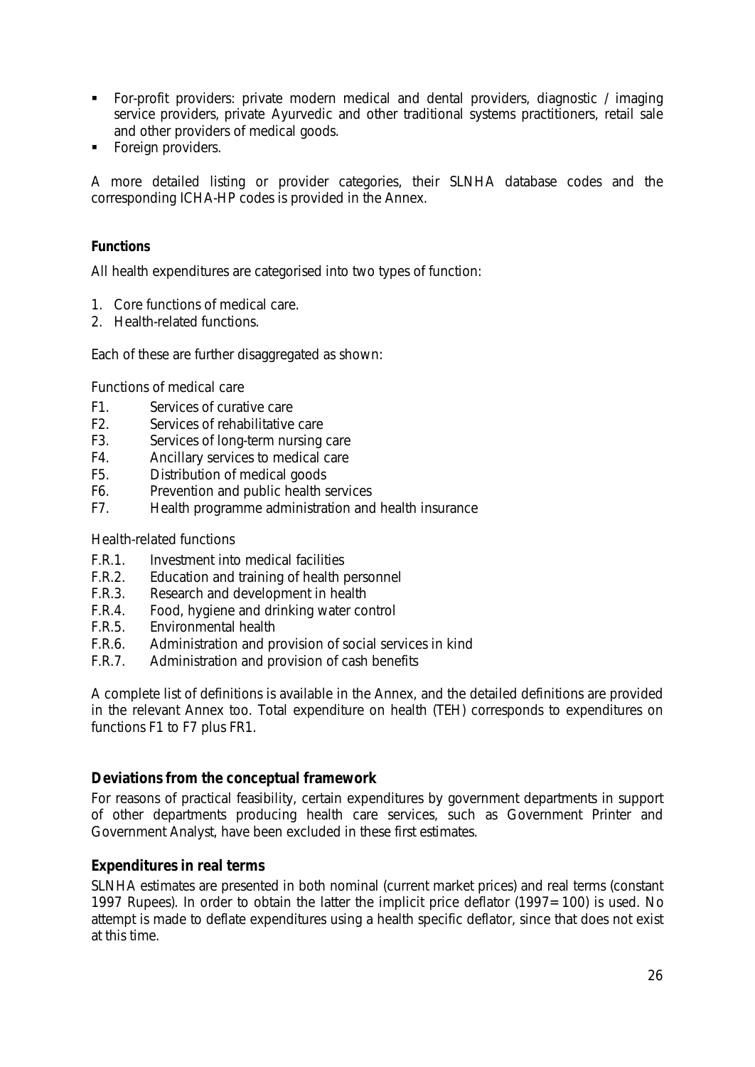- For-profit providers: private modern medical and dental providers, diagnostic / imaging service providers, private Ayurvedic and other traditional systems practitioners, retail sale and other providers of medical goods.
- Foreign providers.

A more detailed listing or provider categories, their SLNHA database codes and the corresponding ICHA-HP codes is provided in the Annex.

**Functions**

All health expenditures are categorised into two types of function:

1. Core functions of medical care.
2. Health-related functions.

Each of these are further disaggregated as shown:

Functions of medical care

- F1. Services of curative care
- F2. Services of rehabilitative care
- F3. Services of long-term nursing care
- F4. Ancillary services to medical care
- F5. Distribution of medical goods
- F6. Prevention and public health services
- F7. Health programme administration and health insurance

Health-related functions

- F.R.1. Investment into medical facilities
- F.R.2. Education and training of health personnel
- F.R.3. Research and development in health
- F.R.4. Food, hygiene and drinking water control
- F.R.5. Environmental health
- F.R.6. Administration and provision of social services in kind
- F.R.7. Administration and provision of cash benefits

A complete list of definitions is available in the Annex, and the detailed definitions are provided in the relevant Annex too. Total expenditure on health (TEH) corresponds to expenditures on functions F1 to F7 plus FR1.

## Deviations from the conceptual framework

For reasons of practical feasibility, certain expenditures by government departments in support of other departments producing health care services, such as Government Printer and Government Analyst, have been excluded in these first estimates.

## Expenditures in real terms

SLNHA estimates are presented in both nominal (current market prices) and real terms (constant 1997 Rupees). In order to obtain the latter the implicit price deflator (1997=100) is used. No attempt is made to deflate expenditures using a health specific deflator, since that does not exist at this time.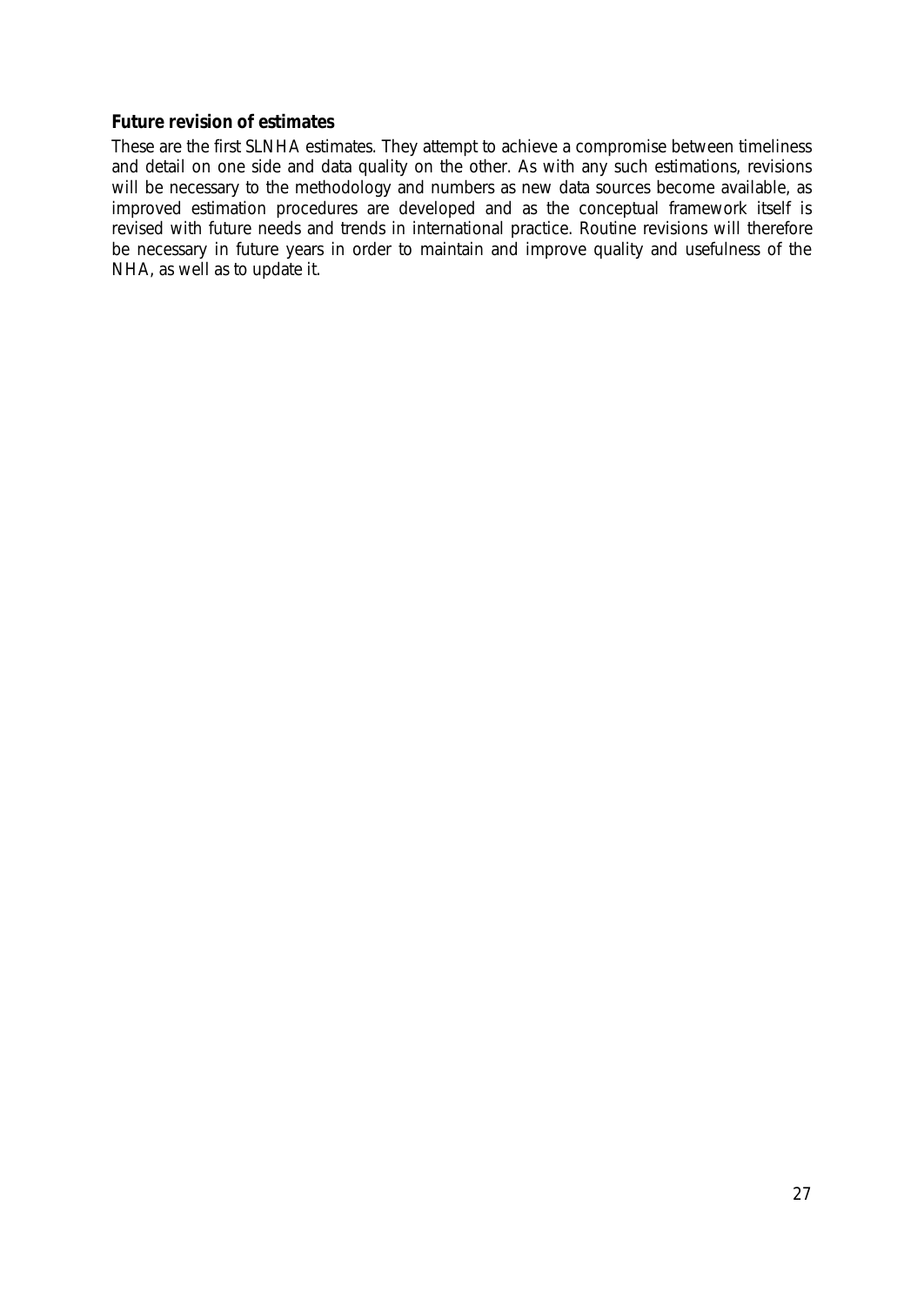**Future revision of estimates**

These are the first SLNHA estimates. They attempt to achieve a compromise between timeliness and detail on one side and data quality on the other. As with any such estimations, revisions will be necessary to the methodology and numbers as new data sources become available, as improved estimation procedures are developed and as the conceptual framework itself is revised with future needs and trends in international practice. Routine revisions will therefore be necessary in future years in order to maintain and improve quality and usefulness of the NHA, as well as to update it.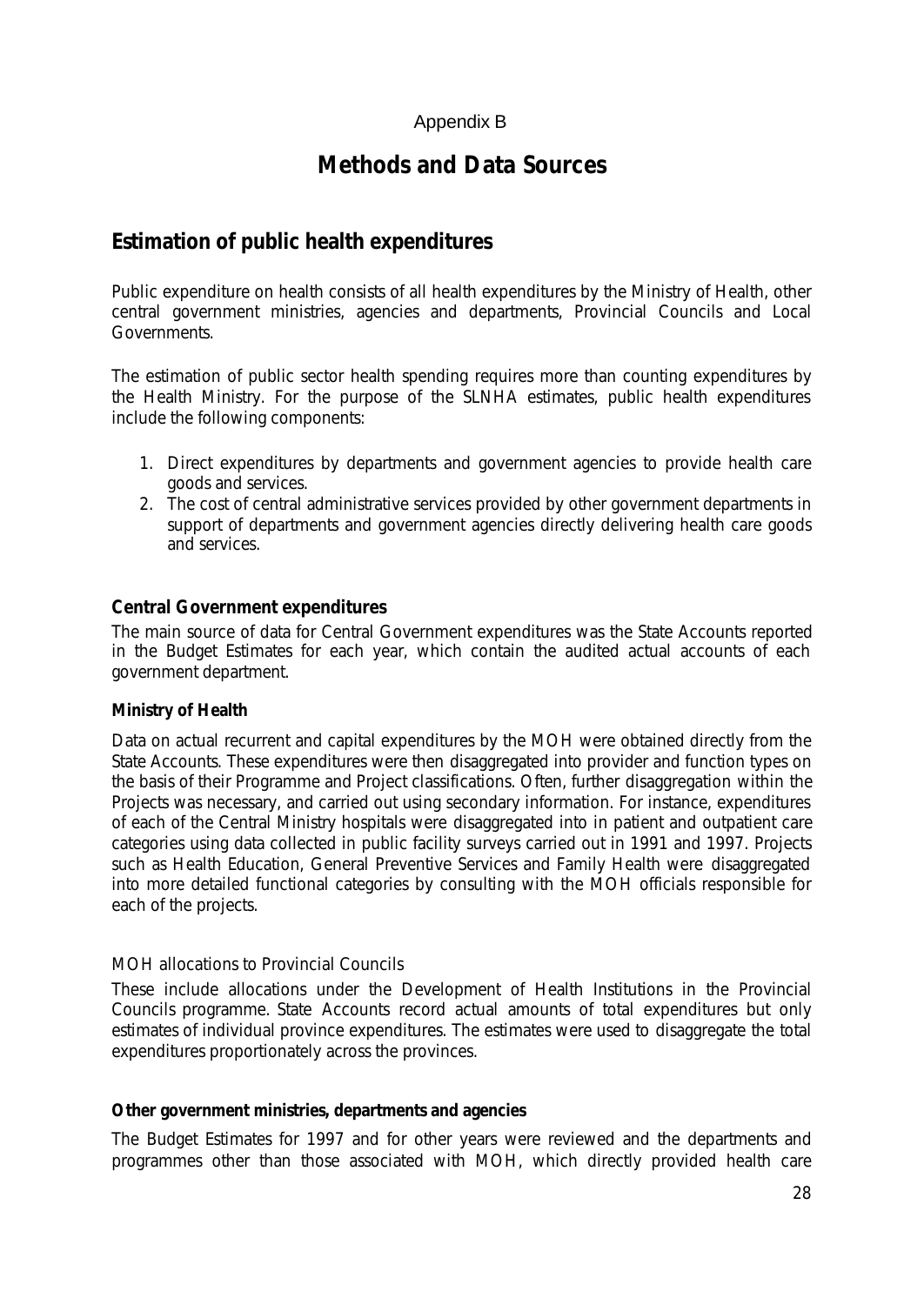Appendix B

# Methods and Data Sources

## Estimation of public health expenditures

Public expenditure on health consists of all health expenditures by the Ministry of Health, other central government ministries, agencies and departments, Provincial Councils and Local Governments.

The estimation of public sector health spending requires more than counting expenditures by the Health Ministry. For the purpose of the SLNHA estimates, public health expenditures include the following components:

1. Direct expenditures by departments and government agencies to provide health care goods and services.
2. The cost of central administrative services provided by other government departments in support of departments and government agencies directly delivering health care goods and services.

### Central Government expenditures

The main source of data for Central Government expenditures was the State Accounts reported in the Budget Estimates for each year, which contain the audited actual accounts of each government department.

#### Ministry of Health

Data on actual recurrent and capital expenditures by the MOH were obtained directly from the State Accounts. These expenditures were then disaggregated into provider and function types on the basis of their Programme and Project classifications. Often, further disaggregation within the Projects was necessary, and carried out using secondary information. For instance, expenditures of each of the Central Ministry hospitals were disaggregated into in patient and outpatient care categories using data collected in public facility surveys carried out in 1991 and 1997. Projects such as Health Education, General Preventive Services and Family Health were disaggregated into more detailed functional categories by consulting with the MOH officials responsible for each of the projects.

*MOH allocations to Provincial Councils*

These include allocations under the Development of Health Institutions in the Provincial Councils programme. State Accounts record actual amounts of total expenditures but only estimates of individual province expenditures. The estimates were used to disaggregate the total expenditures proportionately across the provinces.

#### Other government ministries, departments and agencies

The Budget Estimates for 1997 and for other years were reviewed and the departments and programmes other than those associated with MOH, which directly provided health care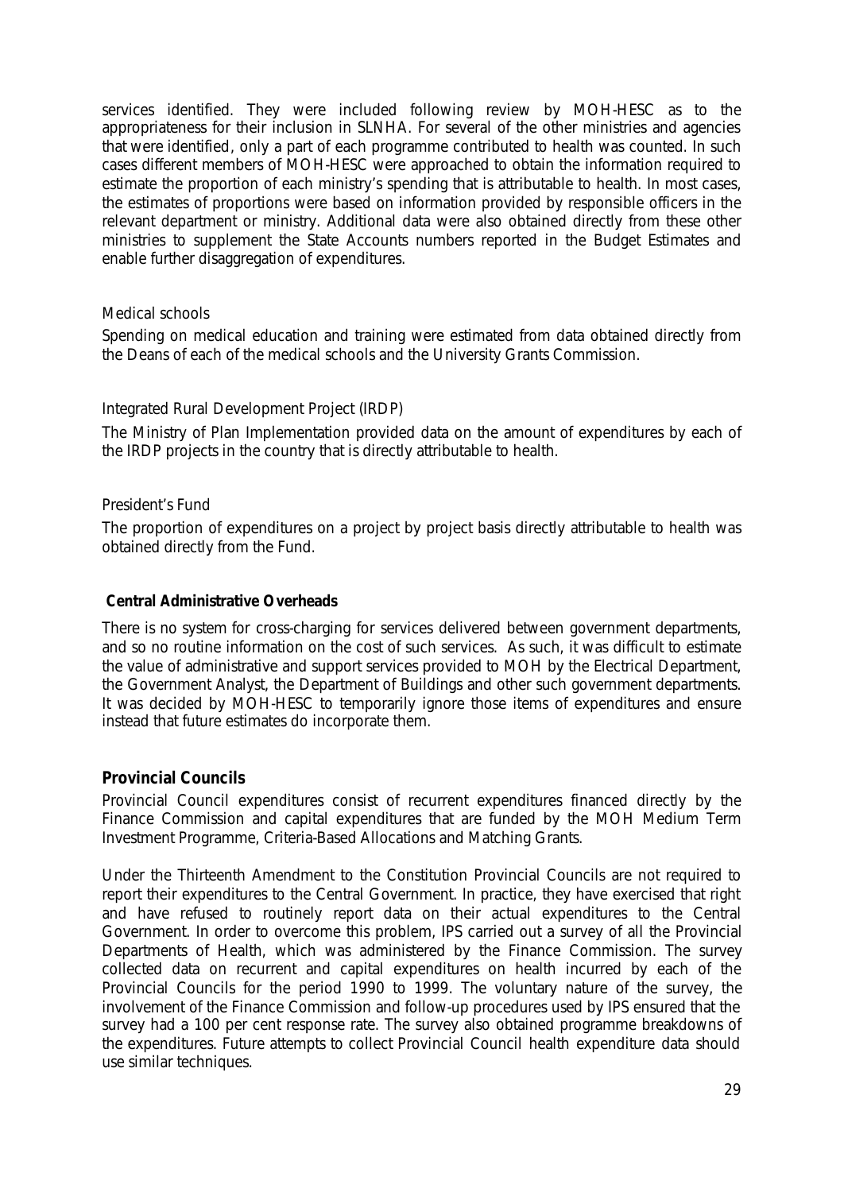services identified. They were included following review by MOH-HESC as to the appropriateness for their inclusion in SLNHA. For several of the other ministries and agencies that were identified, only a part of each programme contributed to health was counted. In such cases different members of MOH-HESC were approached to obtain the information required to estimate the proportion of each ministry's spending that is attributable to health. In most cases, the estimates of proportions were based on information provided by responsible officers in the relevant department or ministry. Additional data were also obtained directly from these other ministries to supplement the State Accounts numbers reported in the Budget Estimates and enable further disaggregation of expenditures.

Medical schools

Spending on medical education and training were estimated from data obtained directly from the Deans of each of the medical schools and the University Grants Commission.

Integrated Rural Development Project (IRDP)

The Ministry of Plan Implementation provided data on the amount of expenditures by each of the IRDP projects in the country that is directly attributable to health.

President's Fund

The proportion of expenditures on a project by project basis directly attributable to health was obtained directly from the Fund.

**Central Administrative Overheads**

There is no system for cross-charging for services delivered between government departments, and so no routine information on the cost of such services. As such, it was difficult to estimate the value of administrative and support services provided to MOH by the Electrical Department, the Government Analyst, the Department of Buildings and other such government departments. It was decided by MOH-HESC to temporarily ignore those items of expenditures and ensure instead that future estimates do incorporate them.

### Provincial Councils

Provincial Council expenditures consist of recurrent expenditures financed directly by the Finance Commission and capital expenditures that are funded by the MOH Medium Term Investment Programme, Criteria-Based Allocations and Matching Grants.

Under the Thirteenth Amendment to the Constitution Provincial Councils are not required to report their expenditures to the Central Government. In practice, they have exercised that right and have refused to routinely report data on their actual expenditures to the Central Government. In order to overcome this problem, IPS carried out a survey of all the Provincial Departments of Health, which was administered by the Finance Commission. The survey collected data on recurrent and capital expenditures on health incurred by each of the Provincial Councils for the period 1990 to 1999. The voluntary nature of the survey, the involvement of the Finance Commission and follow-up procedures used by IPS ensured that the survey had a 100 per cent response rate. The survey also obtained programme breakdowns of the expenditures. Future attempts to collect Provincial Council health expenditure data should use similar techniques.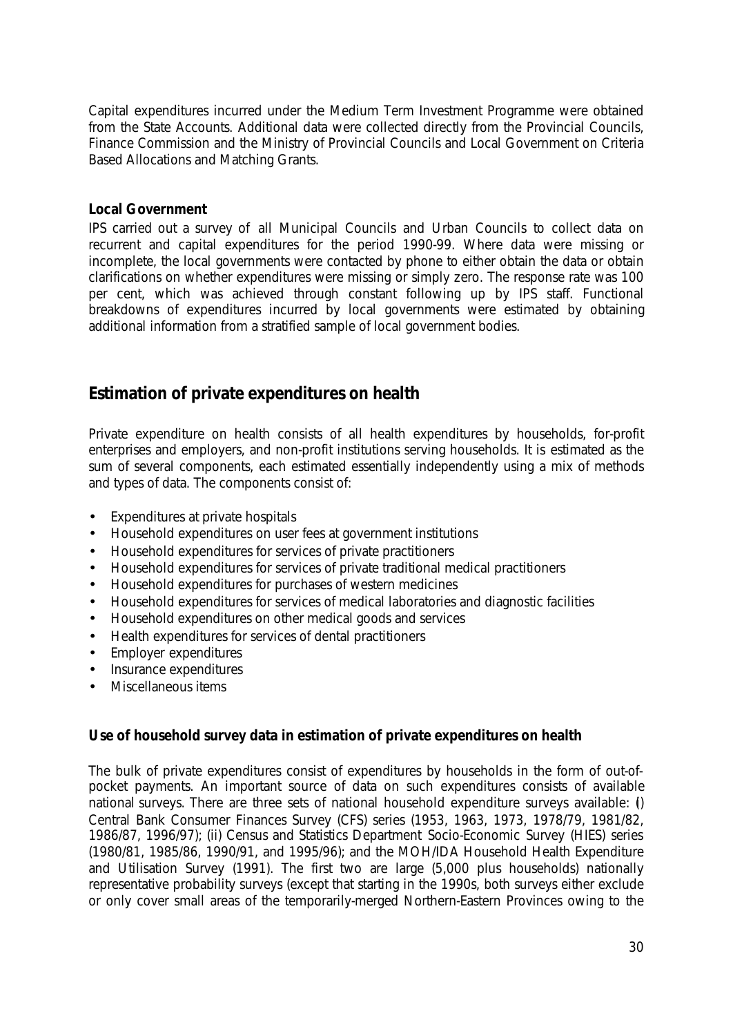Capital expenditures incurred under the Medium Term Investment Programme were obtained from the State Accounts. Additional data were collected directly from the Provincial Councils, Finance Commission and the Ministry of Provincial Councils and Local Government on Criteria Based Allocations and Matching Grants.

### Local Government

IPS carried out a survey of all Municipal Councils and Urban Councils to collect data on recurrent and capital expenditures for the period 1990-99. Where data were missing or incomplete, the local governments were contacted by phone to either obtain the data or obtain clarifications on whether expenditures were missing or simply zero. The response rate was 100 per cent, which was achieved through constant following up by IPS staff. Functional breakdowns of expenditures incurred by local governments were estimated by obtaining additional information from a stratified sample of local government bodies.

## Estimation of private expenditures on health

Private expenditure on health consists of all health expenditures by households, for-profit enterprises and employers, and non-profit institutions serving households. It is estimated as the sum of several components, each estimated essentially independently using a mix of methods and types of data. The components consist of:

- Expenditures at private hospitals
- Household expenditures on user fees at government institutions
- Household expenditures for services of private practitioners
- Household expenditures for services of private traditional medical practitioners
- Household expenditures for purchases of western medicines
- Household expenditures for services of medical laboratories and diagnostic facilities
- Household expenditures on other medical goods and services
- Health expenditures for services of dental practitioners
- Employer expenditures
- Insurance expenditures
- Miscellaneous items

### Use of household survey data in estimation of private expenditures on health

The bulk of private expenditures consist of expenditures by households in the form of out-of-pocket payments. An important source of data on such expenditures consists of available national surveys. There are three sets of national household expenditure surveys available: () Central Bank Consumer Finances Survey (CFS) series (1953, 1963, 1973, 1978/79, 1981/82, 1986/87, 1996/97); (ii) Census and Statistics Department Socio-Economic Survey (HIES) series (1980/81, 1985/86, 1990/91, and 1995/96); and the MOH/IDA Household Health Expenditure and Utilisation Survey (1991). The first two are large (5,000 plus households) nationally representative probability surveys (except that starting in the 1990s, both surveys either exclude or only cover small areas of the temporarily-merged Northern-Eastern Provinces owing to the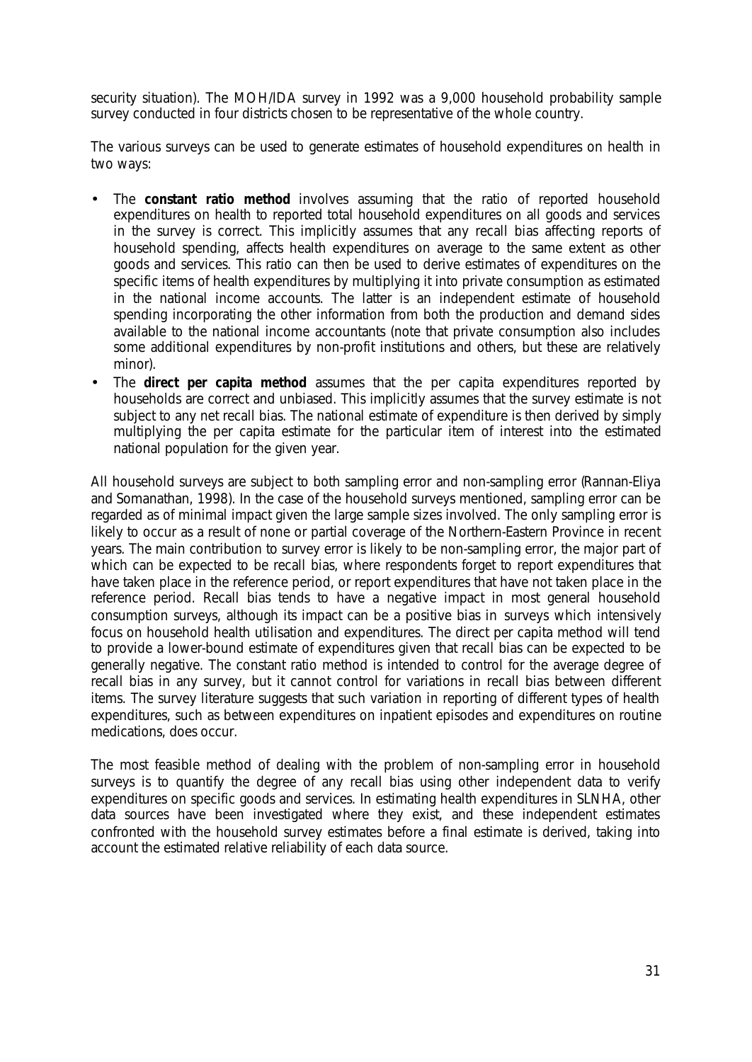security situation). The MOH/IDA survey in 1992 was a 9,000 household probability sample survey conducted in four districts chosen to be representative of the whole country.

The various surveys can be used to generate estimates of household expenditures on health in two ways:

- The **constant ratio method** involves assuming that the ratio of reported household expenditures on health to reported total household expenditures on all goods and services in the survey is correct. This implicitly assumes that any recall bias affecting reports of household spending, affects health expenditures on average to the same extent as other goods and services. This ratio can then be used to derive estimates of expenditures on the specific items of health expenditures by multiplying it into private consumption as estimated in the national income accounts. The latter is an independent estimate of household spending incorporating the other information from both the production and demand sides available to the national income accountants (note that private consumption also includes some additional expenditures by non-profit institutions and others, but these are relatively minor).
- The **direct per capita method** assumes that the per capita expenditures reported by households are correct and unbiased. This implicitly assumes that the survey estimate is not subject to any net recall bias. The national estimate of expenditure is then derived by simply multiplying the per capita estimate for the particular item of interest into the estimated national population for the given year.

All household surveys are subject to both sampling error and non-sampling error (Rannan-Eliya and Somanathan, 1998). In the case of the household surveys mentioned, sampling error can be regarded as of minimal impact given the large sample sizes involved. The only sampling error is likely to occur as a result of none or partial coverage of the Northern-Eastern Province in recent years. The main contribution to survey error is likely to be non-sampling error, the major part of which can be expected to be recall bias, where respondents forget to report expenditures that have taken place in the reference period, or report expenditures that have not taken place in the reference period. Recall bias tends to have a negative impact in most general household consumption surveys, although its impact can be a positive bias in surveys which intensively focus on household health utilisation and expenditures. The direct per capita method will tend to provide a lower-bound estimate of expenditures given that recall bias can be expected to be generally negative. The constant ratio method is intended to control for the average degree of recall bias in any survey, but it cannot control for variations in recall bias between different items. The survey literature suggests that such variation in reporting of different types of health expenditures, such as between expenditures on inpatient episodes and expenditures on routine medications, does occur.

The most feasible method of dealing with the problem of non-sampling error in household surveys is to quantify the degree of any recall bias using other independent data to verify expenditures on specific goods and services. In estimating health expenditures in SLNHA, other data sources have been investigated where they exist, and these independent estimates confronted with the household survey estimates before a final estimate is derived, taking into account the estimated relative reliability of each data source.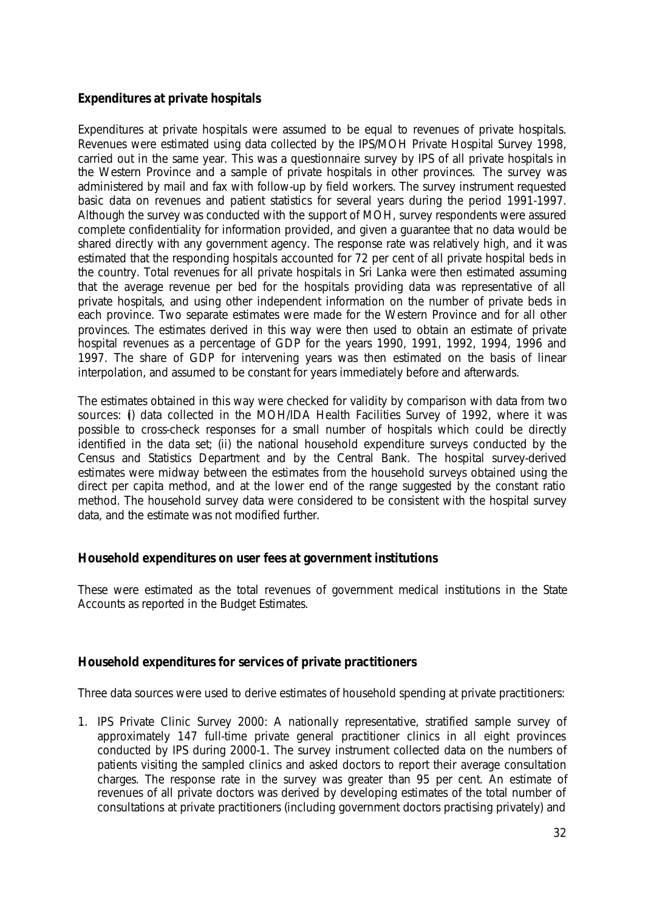**Expenditures at private hospitals**

Expenditures at private hospitals were assumed to be equal to revenues of private hospitals. Revenues were estimated using data collected by the IPS/MOH Private Hospital Survey 1998, carried out in the same year. This was a questionnaire survey by IPS of all private hospitals in the Western Province and a sample of private hospitals in other provinces. The survey was administered by mail and fax with follow-up by field workers. The survey instrument requested basic data on revenues and patient statistics for several years during the period 1991-1997. Although the survey was conducted with the support of MOH, survey respondents were assured complete confidentiality for information provided, and given a guarantee that no data would be shared directly with any government agency. The response rate was relatively high, and it was estimated that the responding hospitals accounted for 72 per cent of all private hospital beds in the country. Total revenues for all private hospitals in Sri Lanka were then estimated assuming that the average revenue per bed for the hospitals providing data was representative of all private hospitals, and using other independent information on the number of private beds in each province. Two separate estimates were made for the Western Province and for all other provinces. The estimates derived in this way were then used to obtain an estimate of private hospital revenues as a percentage of GDP for the years 1990, 1991, 1992, 1994, 1996 and 1997. The share of GDP for intervening years was then estimated on the basis of linear interpolation, and assumed to be constant for years immediately before and afterwards.

The estimates obtained in this way were checked for validity by comparison with data from two sources: (i) data collected in the MOH/IDA Health Facilities Survey of 1992, where it was possible to cross-check responses for a small number of hospitals which could be directly identified in the data set; (ii) the national household expenditure surveys conducted by the Census and Statistics Department and by the Central Bank. The hospital survey-derived estimates were midway between the estimates from the household surveys obtained using the direct per capita method, and at the lower end of the range suggested by the constant ratio method. The household survey data were considered to be consistent with the hospital survey data, and the estimate was not modified further.

**Household expenditures on user fees at government institutions**

These were estimated as the total revenues of government medical institutions in the State Accounts as reported in the Budget Estimates.

**Household expenditures for services of private practitioners**

Three data sources were used to derive estimates of household spending at private practitioners:

1. IPS Private Clinic Survey 2000: A nationally representative, stratified sample survey of approximately 147 full-time private general practitioner clinics in all eight provinces conducted by IPS during 2000-1. The survey instrument collected data on the numbers of patients visiting the sampled clinics and asked doctors to report their average consultation charges. The response rate in the survey was greater than 95 per cent. An estimate of revenues of all private doctors was derived by developing estimates of the total number of consultations at private practitioners (including government doctors practising privately) and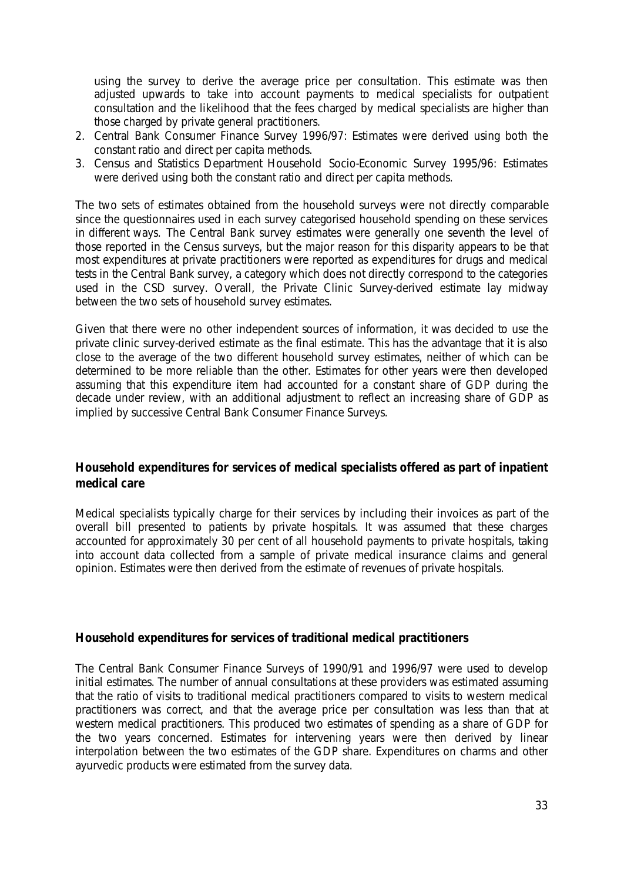using the survey to derive the average price per consultation. This estimate was then adjusted upwards to take into account payments to medical specialists for outpatient consultation and the likelihood that the fees charged by medical specialists are higher than those charged by private general practitioners.

2. Central Bank Consumer Finance Survey 1996/97: Estimates were derived using both the constant ratio and direct per capita methods.
3. Census and Statistics Department Household Socio-Economic Survey 1995/96: Estimates were derived using both the constant ratio and direct per capita methods.

The two sets of estimates obtained from the household surveys were not directly comparable since the questionnaires used in each survey categorised household spending on these services in different ways. The Central Bank survey estimates were generally one seventh the level of those reported in the Census surveys, but the major reason for this disparity appears to be that most expenditures at private practitioners were reported as expenditures for drugs and medical tests in the Central Bank survey, a category which does not directly correspond to the categories used in the CSD survey. Overall, the Private Clinic Survey-derived estimate lay midway between the two sets of household survey estimates.

Given that there were no other independent sources of information, it was decided to use the private clinic survey-derived estimate as the final estimate. This has the advantage that it is also close to the average of the two different household survey estimates, neither of which can be determined to be more reliable than the other. Estimates for other years were then developed assuming that this expenditure item had accounted for a constant share of GDP during the decade under review, with an additional adjustment to reflect an increasing share of GDP as implied by successive Central Bank Consumer Finance Surveys.

**Household expenditures for services of medical specialists offered as part of inpatient medical care**

Medical specialists typically charge for their services by including their invoices as part of the overall bill presented to patients by private hospitals. It was assumed that these charges accounted for approximately 30 per cent of all household payments to private hospitals, taking into account data collected from a sample of private medical insurance claims and general opinion. Estimates were then derived from the estimate of revenues of private hospitals.

**Household expenditures for services of traditional medical practitioners**

The Central Bank Consumer Finance Surveys of 1990/91 and 1996/97 were used to develop initial estimates. The number of annual consultations at these providers was estimated assuming that the ratio of visits to traditional medical practitioners compared to visits to western medical practitioners was correct, and that the average price per consultation was less than that at western medical practitioners. This produced two estimates of spending as a share of GDP for the two years concerned. Estimates for intervening years were then derived by linear interpolation between the two estimates of the GDP share. Expenditures on charms and other ayurvedic products were estimated from the survey data.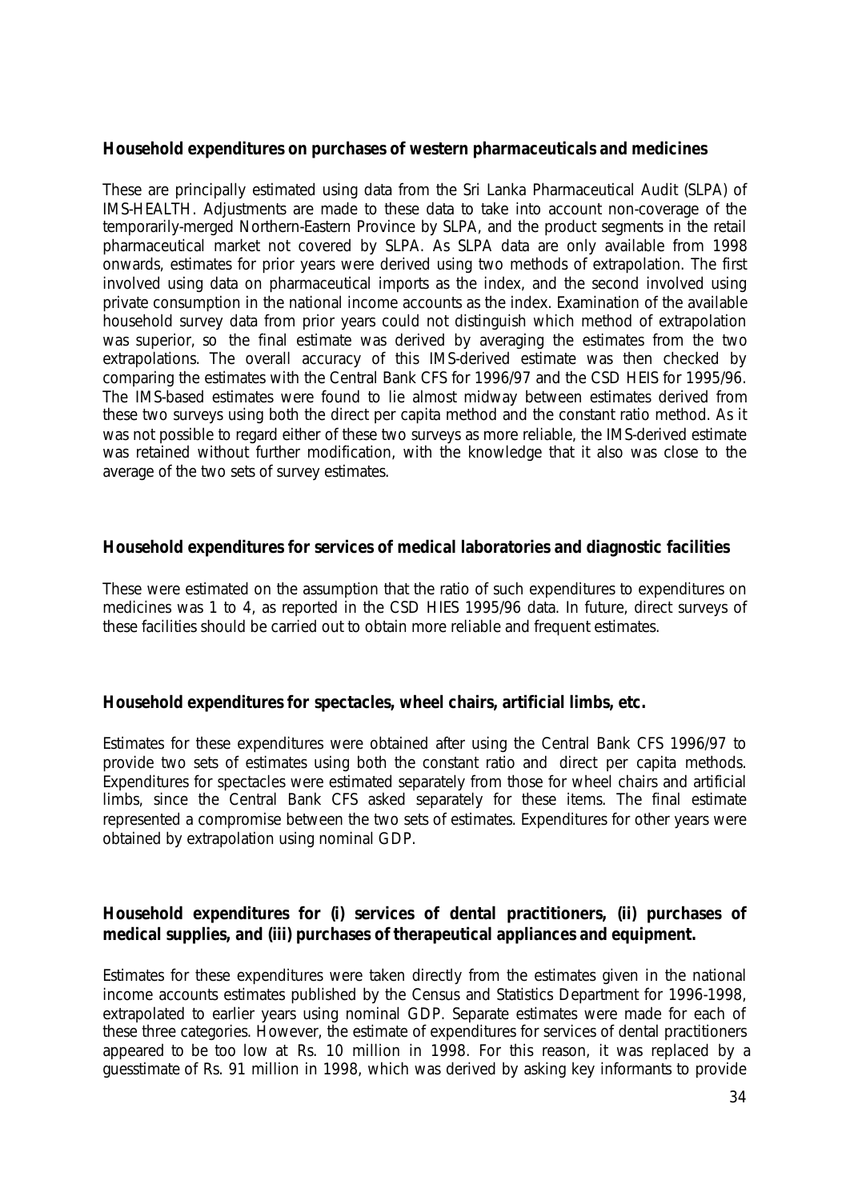**Household expenditures on purchases of western pharmaceuticals and medicines**

These are principally estimated using data from the Sri Lanka Pharmaceutical Audit (SLPA) of IMS-HEALTH. Adjustments are made to these data to take into account non-coverage of the temporarily-merged Northern-Eastern Province by SLPA, and the product segments in the retail pharmaceutical market not covered by SLPA. As SLPA data are only available from 1998 onwards, estimates for prior years were derived using two methods of extrapolation. The first involved using data on pharmaceutical imports as the index, and the second involved using private consumption in the national income accounts as the index. Examination of the available household survey data from prior years could not distinguish which method of extrapolation was superior, so the final estimate was derived by averaging the estimates from the two extrapolations. The overall accuracy of this IMS-derived estimate was then checked by comparing the estimates with the Central Bank CFS for 1996/97 and the CSD HEIS for 1995/96. The IMS-based estimates were found to lie almost midway between estimates derived from these two surveys using both the direct per capita method and the constant ratio method. As it was not possible to regard either of these two surveys as more reliable, the IMS-derived estimate was retained without further modification, with the knowledge that it also was close to the average of the two sets of survey estimates.

**Household expenditures for services of medical laboratories and diagnostic facilities**

These were estimated on the assumption that the ratio of such expenditures to expenditures on medicines was 1 to 4, as reported in the CSD HIES 1995/96 data. In future, direct surveys of these facilities should be carried out to obtain more reliable and frequent estimates.

**Household expenditures for spectacles, wheel chairs, artificial limbs, etc.**

Estimates for these expenditures were obtained after using the Central Bank CFS 1996/97 to provide two sets of estimates using both the constant ratio and direct per capita methods. Expenditures for spectacles were estimated separately from those for wheel chairs and artificial limbs, since the Central Bank CFS asked separately for these items. The final estimate represented a compromise between the two sets of estimates. Expenditures for other years were obtained by extrapolation using nominal GDP.

**Household expenditures for (i) services of dental practitioners, (ii) purchases of medical supplies, and (iii) purchases of therapeutical appliances and equipment.**

Estimates for these expenditures were taken directly from the estimates given in the national income accounts estimates published by the Census and Statistics Department for 1996-1998, extrapolated to earlier years using nominal GDP. Separate estimates were made for each of these three categories. However, the estimate of expenditures for services of dental practitioners appeared to be too low at Rs. 10 million in 1998. For this reason, it was replaced by a guesstimate of Rs. 91 million in 1998, which was derived by asking key informants to provide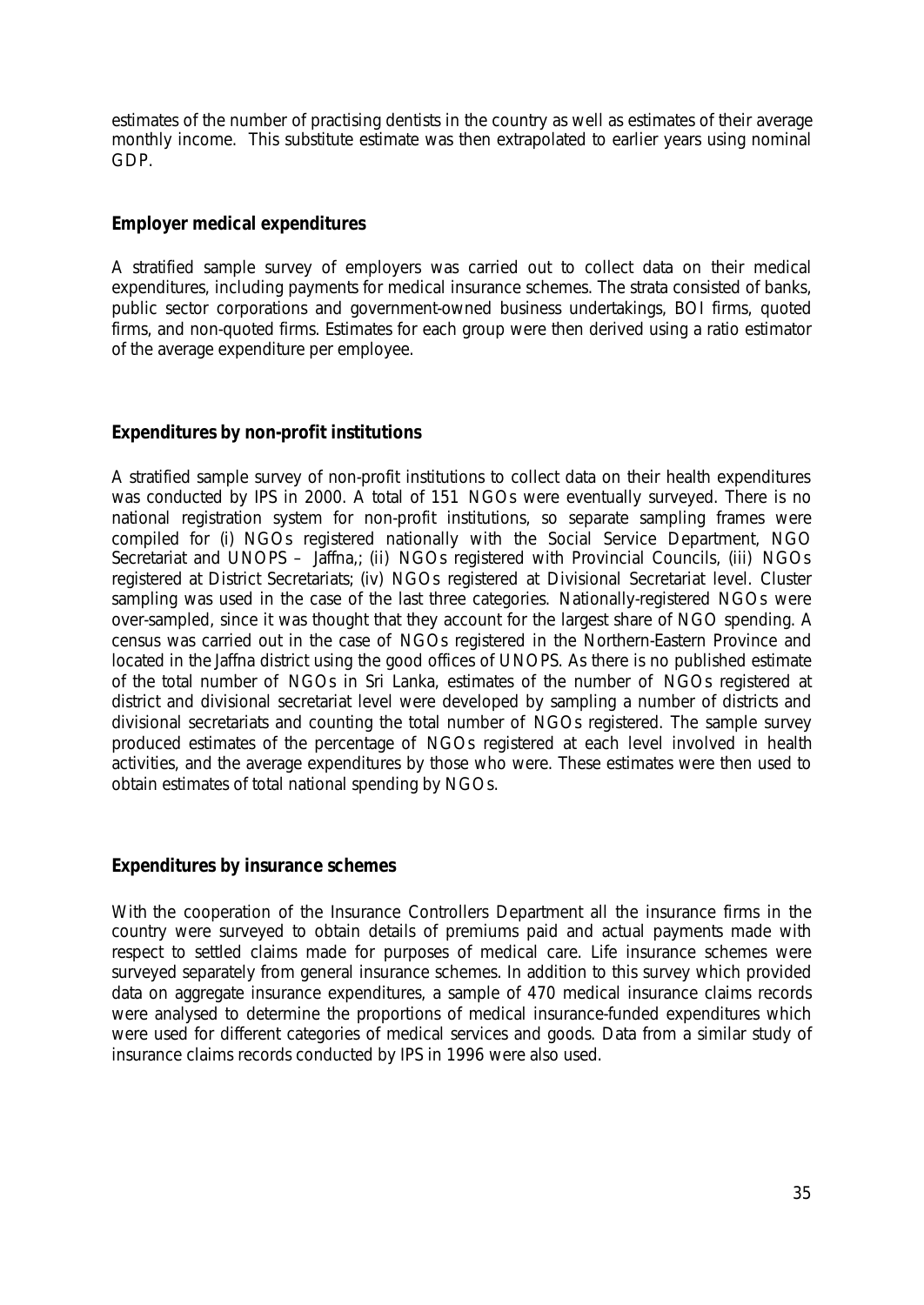estimates of the number of practising dentists in the country as well as estimates of their average monthly income. This substitute estimate was then extrapolated to earlier years using nominal GDP.

**Employer medical expenditures**

A stratified sample survey of employers was carried out to collect data on their medical expenditures, including payments for medical insurance schemes. The strata consisted of banks, public sector corporations and government-owned business undertakings, BOI firms, quoted firms, and non-quoted firms. Estimates for each group were then derived using a ratio estimator of the average expenditure per employee.

**Expenditures by non-profit institutions**

A stratified sample survey of non-profit institutions to collect data on their health expenditures was conducted by IPS in 2000. A total of 151 NGOs were eventually surveyed. There is no national registration system for non-profit institutions, so separate sampling frames were compiled for (i) NGOs registered nationally with the Social Service Department, NGO Secretariat and UNOPS – Jaffna,; (ii) NGOs registered with Provincial Councils, (iii) NGOs registered at District Secretariats; (iv) NGOs registered at Divisional Secretariat level. Cluster sampling was used in the case of the last three categories. Nationally-registered NGOs were over-sampled, since it was thought that they account for the largest share of NGO spending. A census was carried out in the case of NGOs registered in the Northern-Eastern Province and located in the Jaffna district using the good offices of UNOPS. As there is no published estimate of the total number of NGOs in Sri Lanka, estimates of the number of NGOs registered at district and divisional secretariat level were developed by sampling a number of districts and divisional secretariats and counting the total number of NGOs registered. The sample survey produced estimates of the percentage of NGOs registered at each level involved in health activities, and the average expenditures by those who were. These estimates were then used to obtain estimates of total national spending by NGOs.

**Expenditures by insurance schemes**

With the cooperation of the Insurance Controllers Department all the insurance firms in the country were surveyed to obtain details of premiums paid and actual payments made with respect to settled claims made for purposes of medical care. Life insurance schemes were surveyed separately from general insurance schemes. In addition to this survey which provided data on aggregate insurance expenditures, a sample of 470 medical insurance claims records were analysed to determine the proportions of medical insurance-funded expenditures which were used for different categories of medical services and goods. Data from a similar study of insurance claims records conducted by IPS in 1996 were also used.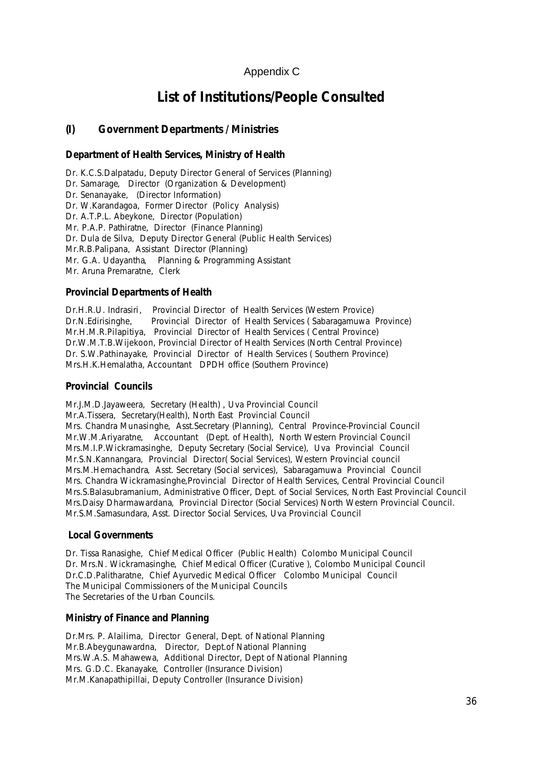Appendix C

# List of Institutions/People Consulted

## (I) Government Departments / Ministries

### Department of Health Services, Ministry of Health

Dr. K.C.S.Dalpatadu, Deputy Director General of Services (Planning)
Dr. Samarage, Director (Organization & Development)
Dr. Senanayake, (Director Information)
Dr. W.Karandagoa, Former Director (Policy Analysis)
Dr. A.T.P.L. Abeykone, Director (Population)
Mr. P.A.P. Pathiratne, Director (Finance Planning)
Dr. Dula de Silva, Deputy Director General (Public Health Services)
Mr.R.B.Palipana, Assistant Director (Planning)
Mr. G.A. Udayantha, Planning & Programming Assistant
Mr. Aruna Premaratne, Clerk

### Provincial Departments of Health

Dr.H.R.U. Indrasiri, Provincial Director of Health Services (Western Provice)
Dr.N.Edirisinghe, Provincial Director of Health Services ( Sabaragamuwa Province)
Mr.H.M.R.Pilapitiya, Provincial Director of Health Services ( Central Province)
Dr.W.M.T.B.Wijekoon, Provincial Director of Health Services (North Central Province)
Dr. S.W.Pathinayake, Provincial Director of Health Services ( Southern Province)
Mrs.H.K.Hemalatha, Accountant DPDH office (Southern Province)

### Provincial Councils

Mr.J.M.D.Jayaweera, Secretary (Health) , Uva Provincial Council
Mr.A.Tissera, Secretary(Health), North East Provincial Council
Mrs. Chandra Munasinghe, Asst.Secretary (Planning), Central Province-Provincial Council
Mr.W.M.Ariyaratne, Accountant (Dept. of Health), North Western Provincial Council
Mrs.M.I.P.Wickramasinghe, Deputy Secretary (Social Service), Uva Provincial Council
Mr.S.N.Kannangara, Provincial Director( Social Services), Western Provincial council
Mrs.M.Hemachandra, Asst. Secretary (Social services), Sabaragamuwa Provincial Council
Mrs. Chandra Wickramasinghe,Provincial Director of Health Services, Central Provincial Council
Mrs.S.Balasubramanium, Administrative Officer, Dept. of Social Services, North East Provincial Council
Mrs.Daisy Dharmawardana, Provincial Director (Social Services) North Western Provincial Council.
Mr.S.M.Samasundara, Asst. Director Social Services, Uva Provincial Council

### Local Governments

Dr. Tissa Ranasighe, Chief Medical Officer (Public Health) Colombo Municipal Council
Dr. Mrs.N. Wickramasinghe, Chief Medical Officer (Curative ), Colombo Municipal Council
Dr.C.D.Palitharatne, Chief Ayurvedic Medical Officer Colombo Municipal Council
The Municipal Commissioners of the Municipal Councils
The Secretaries of the Urban Councils.

### Ministry of Finance and Planning

Dr.Mrs. P. Alailima, Director General, Dept. of National Planning
Mr.B.Abeygunawardna, Director, Dept.of National Planning
Mrs.W.A.S. Mahawewa, Additional Director, Dept of National Planning
Mrs. G.D.C. Ekanayake, Controller (Insurance Division)
Mr.M.Kanapathipillai, Deputy Controller (Insurance Division)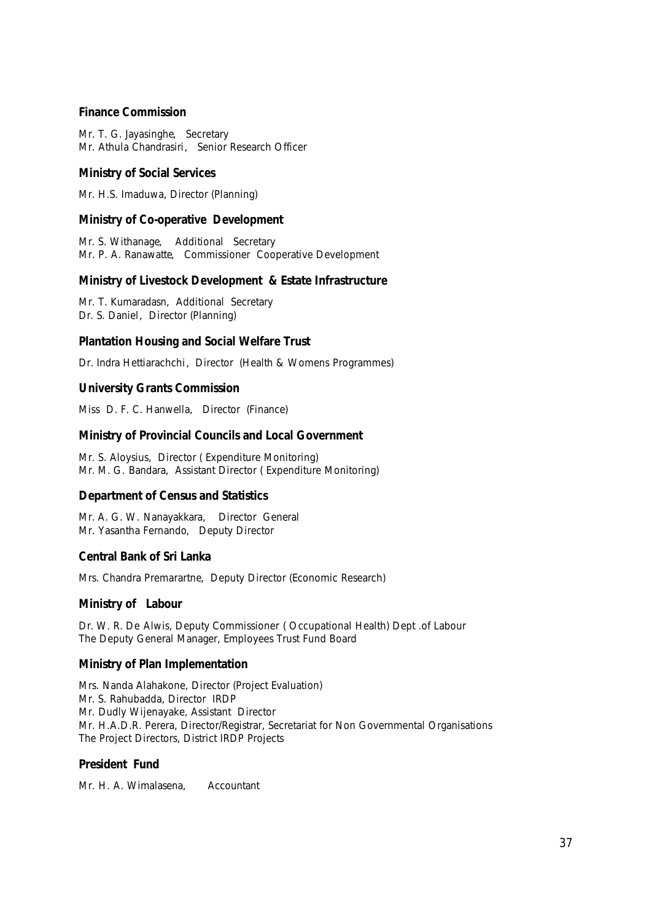**Finance Commission**

Mr. T. G. Jayasinghe, Secretary
Mr. Athula Chandrasiri, Senior Research Officer

**Ministry of Social Services**

Mr. H.S. Imaduwa, Director (Planning)

**Ministry of Co-operative Development**

Mr. S. Withanage, Additional Secretary
Mr. P. A. Ranawatte, Commissioner Cooperative Development

**Ministry of Livestock Development & Estate Infrastructure**

Mr. T. Kumaradasn, Additional Secretary
Dr. S. Daniel, Director (Planning)

**Plantation Housing and Social Welfare Trust**

Dr. Indra Hettiarachchi, Director (Health & Womens Programmes)

**University Grants Commission**

Miss D. F. C. Hanwella, Director (Finance)

**Ministry of Provincial Councils and Local Government**

Mr. S. Aloysius, Director ( Expenditure Monitoring)
Mr. M. G. Bandara, Assistant Director ( Expenditure Monitoring)

**Department of Census and Statistics**

Mr. A. G. W. Nanayakkara, Director General
Mr. Yasantha Fernando, Deputy Director

**Central Bank of Sri Lanka**

Mrs. Chandra Premarartne, Deputy Director (Economic Research)

**Ministry of Labour**

Dr. W. R. De Alwis, Deputy Commissioner ( Occupational Health) Dept .of Labour
The Deputy General Manager, Employees Trust Fund Board

**Ministry of Plan Implementation**

Mrs. Nanda Alahakone, Director (Project Evaluation)
Mr. S. Rahubadda, Director IRDP
Mr. Dudly Wijenayake, Assistant Director
Mr. H.A.D.R. Perera, Director/Registrar, Secretariat for Non Governmental Organisations
The Project Directors, District IRDP Projects

**President Fund**

Mr. H. A. Wimalasena, Accountant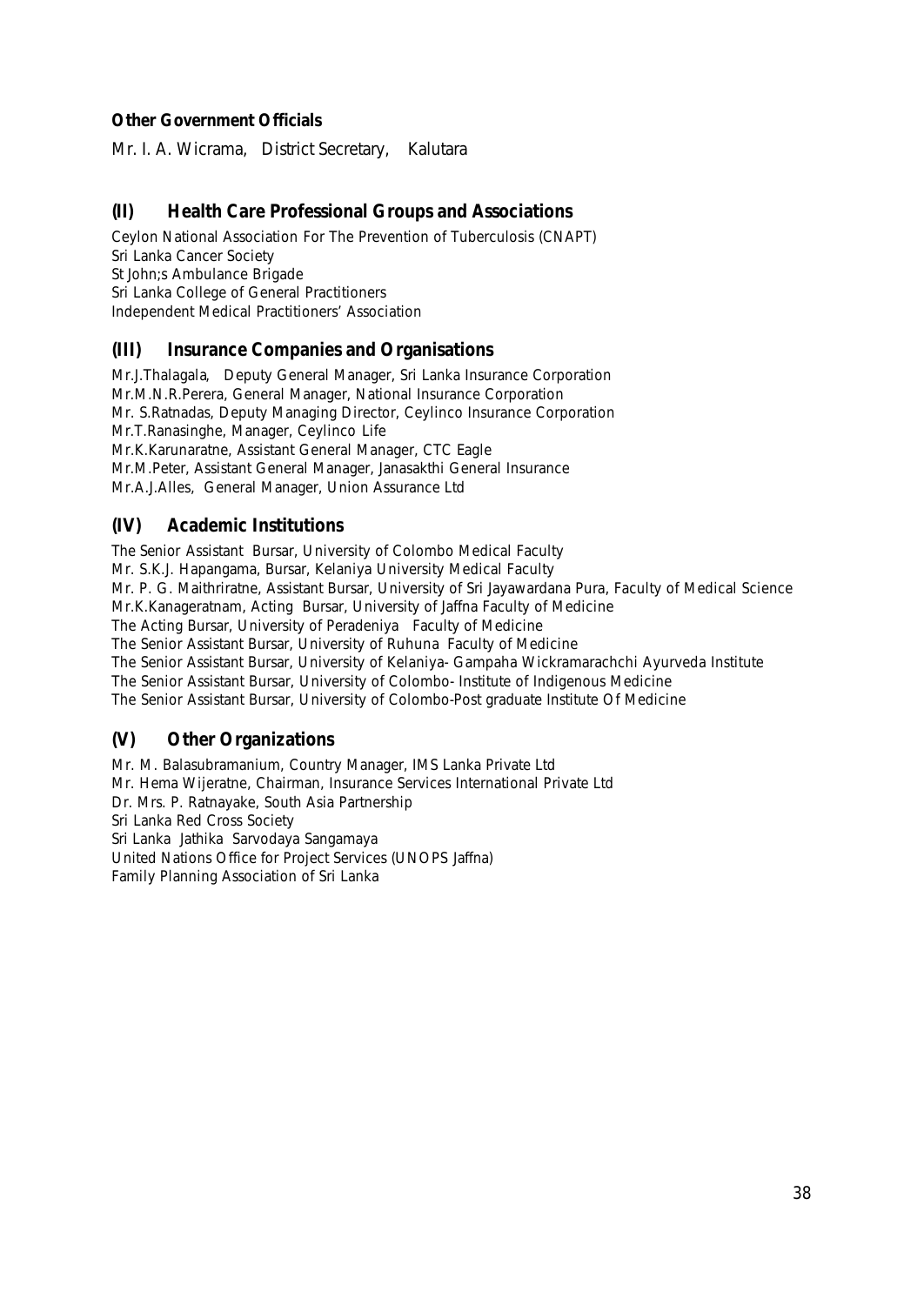**Other Government Officials**

Mr. I. A. Wicrama, District Secretary, Kalutara

## (II) Health Care Professional Groups and Associations

Ceylon National Association For The Prevention of Tuberculosis (CNAPT)
Sri Lanka Cancer Society
St John;s Ambulance Brigade
Sri Lanka College of General Practitioners
Independent Medical Practitioners' Association

## (III) Insurance Companies and Organisations

Mr.J.Thalagala, Deputy General Manager, Sri Lanka Insurance Corporation
Mr.M.N.R.Perera, General Manager, National Insurance Corporation
Mr. S.Ratnadas, Deputy Managing Director, Ceylinco Insurance Corporation
Mr.T.Ranasinghe, Manager, Ceylinco Life
Mr.K.Karunaratne, Assistant General Manager, CTC Eagle
Mr.M.Peter, Assistant General Manager, Janasakthi General Insurance
Mr.A.J.Alles, General Manager, Union Assurance Ltd

## (IV) Academic Institutions

The Senior Assistant Bursar, University of Colombo Medical Faculty
Mr. S.K.J. Hapangama, Bursar, Kelaniya University Medical Faculty
Mr. P. G. Maithriratne, Assistant Bursar, University of Sri Jayawardana Pura, Faculty of Medical Science
Mr.K.Kanageratnam, Acting Bursar, University of Jaffna Faculty of Medicine
The Acting Bursar, University of Peradeniya Faculty of Medicine
The Senior Assistant Bursar, University of Ruhuna Faculty of Medicine
The Senior Assistant Bursar, University of Kelaniya- Gampaha Wickramarachchi Ayurveda Institute
The Senior Assistant Bursar, University of Colombo- Institute of Indigenous Medicine
The Senior Assistant Bursar, University of Colombo-Post graduate Institute Of Medicine

## (V) Other Organizations

Mr. M. Balasubramanium, Country Manager, IMS Lanka Private Ltd
Mr. Hema Wijeratne, Chairman, Insurance Services International Private Ltd
Dr. Mrs. P. Ratnayake, South Asia Partnership
Sri Lanka Red Cross Society
Sri Lanka Jathika Sarvodaya Sangamaya
United Nations Office for Project Services (UNOPS Jaffna)
Family Planning Association of Sri Lanka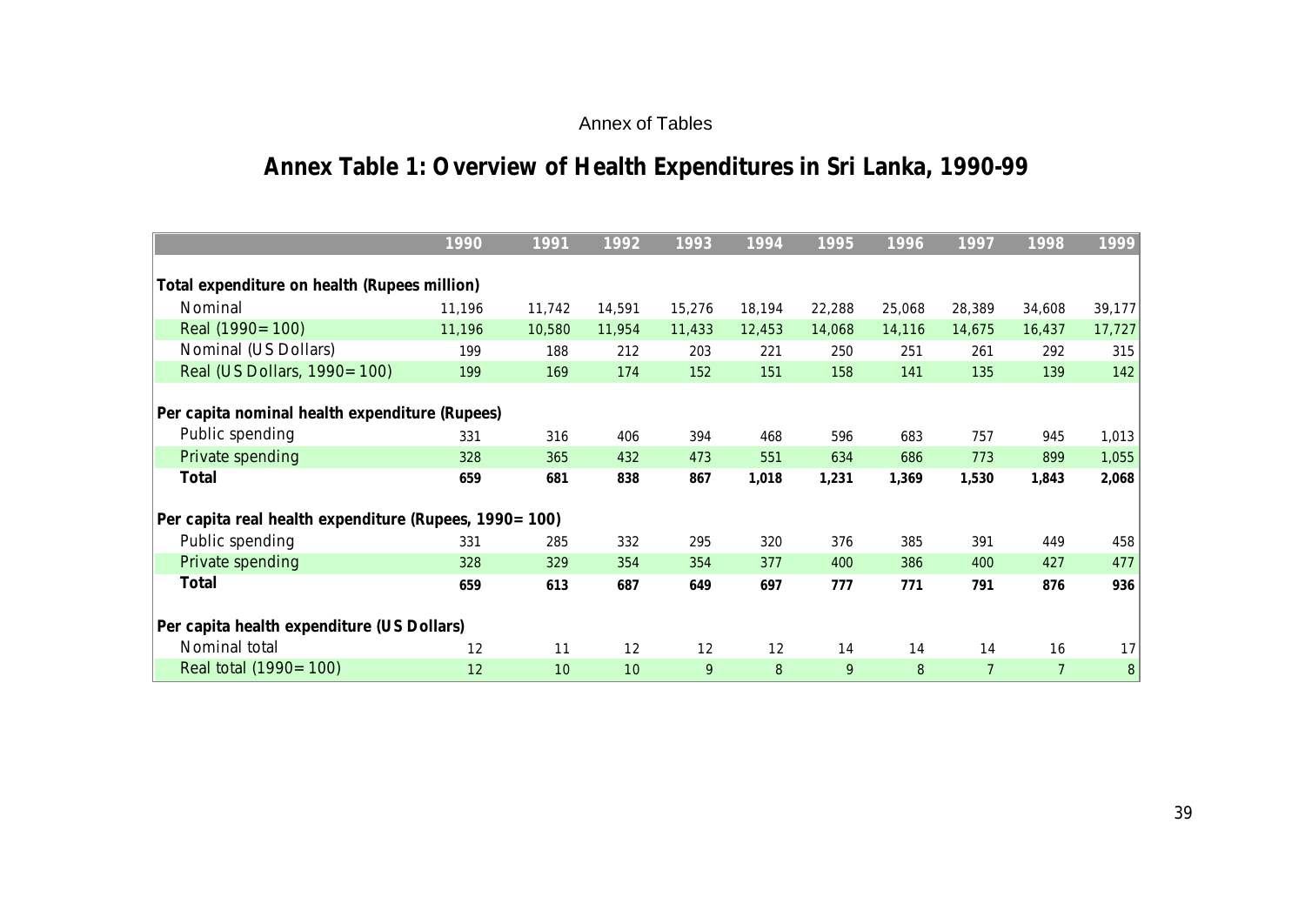Annex of Tables

# Annex Table 1: Overview of Health Expenditures in Sri Lanka, 1990-99

| | 1990 | 1991 | 1992 | 1993 | 1994 | 1995 | 1996 | 1997 | 1998 | 1999 |
|---|---|---|---|---|---|---|---|---|---|---|
| **Total expenditure on health (Rupees million)** | | | | | | | | | | |
| Nominal | 11,196 | 11,742 | 14,591 | 15,276 | 18,194 | 22,288 | 25,068 | 28,389 | 34,608 | 39,177 |
| Real (1990=100) | 11,196 | 10,580 | 11,954 | 11,433 | 12,453 | 14,068 | 14,116 | 14,675 | 16,437 | 17,727 |
| Nominal (US Dollars) | 199 | 188 | 212 | 203 | 221 | 250 | 251 | 261 | 292 | 315 |
| Real (US Dollars, 1990=100) | 199 | 169 | 174 | 152 | 151 | 158 | 141 | 135 | 139 | 142 |
| **Per capita nominal health expenditure (Rupees)** | | | | | | | | | | |
| Public spending | 331 | 316 | 406 | 394 | 468 | 596 | 683 | 757 | 945 | 1,013 |
| Private spending | 328 | 365 | 432 | 473 | 551 | 634 | 686 | 773 | 899 | 1,055 |
| **Total** | **659** | **681** | **838** | **867** | **1,018** | **1,231** | **1,369** | **1,530** | **1,843** | **2,068** |
| **Per capita real health expenditure (Rupees, 1990=100)** | | | | | | | | | | |
| Public spending | 331 | 285 | 332 | 295 | 320 | 376 | 385 | 391 | 449 | 458 |
| Private spending | 328 | 329 | 354 | 354 | 377 | 400 | 386 | 400 | 427 | 477 |
| **Total** | **659** | **613** | **687** | **649** | **697** | **777** | **771** | **791** | **876** | **936** |
| **Per capita health expenditure (US Dollars)** | | | | | | | | | | |
| Nominal total | 12 | 11 | 12 | 12 | 12 | 14 | 14 | 14 | 16 | 17 |
| Real total (1990=100) | 12 | 10 | 10 | 9 | 8 | 9 | 8 | 7 | 7 | 8 |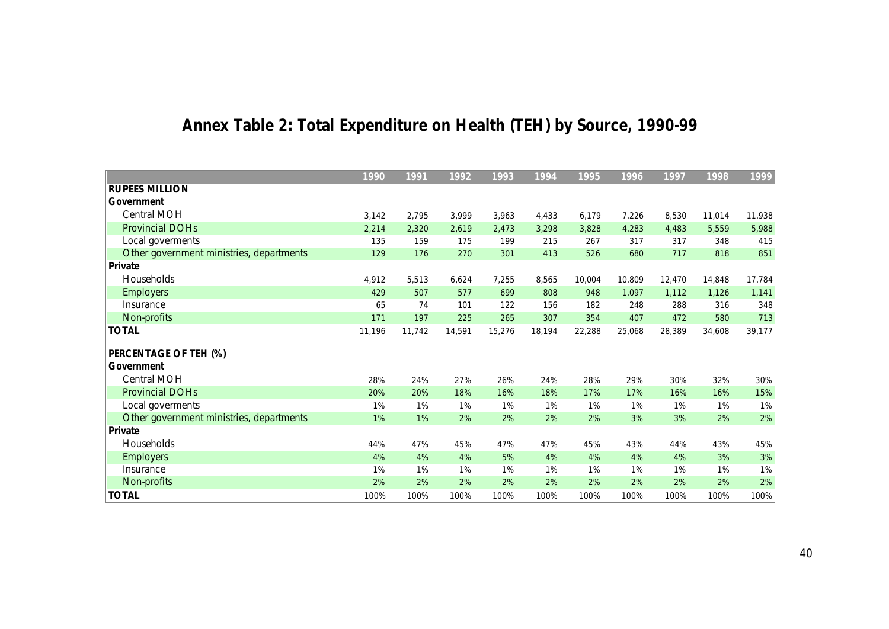# Annex Table 2: Total Expenditure on Health (TEH) by Source, 1990-99

| | 1990 | 1991 | 1992 | 1993 | 1994 | 1995 | 1996 | 1997 | 1998 | 1999 |
|---|---|---|---|---|---|---|---|---|---|---|
| **RUPEES MILLION** | | | | | | | | | | |
| **Government** | | | | | | | | | | |
| Central MOH | 3,142 | 2,795 | 3,999 | 3,963 | 4,433 | 6,179 | 7,226 | 8,530 | 11,014 | 11,938 |
| Provincial DOHs | 2,214 | 2,320 | 2,619 | 2,473 | 3,298 | 3,828 | 4,283 | 4,483 | 5,559 | 5,988 |
| Local goverments | 135 | 159 | 175 | 199 | 215 | 267 | 317 | 317 | 348 | 415 |
| Other government ministries, departments | 129 | 176 | 270 | 301 | 413 | 526 | 680 | 717 | 818 | 851 |
| **Private** | | | | | | | | | | |
| Households | 4,912 | 5,513 | 6,624 | 7,255 | 8,565 | 10,004 | 10,809 | 12,470 | 14,848 | 17,784 |
| Employers | 429 | 507 | 577 | 699 | 808 | 948 | 1,097 | 1,112 | 1,126 | 1,141 |
| Insurance | 65 | 74 | 101 | 122 | 156 | 182 | 248 | 288 | 316 | 348 |
| Non-profits | 171 | 197 | 225 | 265 | 307 | 354 | 407 | 472 | 580 | 713 |
| **TOTAL** | 11,196 | 11,742 | 14,591 | 15,276 | 18,194 | 22,288 | 25,068 | 28,389 | 34,608 | 39,177 |
| **PERCENTAGE OF TEH (%)** | | | | | | | | | | |
| **Government** | | | | | | | | | | |
| Central MOH | 28% | 24% | 27% | 26% | 24% | 28% | 29% | 30% | 32% | 30% |
| Provincial DOHs | 20% | 20% | 18% | 16% | 18% | 17% | 17% | 16% | 16% | 15% |
| Local goverments | 1% | 1% | 1% | 1% | 1% | 1% | 1% | 1% | 1% | 1% |
| Other government ministries, departments | 1% | 1% | 2% | 2% | 2% | 2% | 3% | 3% | 2% | 2% |
| **Private** | | | | | | | | | | |
| Households | 44% | 47% | 45% | 47% | 47% | 45% | 43% | 44% | 43% | 45% |
| Employers | 4% | 4% | 4% | 5% | 4% | 4% | 4% | 4% | 3% | 3% |
| Insurance | 1% | 1% | 1% | 1% | 1% | 1% | 1% | 1% | 1% | 1% |
| Non-profits | 2% | 2% | 2% | 2% | 2% | 2% | 2% | 2% | 2% | 2% |
| **TOTAL** | 100% | 100% | 100% | 100% | 100% | 100% | 100% | 100% | 100% | 100% |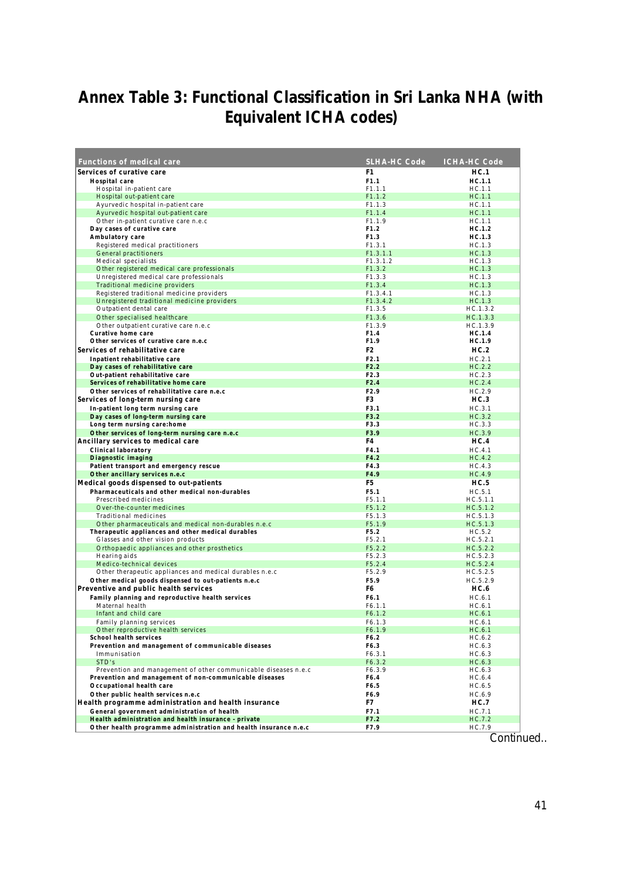# Annex Table 3: Functional Classification in Sri Lanka NHA (with Equivalent ICHA codes)

| Functions of medical care | SLHA-HC Code | ICHA-HC Code |
|---|---|---|
| **Services of curative care** | **F1** | **HC.1** |
| **Hospital care** | **F1.1** | **HC.1.1** |
| Hospital in-patient care | F1.1.1 | HC.1.1 |
| Hospital out-patient care | F1.1.2 | HC.1.1 |
| Ayurvedic hospital in-patient care | F1.1.3 | HC.1.1 |
| Ayurvedic hospital out-patient care | F1.1.4 | HC.1.1 |
| Other in-patient curative care n.e.c | F1.1.9 | HC.1.1 |
| **Day cases of curative care** | **F1.2** | **HC.1.2** |
| **Ambulatory care** | **F1.3** | **HC.1.3** |
| Registered medical practitioners | F1.3.1 | HC.1.3 |
| General practitioners | F1.3.1.1 | HC.1.3 |
| Medical specialists | F1.3.1.2 | HC.1.3 |
| Other registered medical care professionals | F1.3.2 | HC.1.3 |
| Unregistered medical care professionals | F1.3.3 | HC.1.3 |
| Traditional medicine providers | F1.3.4 | HC.1.3 |
| Registered traditional medicine providers | F1.3.4.1 | HC.1.3 |
| Unregistered traditional medicine providers | F1.3.4.2 | HC.1.3 |
| Outpatient dental care | F1.3.5 | HC.1.3.2 |
| Other specialised healthcare | F1.3.6 | HC.1.3.3 |
| Other outpatient curative care n.e.c | F1.3.9 | HC.1.3.9 |
| **Curative home care** | **F1.4** | **HC.1.4** |
| **Other services of curative care n.e.c** | **F1.9** | **HC.1.9** |
| **Services of rehabilitative care** | **F2** | **HC.2** |
| **Inpatient rehabilitative care** | **F2.1** | HC.2.1 |
| **Day cases of rehabilitative care** | **F2.2** | HC.2.2 |
| **Out-patient rehabilitative care** | **F2.3** | HC.2.3 |
| **Services of rehabilitative home care** | **F2.4** | HC.2.4 |
| **Other services of rehabilitative care n.e.c** | **F2.9** | HC.2.9 |
| **Services of long-term nursing care** | **F3** | **HC.3** |
| **In-patient long term nursing care** | **F3.1** | HC.3.1 |
| **Day cases of long-term nursing care** | **F3.2** | HC.3.2 |
| **Long term nursing care:home** | **F3.3** | HC.3.3 |
| **Other services of long-term nursing care n.e.c** | **F3.9** | HC.3.9 |
| **Ancillary services to medical care** | **F4** | **HC.4** |
| **Clinical laboratory** | **F4.1** | HC.4.1 |
| **Diagnostic imaging** | **F4.2** | HC.4.2 |
| **Patient transport and emergency rescue** | **F4.3** | HC.4.3 |
| **Other ancillary services n.e.c** | **F4.9** | HC.4.9 |
| **Medical goods dispensed to out-patients** | **F5** | **HC.5** |
| **Pharmaceuticals and other medical non-durables** | **F5.1** | HC.5.1 |
| Prescribed medicines | F5.1.1 | HC.5.1.1 |
| Over-the-counter medicines | F5.1.2 | HC.5.1.2 |
| Traditional medicines | F5.1.3 | HC.5.1.3 |
| Other pharmaceuticals and medical non-durables n.e.c | F5.1.9 | HC.5.1.3 |
| **Therapeutic appliances and other medical durables** | **F5.2** | HC.5.2 |
| Glasses and other vision products | F5.2.1 | HC.5.2.1 |
| Orthopaedic appliances and other prosthetics | F5.2.2 | HC.5.2.2 |
| Hearing aids | F5.2.3 | HC.5.2.3 |
| Medico-technical devices | F5.2.4 | HC.5.2.4 |
| Other therapeutic appliances and medical durables n.e.c | F5.2.9 | HC.5.2.5 |
| **Other medical goods dispensed to out-patients n.e.c** | **F5.9** | HC.5.2.9 |
| **Preventive and public health services** | **F6** | **HC.6** |
| **Family planning and reproductive health services** | **F6.1** | HC.6.1 |
| Maternal health | F6.1.1 | HC.6.1 |
| Infant and child care | F6.1.2 | HC.6.1 |
| Family planning services | F6.1.3 | HC.6.1 |
| Other reproductive health services | F6.1.9 | HC.6.1 |
| **School health services** | **F6.2** | HC.6.2 |
| **Prevention and management of communicable diseases** | **F6.3** | HC.6.3 |
| Immunisation | F6.3.1 | HC.6.3 |
| STD's | F6.3.2 | HC.6.3 |
| Prevention and management of other communicable diseases n.e.c | F6.3.9 | HC.6.3 |
| **Prevention and management of non-communicable diseases** | **F6.4** | HC.6.4 |
| **Occupational health care** | **F6.5** | HC.6.5 |
| **Other public health services n.e.c** | **F6.9** | HC.6.9 |
| **Health programme administration and health insurance** | **F7** | **HC.7** |
| **General government administration of health** | **F7.1** | HC.7.1 |
| **Health administration and health insurance - private** | **F7.2** | HC.7.2 |
| **Other health programme administration and health insurance n.e.c** | **F7.9** | HC.7.9 |

Continued..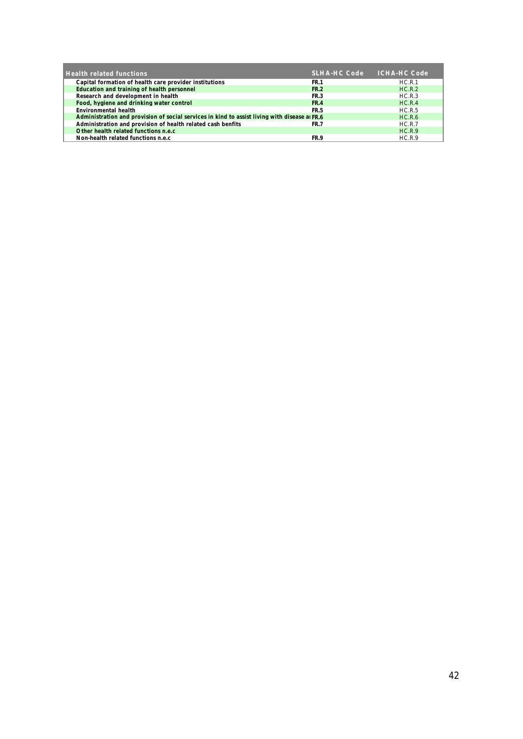| Health related functions | SLHA-HC Code | ICHA-HC Code |
|---|---|---|
| Capital formation of health care provider institutions | FR.1 | HC.R.1 |
| Education and training of health personnel | FR.2 | HC.R.2 |
| Research and development in health | FR.3 | HC.R.3 |
| Food, hygiene and drinking water control | FR.4 | HC.R.4 |
| Environmental health | FR.5 | HC.R.5 |
| Administration and provision of social services in kind to assist living with disease ar | FR.6 | HC.R.6 |
| Administration and provision of health related cash benfits | FR.7 | HC.R.7 |
| Other health related functions n.e.c | | HC.R.9 |
| Non-health related functions n.e.c | FR.9 | HC.R.9 |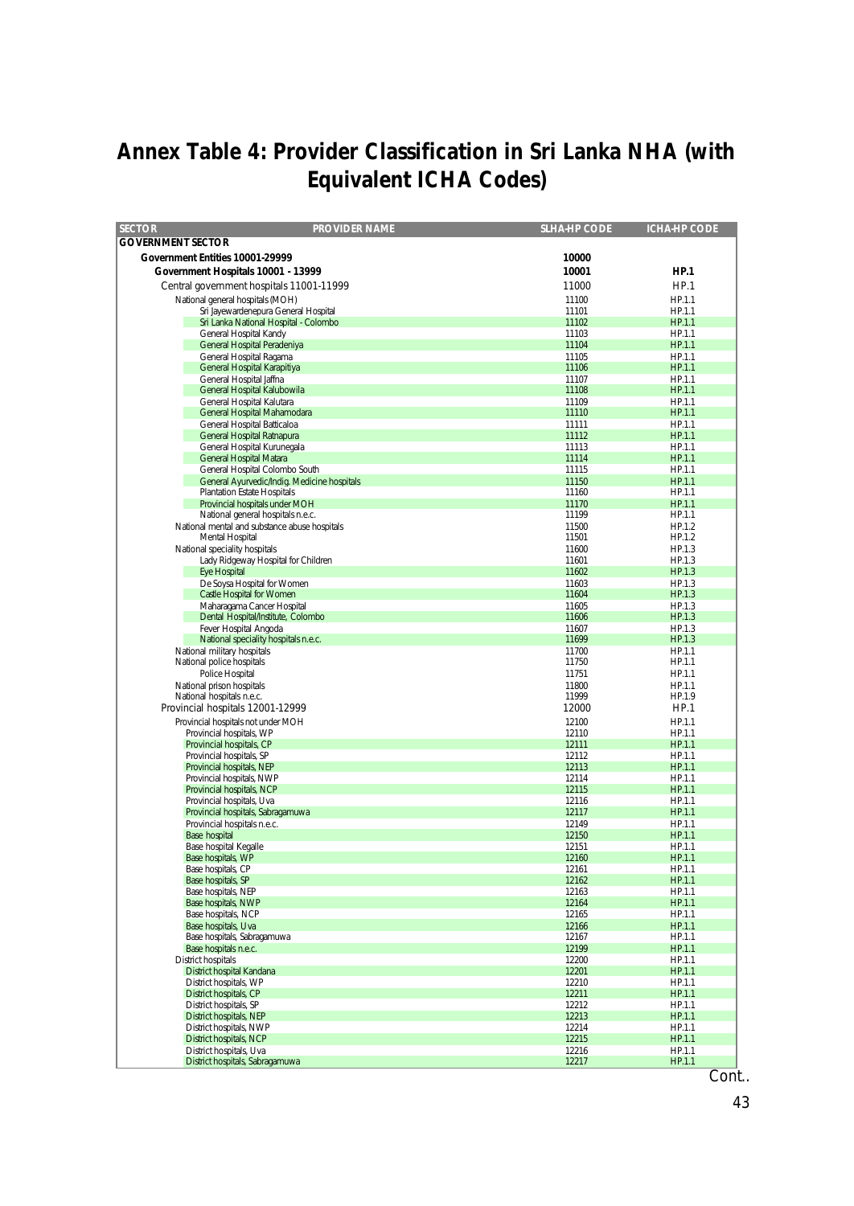# Annex Table 4: Provider Classification in Sri Lanka NHA (with Equivalent ICHA Codes)

| SECTOR | PROVIDER NAME | SLHA-HP CODE | ICHA-HP CODE |
|---|---|---|---|
| **GOVERNMENT SECTOR** | | | |
| **Government Entities 10001-29999** | | **10000** | |
| **Government Hospitals 10001 - 13999** | | **10001** | **HP.1** |
| Central government hospitals 11001-11999 | | 11000 | HP.1 |
| National general hospitals (MOH) | | 11100 | HP.1.1 |
| | Sri Jayewardenepura General Hospital | 11101 | HP.1.1 |
| | Sri Lanka National Hospital - Colombo | 11102 | HP.1.1 |
| | General Hospital Kandy | 11103 | HP.1.1 |
| | General Hospital Peradeniya | 11104 | HP.1.1 |
| | General Hospital Ragama | 11105 | HP.1.1 |
| | General Hospital Karapitiya | 11106 | HP.1.1 |
| | General Hospital Jaffna | 11107 | HP.1.1 |
| | General Hospital Kalubowila | 11108 | HP.1.1 |
| | General Hospital Kalutara | 11109 | HP.1.1 |
| | General Hospital Mahamodara | 11110 | HP.1.1 |
| | General Hospital Batticaloa | 11111 | HP.1.1 |
| | General Hospital Ratnapura | 11112 | HP.1.1 |
| | General Hospital Kurunegala | 11113 | HP.1.1 |
| | General Hospital Matara | 11114 | HP.1.1 |
| | General Hospital Colombo South | 11115 | HP.1.1 |
| | General Ayurvedic/Indig. Medicine hospitals | 11150 | HP.1.1 |
| | Plantation Estate Hospitals | 11160 | HP.1.1 |
| | Provincial hospitals under MOH | 11170 | HP.1.1 |
| | National general hospitals n.e.c. | 11199 | HP.1.1 |
| National mental and substance abuse hospitals | | 11500 | HP.1.2 |
| | Mental Hospital | 11501 | HP.1.2 |
| National speciality hospitals | | 11600 | HP.1.3 |
| | Lady Ridgeway Hospital for Children | 11601 | HP.1.3 |
| | Eye Hospital | 11602 | HP.1.3 |
| | De Soysa Hospital for Women | 11603 | HP.1.3 |
| | Castle Hospital for Women | 11604 | HP.1.3 |
| | Maharagama Cancer Hospital | 11605 | HP.1.3 |
| | Dental Hospital/Institute, Colombo | 11606 | HP.1.3 |
| | Fever Hospital Angoda | 11607 | HP.1.3 |
| | National speciality hospitals n.e.c. | 11699 | HP.1.3 |
| National military hospitals | | 11700 | HP.1.1 |
| National police hospitals | | 11750 | HP.1.1 |
| | Police Hospital | 11751 | HP.1.1 |
| National prison hospitals | | 11800 | HP.1.1 |
| National hospitals n.e.c. | | 11999 | HP.1.9 |
| Provincial hospitals 12001-12999 | | 12000 | HP.1 |
| Provincial hospitals not under MOH | | 12100 | HP.1.1 |
| | Provincial hospitals, WP | 12110 | HP.1.1 |
| | Provincial hospitals, CP | 12111 | HP.1.1 |
| | Provincial hospitals, SP | 12112 | HP.1.1 |
| | Provincial hospitals, NEP | 12113 | HP.1.1 |
| | Provincial hospitals, NWP | 12114 | HP.1.1 |
| | Provincial hospitals, NCP | 12115 | HP.1.1 |
| | Provincial hospitals, Uva | 12116 | HP.1.1 |
| | Provincial hospitals, Sabragamuwa | 12117 | HP.1.1 |
| | Provincial hospitals n.e.c. | 12149 | HP.1.1 |
| | Base hospital | 12150 | HP.1.1 |
| | Base hospital Kegalle | 12151 | HP.1.1 |
| | Base hospitals, WP | 12160 | HP.1.1 |
| | Base hospitals, CP | 12161 | HP.1.1 |
| | Base hospitals, SP | 12162 | HP.1.1 |
| | Base hospitals, NEP | 12163 | HP.1.1 |
| | Base hospitals, NWP | 12164 | HP.1.1 |
| | Base hospitals, NCP | 12165 | HP.1.1 |
| | Base hospitals, Uva | 12166 | HP.1.1 |
| | Base hospitals, Sabragamuwa | 12167 | HP.1.1 |
| | Base hospitals n.e.c. | 12199 | HP.1.1 |
| District hospitals | | 12200 | HP.1.1 |
| | District hospital Kandana | 12201 | HP.1.1 |
| | District hospitals, WP | 12210 | HP.1.1 |
| | District hospitals, CP | 12211 | HP.1.1 |
| | District hospitals, SP | 12212 | HP.1.1 |
| | District hospitals, NEP | 12213 | HP.1.1 |
| | District hospitals, NWP | 12214 | HP.1.1 |
| | District hospitals, NCP | 12215 | HP.1.1 |
| | District hospitals, Uva | 12216 | HP.1.1 |
| | District hospitals, Sabragamuwa | 12217 | HP.1.1 |

Cont..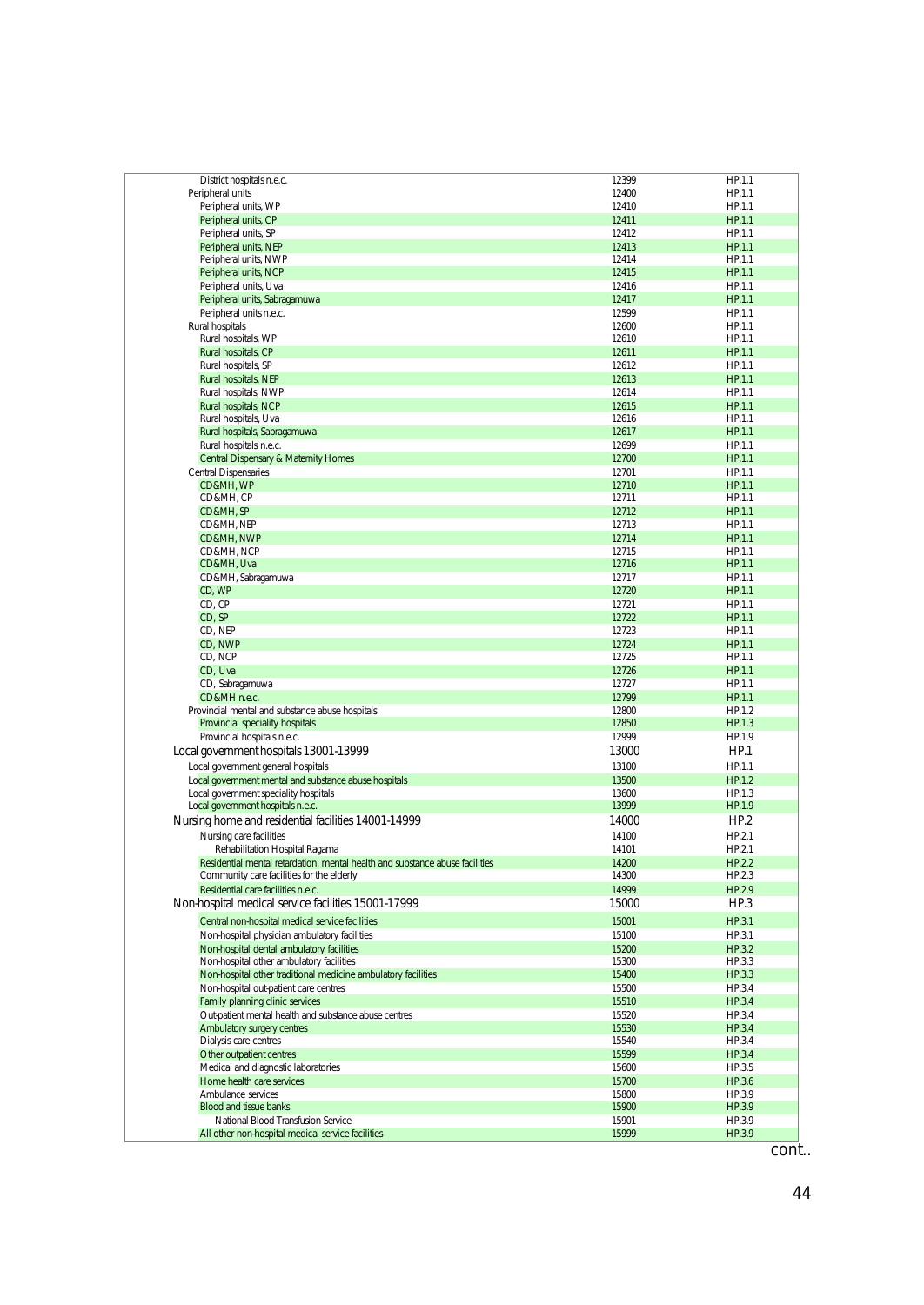| | | |
|---|---|---|
| District hospitals n.e.c. | 12399 | HP.1.1 |
| Peripheral units | 12400 | HP.1.1 |
| Peripheral units, WP | 12410 | HP.1.1 |
| Peripheral units, CP | 12411 | HP.1.1 |
| Peripheral units, SP | 12412 | HP.1.1 |
| Peripheral units, NEP | 12413 | HP.1.1 |
| Peripheral units, NWP | 12414 | HP.1.1 |
| Peripheral units, NCP | 12415 | HP.1.1 |
| Peripheral units, Uva | 12416 | HP.1.1 |
| Peripheral units, Sabragamuwa | 12417 | HP.1.1 |
| Peripheral units n.e.c. | 12599 | HP.1.1 |
| Rural hospitals | 12600 | HP.1.1 |
| Rural hospitals, WP | 12610 | HP.1.1 |
| Rural hospitals, CP | 12611 | HP.1.1 |
| Rural hospitals, SP | 12612 | HP.1.1 |
| Rural hospitals, NEP | 12613 | HP.1.1 |
| Rural hospitals, NWP | 12614 | HP.1.1 |
| Rural hospitals, NCP | 12615 | HP.1.1 |
| Rural hospitals, Uva | 12616 | HP.1.1 |
| Rural hospitals, Sabragamuwa | 12617 | HP.1.1 |
| Rural hospitals n.e.c. | 12699 | HP.1.1 |
| Central Dispensary & Maternity Homes | 12700 | HP.1.1 |
| Central Dispensaries | 12701 | HP.1.1 |
| CD&MH, WP | 12710 | HP.1.1 |
| CD&MH, CP | 12711 | HP.1.1 |
| CD&MH, SP | 12712 | HP.1.1 |
| CD&MH, NEP | 12713 | HP.1.1 |
| CD&MH, NWP | 12714 | HP.1.1 |
| CD&MH, NCP | 12715 | HP.1.1 |
| CD&MH, Uva | 12716 | HP.1.1 |
| CD&MH, Sabragamuwa | 12717 | HP.1.1 |
| CD, WP | 12720 | HP.1.1 |
| CD, CP | 12721 | HP.1.1 |
| CD, SP | 12722 | HP.1.1 |
| CD, NEP | 12723 | HP.1.1 |
| CD, NWP | 12724 | HP.1.1 |
| CD, NCP | 12725 | HP.1.1 |
| CD, Uva | 12726 | HP.1.1 |
| CD, Sabragamuwa | 12727 | HP.1.1 |
| CD&MH n.e.c. | 12799 | HP.1.1 |
| Provincial mental and substance abuse hospitals | 12800 | HP.1.2 |
| Provincial speciality hospitals | 12850 | HP.1.3 |
| Provincial hospitals n.e.c. | 12999 | HP.1.9 |
| **Local government hospitals 13001-13999** | **13000** | **HP.1** |
| Local government general hospitals | 13100 | HP.1.1 |
| Local government mental and substance abuse hospitals | 13500 | HP.1.2 |
| Local government speciality hospitals | 13600 | HP.1.3 |
| Local government hospitals n.e.c. | 13999 | HP.1.9 |
| **Nursing home and residential facilities 14001-14999** | **14000** | **HP.2** |
| Nursing care facilities | 14100 | HP.2.1 |
| Rehabilitation Hospital Ragama | 14101 | HP.2.1 |
| Residential mental retardation, mental health and substance abuse facilities | 14200 | HP.2.2 |
| Community care facilities for the elderly | 14300 | HP.2.3 |
| Residential care facilities n.e.c. | 14999 | HP.2.9 |
| **Non-hospital medical service facilities 15001-17999** | **15000** | **HP.3** |
| Central non-hospital medical service facilities | 15001 | HP.3.1 |
| Non-hospital physician ambulatory facilities | 15100 | HP.3.1 |
| Non-hospital dental ambulatory facilities | 15200 | HP.3.2 |
| Non-hospital other ambulatory facilities | 15300 | HP.3.3 |
| Non-hospital other traditional medicine ambulatory facilities | 15400 | HP.3.3 |
| Non-hospital out-patient care centres | 15500 | HP.3.4 |
| Family planning clinic services | 15510 | HP.3.4 |
| Out-patient mental health and substance abuse centres | 15520 | HP.3.4 |
| Ambulatory surgery centres | 15530 | HP.3.4 |
| Dialysis care centres | 15540 | HP.3.4 |
| Other outpatient centres | 15599 | HP.3.4 |
| Medical and diagnostic laboratories | 15600 | HP.3.5 |
| Home health care services | 15700 | HP.3.6 |
| Ambulance services | 15800 | HP.3.9 |
| Blood and tissue banks | 15900 | HP.3.9 |
| National Blood Transfusion Service | 15901 | HP.3.9 |
| All other non-hospital medical service facilities | 15999 | HP.3.9 |

cont..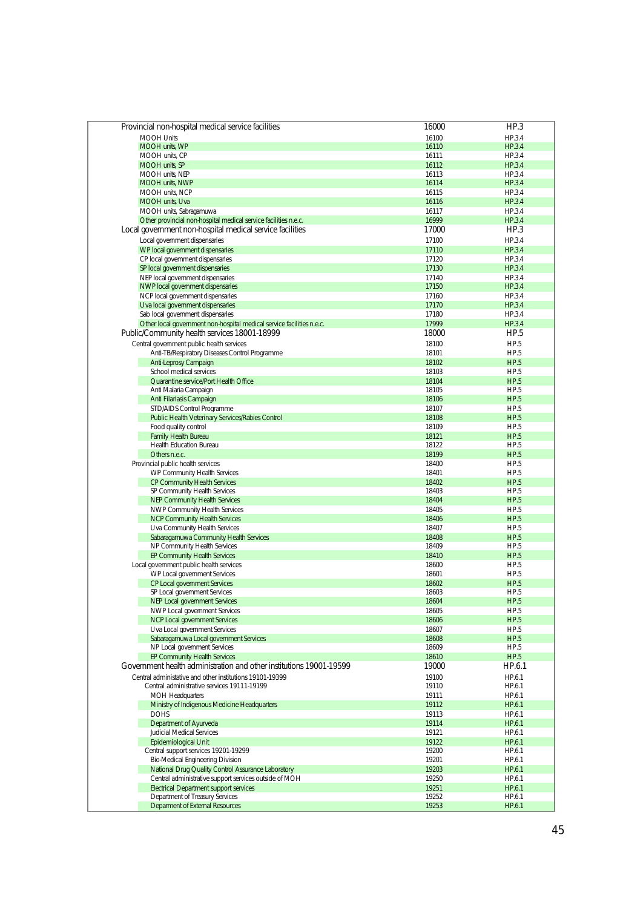| | | |
|---|---|---|
| Provincial non-hospital medical service facilities | 16000 | HP.3 |
| MOOH Units | 16100 | HP.3.4 |
| MOOH units, WP | 16110 | HP.3.4 |
| MOOH units, CP | 16111 | HP.3.4 |
| MOOH units, SP | 16112 | HP.3.4 |
| MOOH units, NEP | 16113 | HP.3.4 |
| MOOH units, NWP | 16114 | HP.3.4 |
| MOOH units, NCP | 16115 | HP.3.4 |
| MOOH units, Uva | 16116 | HP.3.4 |
| MOOH units, Sabragamuwa | 16117 | HP.3.4 |
| Other provincial non-hospital medical service facilities n.e.c. | 16999 | HP.3.4 |
| Local government non-hospital medical service facilities | 17000 | HP.3 |
| Local government dispensaries | 17100 | HP.3.4 |
| WP local government dispensaries | 17110 | HP.3.4 |
| CP local government dispensaries | 17120 | HP.3.4 |
| SP local government dispensaries | 17130 | HP.3.4 |
| NEP local government dispensaries | 17140 | HP.3.4 |
| NWP local government dispensaries | 17150 | HP.3.4 |
| NCP local government dispensaries | 17160 | HP.3.4 |
| Uva local government dispensaries | 17170 | HP.3.4 |
| Sab local government dispensaries | 17180 | HP.3.4 |
| Other local government non-hospital medical service facilities n.e.c. | 17999 | HP.3.4 |
| Public/Community health services 18001-18999 | 18000 | HP.5 |
| Central government public health services | 18100 | HP.5 |
| Anti-TB/Respiratory Diseases Control Programme | 18101 | HP.5 |
| Anti-Leprosy Campaign | 18102 | HP.5 |
| School medical services | 18103 | HP.5 |
| Quarantine service/Port Health Office | 18104 | HP.5 |
| Anti Malaria Campaign | 18105 | HP.5 |
| Anti Filariasis Campaign | 18106 | HP.5 |
| STD/AIDS Control Programme | 18107 | HP.5 |
| Public Health Veterinary Services/Rabies Control | 18108 | HP.5 |
| Food quality control | 18109 | HP.5 |
| Family Health Bureau | 18121 | HP.5 |
| Health Education Bureau | 18122 | HP.5 |
| Others n.e.c. | 18199 | HP.5 |
| Provincial public health services | 18400 | HP.5 |
| WP Community Health Services | 18401 | HP.5 |
| CP Community Health Services | 18402 | HP.5 |
| SP Community Health Services | 18403 | HP.5 |
| NEP Community Health Services | 18404 | HP.5 |
| NWP Community Health Services | 18405 | HP.5 |
| NCP Community Health Services | 18406 | HP.5 |
| Uva Community Health Services | 18407 | HP.5 |
| Sabaragamuwa Community Health Services | 18408 | HP.5 |
| NP Community Health Services | 18409 | HP.5 |
| EP Community Health Services | 18410 | HP.5 |
| Local government public health services | 18600 | HP.5 |
| WP Local government Services | 18601 | HP.5 |
| CP Local government Services | 18602 | HP.5 |
| SP Local government Services | 18603 | HP.5 |
| NEP Local government Services | 18604 | HP.5 |
| NWP Local government Services | 18605 | HP.5 |
| NCP Local government Services | 18606 | HP.5 |
| Uva Local government Services | 18607 | HP.5 |
| Sabaragamuwa Local government Services | 18608 | HP.5 |
| NP Local government Services | 18609 | HP.5 |
| EP Community Health Services | 18610 | HP.5 |
| Government health administration and other institutions 19001-19599 | 19000 | HP.6.1 |
| Central administative and other institutions 19101-19399 | 19100 | HP.6.1 |
| Central administrative services 19111-19199 | 19110 | HP.6.1 |
| MOH Headquarters | 19111 | HP.6.1 |
| Ministry of Indigenous Medicine Headquarters | 19112 | HP.6.1 |
| DOHS | 19113 | HP.6.1 |
| Department of Ayurveda | 19114 | HP.6.1 |
| Judicial Medical Services | 19121 | HP.6.1 |
| Epidemiological Unit | 19122 | HP.6.1 |
| Central support services 19201-19299 | 19200 | HP.6.1 |
| Bio-Medical Engineering Division | 19201 | HP.6.1 |
| National Drug Quality Control Assurance Laboratory | 19203 | HP.6.1 |
| Central administrative support services outside of MOH | 19250 | HP.6.1 |
| Electrical Department support services | 19251 | HP.6.1 |
| Department of Treasury Services | 19252 | HP.6.1 |
| Deparment of External Resources | 19253 | HP.6.1 |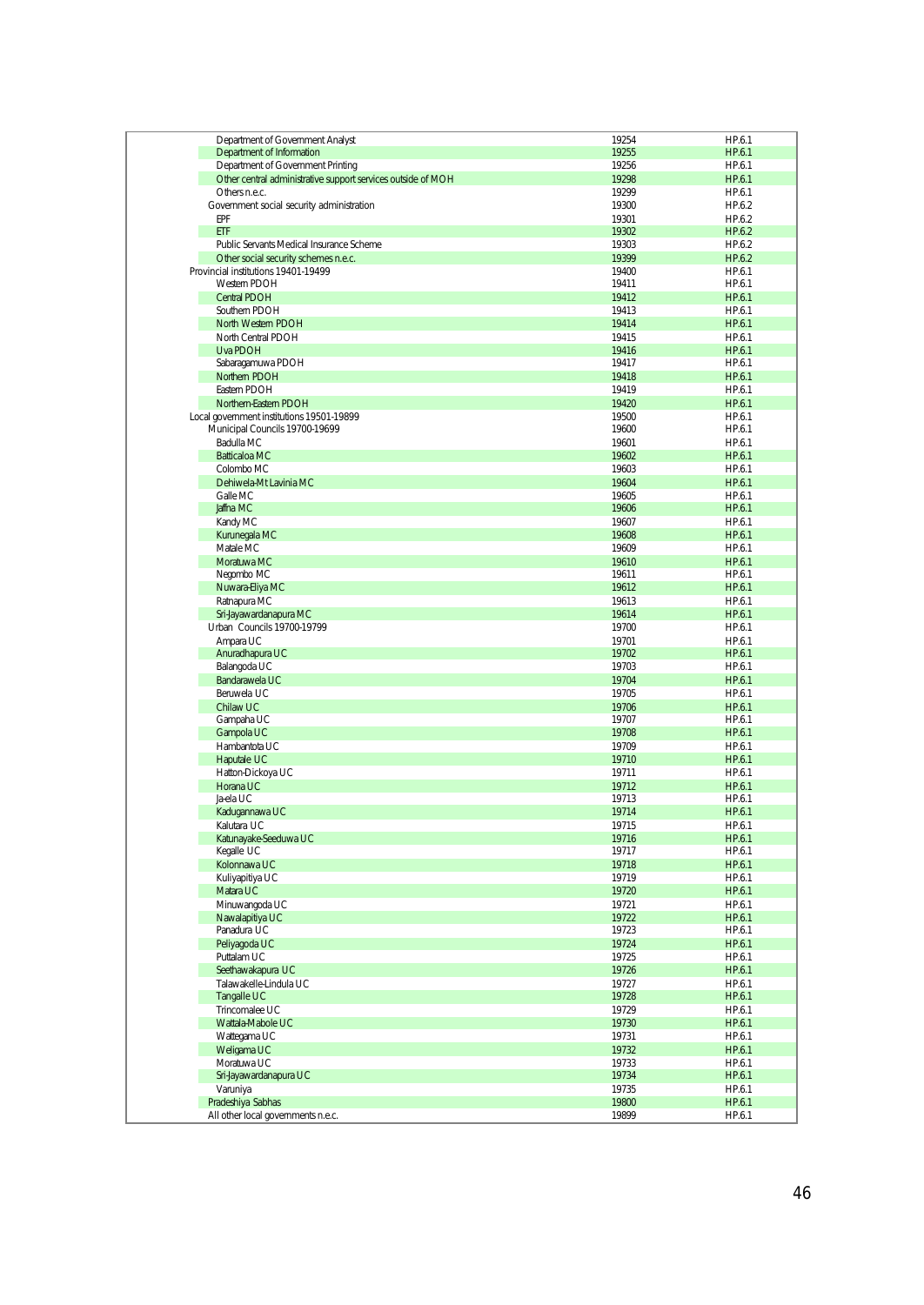| | | |
|---|---|---|
| Department of Government Analyst | 19254 | HP.6.1 |
| Department of Information | 19255 | HP.6.1 |
| Department of Government Printing | 19256 | HP.6.1 |
| Other central administrative support services outside of MOH | 19298 | HP.6.1 |
| Others n.e.c. | 19299 | HP.6.1 |
| Government social security administration | 19300 | HP.6.2 |
| EPF | 19301 | HP.6.2 |
| ETF | 19302 | HP.6.2 |
| Public Servants Medical Insurance Scheme | 19303 | HP.6.2 |
| Other social security schemes n.e.c. | 19399 | HP.6.2 |
| Provincial institutions 19401-19499 | 19400 | HP.6.1 |
| Western PDOH | 19411 | HP.6.1 |
| Central PDOH | 19412 | HP.6.1 |
| Southern PDOH | 19413 | HP.6.1 |
| North Western PDOH | 19414 | HP.6.1 |
| North Central PDOH | 19415 | HP.6.1 |
| Uva PDOH | 19416 | HP.6.1 |
| Sabaragamuwa PDOH | 19417 | HP.6.1 |
| Northern PDOH | 19418 | HP.6.1 |
| Eastern PDOH | 19419 | HP.6.1 |
| Northern-Eastern PDOH | 19420 | HP.6.1 |
| Local government institutions 19501-19899 | 19500 | HP.6.1 |
| Municipal Councils 19700-19699 | 19600 | HP.6.1 |
| Badulla MC | 19601 | HP.6.1 |
| Batticaloa MC | 19602 | HP.6.1 |
| Colombo MC | 19603 | HP.6.1 |
| Dehiwela-Mt Lavinia MC | 19604 | HP.6.1 |
| Galle MC | 19605 | HP.6.1 |
| Jaffna MC | 19606 | HP.6.1 |
| Kandy MC | 19607 | HP.6.1 |
| Kurunegala MC | 19608 | HP.6.1 |
| Matale MC | 19609 | HP.6.1 |
| Moratuwa MC | 19610 | HP.6.1 |
| Negombo MC | 19611 | HP.6.1 |
| Nuwara-Eliya MC | 19612 | HP.6.1 |
| Ratnapura MC | 19613 | HP.6.1 |
| Sri-Jayawardanapura MC | 19614 | HP.6.1 |
| Urban Councils 19700-19799 | 19700 | HP.6.1 |
| Ampara UC | 19701 | HP.6.1 |
| Anuradhapura UC | 19702 | HP.6.1 |
| Balangoda UC | 19703 | HP.6.1 |
| Bandarawela UC | 19704 | HP.6.1 |
| Beruwela UC | 19705 | HP.6.1 |
| Chilaw UC | 19706 | HP.6.1 |
| Gampaha UC | 19707 | HP.6.1 |
| Gampola UC | 19708 | HP.6.1 |
| Hambantota UC | 19709 | HP.6.1 |
| Haputale UC | 19710 | HP.6.1 |
| Hatton-Dickoya UC | 19711 | HP.6.1 |
| Horana UC | 19712 | HP.6.1 |
| Ja-ela UC | 19713 | HP.6.1 |
| Kadugannawa UC | 19714 | HP.6.1 |
| Kalutara UC | 19715 | HP.6.1 |
| Katunayake-Seeduwa UC | 19716 | HP.6.1 |
| Kegalle UC | 19717 | HP.6.1 |
| Kolonnawa UC | 19718 | HP.6.1 |
| Kuliyapitiya UC | 19719 | HP.6.1 |
| Matara UC | 19720 | HP.6.1 |
| Minuwangoda UC | 19721 | HP.6.1 |
| Nawalapitiya UC | 19722 | HP.6.1 |
| Panadura UC | 19723 | HP.6.1 |
| Peliyagoda UC | 19724 | HP.6.1 |
| Puttalam UC | 19725 | HP.6.1 |
| Seethawakapura UC | 19726 | HP.6.1 |
| Talawakelle-Lindula UC | 19727 | HP.6.1 |
| Tangalle UC | 19728 | HP.6.1 |
| Trincomalee UC | 19729 | HP.6.1 |
| Wattala-Mabole UC | 19730 | HP.6.1 |
| Wattegama UC | 19731 | HP.6.1 |
| Weligama UC | 19732 | HP.6.1 |
| Moratuwa UC | 19733 | HP.6.1 |
| Sri-Jayawardanapura UC | 19734 | HP.6.1 |
| Varuniya | 19735 | HP.6.1 |
| Pradeshiya Sabhas | 19800 | HP.6.1 |
| All other local governments n.e.c. | 19899 | HP.6.1 |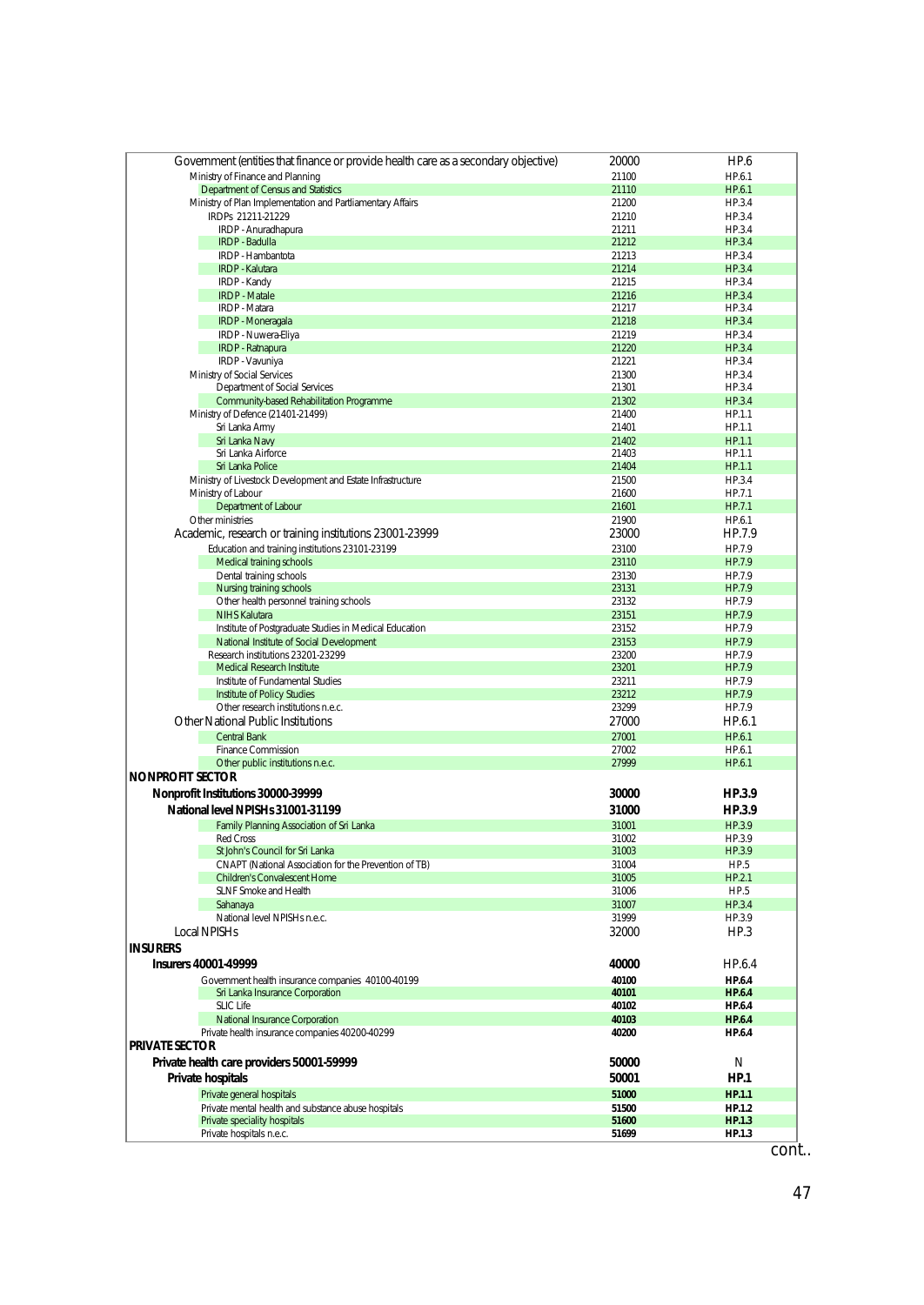| Government (entities that finance or provide health care as a secondary objective) | 20000 | HP.6 |
|---|---|---|
| Ministry of Finance and Planning | 21100 | HP.6.1 |
| Department of Census and Statistics | 21110 | HP.6.1 |
| Ministry of Plan Implementation and Partliamentary Affairs | 21200 | HP.3.4 |
| IRDPs 21211-21229 | 21210 | HP.3.4 |
| IRDP - Anuradhapura | 21211 | HP.3.4 |
| IRDP - Badulla | 21212 | HP.3.4 |
| IRDP - Hambantota | 21213 | HP.3.4 |
| IRDP - Kalutara | 21214 | HP.3.4 |
| IRDP - Kandy | 21215 | HP.3.4 |
| IRDP - Matale | 21216 | HP.3.4 |
| IRDP - Matara | 21217 | HP.3.4 |
| IRDP - Moneragala | 21218 | HP.3.4 |
| IRDP - Nuwera-Eliya | 21219 | HP.3.4 |
| IRDP - Ratnapura | 21220 | HP.3.4 |
| IRDP - Vavuniya | 21221 | HP.3.4 |
| Ministry of Social Services | 21300 | HP.3.4 |
| Department of Social Services | 21301 | HP.3.4 |
| Community-based Rehabilitation Programme | 21302 | HP.3.4 |
| Ministry of Defence (21401-21499) | 21400 | HP.1.1 |
| Sri Lanka Army | 21401 | HP.1.1 |
| Sri Lanka Navy | 21402 | HP.1.1 |
| Sri Lanka Airforce | 21403 | HP.1.1 |
| Sri Lanka Police | 21404 | HP.1.1 |
| Ministry of Livestock Development and Estate Infrastructure | 21500 | HP.3.4 |
| Ministry of Labour | 21600 | HP.7.1 |
| Department of Labour | 21601 | HP.7.1 |
| Other ministries | 21900 | HP.6.1 |
| Academic, research or training institutions 23001-23999 | 23000 | HP.7.9 |
| Education and training institutions 23101-23199 | 23100 | HP.7.9 |
| Medical training schools | 23110 | HP.7.9 |
| Dental training schools | 23130 | HP.7.9 |
| Nursing training schools | 23131 | HP.7.9 |
| Other health personnel training schools | 23132 | HP.7.9 |
| NIHS Kalutara | 23151 | HP.7.9 |
| Institute of Postgraduate Studies in Medical Education | 23152 | HP.7.9 |
| National Institute of Social Development | 23153 | HP.7.9 |
| Research institutions 23201-23299 | 23200 | HP.7.9 |
| Medical Research Institute | 23201 | HP.7.9 |
| Institute of Fundamental Studies | 23211 | HP.7.9 |
| Institute of Policy Studies | 23212 | HP.7.9 |
| Other research institutions n.e.c. | 23299 | HP.7.9 |
| Other National Public Institutions | 27000 | HP.6.1 |
| Central Bank | 27001 | HP.6.1 |
| Finance Commission | 27002 | HP.6.1 |
| Other public institutions n.e.c. | 27999 | HP.6.1 |
| **NONPROFIT SECTOR** | | |
| **Nonprofit Institutions 30000-39999** | **30000** | **HP.3.9** |
| **National level NPISHs 31001-31199** | **31000** | **HP.3.9** |
| Family Planning Association of Sri Lanka | 31001 | HP.3.9 |
| Red Cross | 31002 | HP.3.9 |
| St John's Council for Sri Lanka | 31003 | HP.3.9 |
| CNAPT (National Association for the Prevention of TB) | 31004 | HP.5 |
| Children's Convalescent Home | 31005 | HP.2.1 |
| SLNF Smoke and Health | 31006 | HP.5 |
| Sahanaya | 31007 | HP.3.4 |
| National level NPISHs n.e.c. | 31999 | HP.3.9 |
| Local NPISHs | 32000 | HP.3 |
| **INSURERS** | | |
| **Insurers 40001-49999** | **40000** | HP.6.4 |
| Government health insurance companies 40100-40199 | **40100** | **HP.6.4** |
| Sri Lanka Insurance Corporation | **40101** | **HP.6.4** |
| SLIC Life | **40102** | **HP.6.4** |
| National Insurance Corporation | **40103** | **HP.6.4** |
| Private health insurance companies 40200-40299 | **40200** | **HP.6.4** |
| **PRIVATE SECTOR** | | |
| **Private health care providers 50001-59999** | **50000** | N |
| **Private hospitals** | **50001** | **HP.1** |
| Private general hospitals | **51000** | **HP.1.1** |
| Private mental health and substance abuse hospitals | **51500** | **HP.1.2** |
| Private speciality hospitals | **51600** | **HP.1.3** |
| Private hospitals n.e.c. | **51699** | **HP.1.3** |

cont..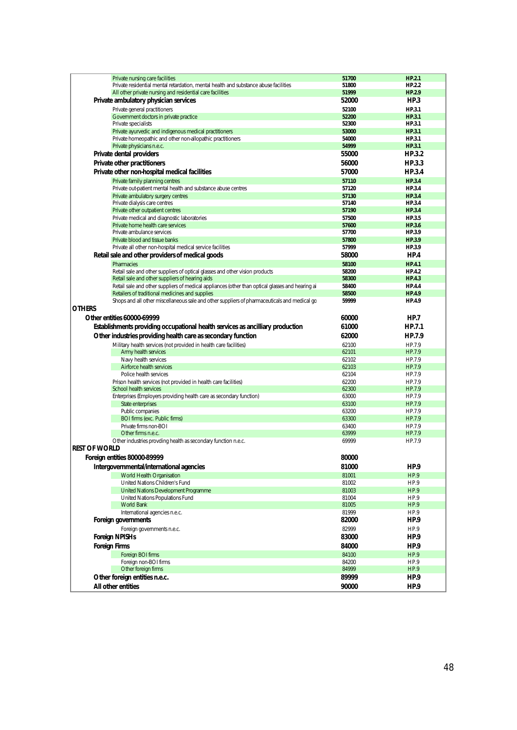| Description | Code | HP |
|---|---|---|
| Private nursing care facilities | 51700 | HP.2.1 |
| Private residential mental retardation, mental health and substance abuse facilities | 51800 | HP.2.2 |
| All other private nursing and residential care facilities | 51999 | HP.2.9 |
| **Private ambulatory physician services** | **52000** | **HP.3** |
| Private general practitioners | 52100 | HP.3.1 |
| Government doctors in private practice | 52200 | HP.3.1 |
| Private specialists | 52300 | HP.3.1 |
| Private ayurvedic and indigenous medical practitioners | 53000 | HP.3.1 |
| Private homeopathic and other non-allopathic practitioners | 54000 | HP.3.1 |
| Private physicians n.e.c. | 54999 | HP.3.1 |
| **Private dental providers** | **55000** | **HP.3.2** |
| **Private other practitioners** | **56000** | **HP.3.3** |
| **Private other non-hospital medical facilities** | **57000** | **HP.3.4** |
| Private family planning centres | 57110 | HP.3.4 |
| Private out-patient mental health and substance abuse centres | 57120 | HP.3.4 |
| Private ambulatory surgery centres | 57130 | HP.3.4 |
| Private dialysis care centres | 57140 | HP.3.4 |
| Private other outpatient centres | 57190 | HP.3.4 |
| Private medical and diagnostic laboratories | 57500 | HP.3.5 |
| Private home health care services | 57600 | HP.3.6 |
| Private ambulance services | 57700 | HP.3.9 |
| Private blood and tissue banks | 57800 | HP.3.9 |
| Private all other non-hospital medical service facilities | 57999 | HP.3.9 |
| **Retail sale and other providers of medical goods** | **58000** | **HP.4** |
| Pharmacies | 58100 | HP.4.1 |
| Retail sale and other suppliers of optical glasses and other vision products | 58200 | HP.4.2 |
| Retail sale and other suppliers of hearing aids | 58300 | HP.4.3 |
| Retail sale and other suppliers of medical appliances (other than optical glasses and hearing ai | 58400 | HP.4.4 |
| Retailers of traditional medicines and supplies | 58500 | HP.4.9 |
| Shops and all other miscellaneous sale and other suppliers of pharmaceuticals and medical go | 59999 | HP.4.9 |
| **OTHERS** | | |
| **Other entities 60000-69999** | **60000** | **HP.7** |
| **Establishments providing occupational health services as ancilliary production** | **61000** | **HP.7.1** |
| **Other industries providing health care as secondary function** | **62000** | **HP.7.9** |
| Military health services (not provided in health care facilities) | 62100 | HP.7.9 |
| Army health services | 62101 | HP.7.9 |
| Navy health services | 62102 | HP.7.9 |
| Airforce health services | 62103 | HP.7.9 |
| Police health services | 62104 | HP.7.9 |
| Prison health services (not provided in health care facilities) | 62200 | HP.7.9 |
| School health services | 62300 | HP.7.9 |
| Enterprises (Employers providing health care as secondary function) | 63000 | HP.7.9 |
| State enterprises | 63100 | HP.7.9 |
| Public companies | 63200 | HP.7.9 |
| BOI firms (exc. Public firms) | 63300 | HP.7.9 |
| Private firms non-BOI | 63400 | HP.7.9 |
| Other firms n.e.c. | 63999 | HP.7.9 |
| Other industries provding health as secondary function n.e.c. | 69999 | HP.7.9 |
| **REST OF WORLD** | | |
| **Foreign entities 80000-89999** | **80000** | |
| **Intergovernmental/international agencies** | **81000** | **HP.9** |
| World Health Organisation | 81001 | HP.9 |
| United Nations Children's Fund | 81002 | HP.9 |
| United Nations Development Programme | 81003 | HP.9 |
| United Nations Populations Fund | 81004 | HP.9 |
| World Bank | 81005 | HP.9 |
| International agencies n.e.c. | 81999 | HP.9 |
| **Foreign governments** | **82000** | **HP.9** |
| Foreign governments n.e.c. | 82999 | HP.9 |
| **Foreign NPISHs** | **83000** | **HP.9** |
| **Foreign Firms** | **84000** | **HP.9** |
| Foreign BOI firms | 84100 | HP.9 |
| Foreign non-BOI firms | 84200 | HP.9 |
| Other foreign firms | 84999 | HP.9 |
| **Other foreign entities n.e.c.** | **89999** | **HP.9** |
| **All other entities** | **90000** | **HP.9** |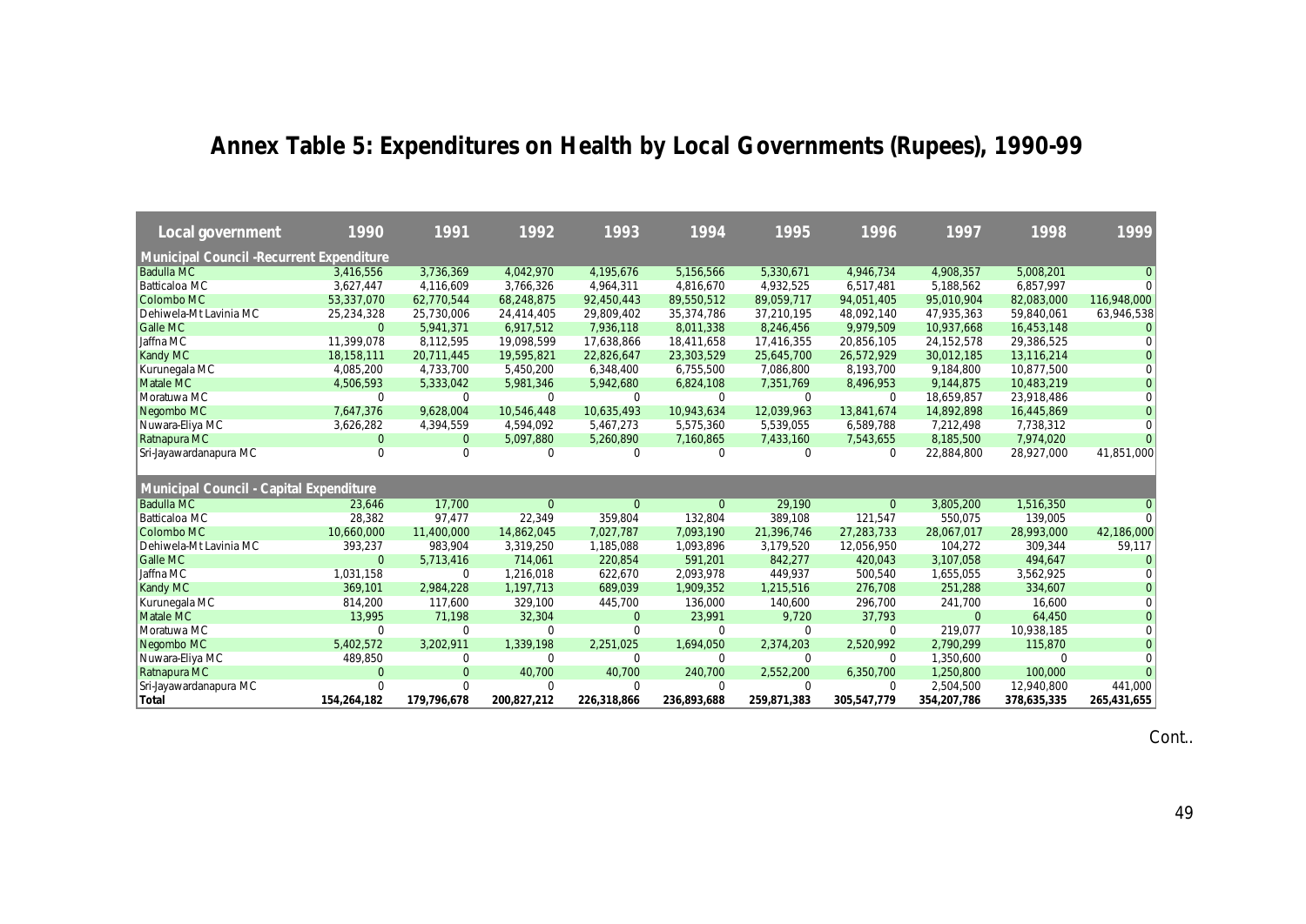# Annex Table 5: Expenditures on Health by Local Governments (Rupees), 1990-99

| Local government | 1990 | 1991 | 1992 | 1993 | 1994 | 1995 | 1996 | 1997 | 1998 | 1999 |
|---|---|---|---|---|---|---|---|---|---|---|
| **Municipal Council -Recurrent Expenditure** | | | | | | | | | | |
| Badulla MC | 3,416,556 | 3,736,369 | 4,042,970 | 4,195,676 | 5,156,566 | 5,330,671 | 4,946,734 | 4,908,357 | 5,008,201 | 0 |
| Batticaloa MC | 3,627,447 | 4,116,609 | 3,766,326 | 4,964,311 | 4,816,670 | 4,932,525 | 6,517,481 | 5,188,562 | 6,857,997 | 0 |
| Colombo MC | 53,337,070 | 62,770,544 | 68,248,875 | 92,450,443 | 89,550,512 | 89,059,717 | 94,051,405 | 95,010,904 | 82,083,000 | 116,948,000 |
| Dehiwela-Mt Lavinia MC | 25,234,328 | 25,730,006 | 24,414,405 | 29,809,402 | 35,374,786 | 37,210,195 | 48,092,140 | 47,935,363 | 59,840,061 | 63,946,538 |
| Galle MC | 0 | 5,941,371 | 6,917,512 | 7,936,118 | 8,011,338 | 8,246,456 | 9,979,509 | 10,937,668 | 16,453,148 | 0 |
| Jaffna MC | 11,399,078 | 8,112,595 | 19,098,599 | 17,638,866 | 18,411,658 | 17,416,355 | 20,856,105 | 24,152,578 | 29,386,525 | 0 |
| Kandy MC | 18,158,111 | 20,711,445 | 19,595,821 | 22,826,647 | 23,303,529 | 25,645,700 | 26,572,929 | 30,012,185 | 13,116,214 | 0 |
| Kurunegala MC | 4,085,200 | 4,733,700 | 5,450,200 | 6,348,400 | 6,755,500 | 7,086,800 | 8,193,700 | 9,184,800 | 10,877,500 | 0 |
| Matale MC | 4,506,593 | 5,333,042 | 5,981,346 | 5,942,680 | 6,824,108 | 7,351,769 | 8,496,953 | 9,144,875 | 10,483,219 | 0 |
| Moratuwa MC | 0 | 0 | 0 | 0 | 0 | 0 | 0 | 18,659,857 | 23,918,486 | 0 |
| Negombo MC | 7,647,376 | 9,628,004 | 10,546,448 | 10,635,493 | 10,943,634 | 12,039,963 | 13,841,674 | 14,892,898 | 16,445,869 | 0 |
| Nuwara-Eliya MC | 3,626,282 | 4,394,559 | 4,594,092 | 5,467,273 | 5,575,360 | 5,539,055 | 6,589,788 | 7,212,498 | 7,738,312 | 0 |
| Ratnapura MC | 0 | 0 | 5,097,880 | 5,260,890 | 7,160,865 | 7,433,160 | 7,543,655 | 8,185,500 | 7,974,020 | 0 |
| Sri-Jayawardanapura MC | 0 | 0 | 0 | 0 | 0 | 0 | 0 | 22,884,800 | 28,927,000 | 41,851,000 |
| **Municipal Council - Capital Expenditure** | | | | | | | | | | |
| Badulla MC | 23,646 | 17,700 | 0 | 0 | 0 | 29,190 | 0 | 3,805,200 | 1,516,350 | 0 |
| Batticaloa MC | 28,382 | 97,477 | 22,349 | 359,804 | 132,804 | 389,108 | 121,547 | 550,075 | 139,005 | 0 |
| Colombo MC | 10,660,000 | 11,400,000 | 14,862,045 | 7,027,787 | 7,093,190 | 21,396,746 | 27,283,733 | 28,067,017 | 28,993,000 | 42,186,000 |
| Dehiwela-Mt Lavinia MC | 393,237 | 983,904 | 3,319,250 | 1,185,088 | 1,093,896 | 3,179,520 | 12,056,950 | 104,272 | 309,344 | 59,117 |
| Galle MC | 0 | 5,713,416 | 714,061 | 220,854 | 591,201 | 842,277 | 420,043 | 3,107,058 | 494,647 | 0 |
| Jaffna MC | 1,031,158 | 0 | 1,216,018 | 622,670 | 2,093,978 | 449,937 | 500,540 | 1,655,055 | 3,562,925 | 0 |
| Kandy MC | 369,101 | 2,984,228 | 1,197,713 | 689,039 | 1,909,352 | 1,215,516 | 276,708 | 251,288 | 334,607 | 0 |
| Kurunegala MC | 814,200 | 117,600 | 329,100 | 445,700 | 136,000 | 140,600 | 296,700 | 241,700 | 16,600 | 0 |
| Matale MC | 13,995 | 71,198 | 32,304 | 0 | 23,991 | 9,720 | 37,793 | 0 | 64,450 | 0 |
| Moratuwa MC | 0 | 0 | 0 | 0 | 0 | 0 | 0 | 219,077 | 10,938,185 | 0 |
| Negombo MC | 5,402,572 | 3,202,911 | 1,339,198 | 2,251,025 | 1,694,050 | 2,374,203 | 2,520,992 | 2,790,299 | 115,870 | 0 |
| Nuwara-Eliya MC | 489,850 | 0 | 0 | 0 | 0 | 0 | 0 | 1,350,600 | 0 | 0 |
| Ratnapura MC | 0 | 0 | 40,700 | 40,700 | 240,700 | 2,552,200 | 6,350,700 | 1,250,800 | 100,000 | 0 |
| Sri-Jayawardanapura MC | 0 | 0 | 0 | 0 | 0 | 0 | 0 | 2,504,500 | 12,940,800 | 441,000 |
| **Total** | **154,264,182** | **179,796,678** | **200,827,212** | **226,318,866** | **236,893,688** | **259,871,383** | **305,547,779** | **354,207,786** | **378,635,335** | **265,431,655** |

Cont..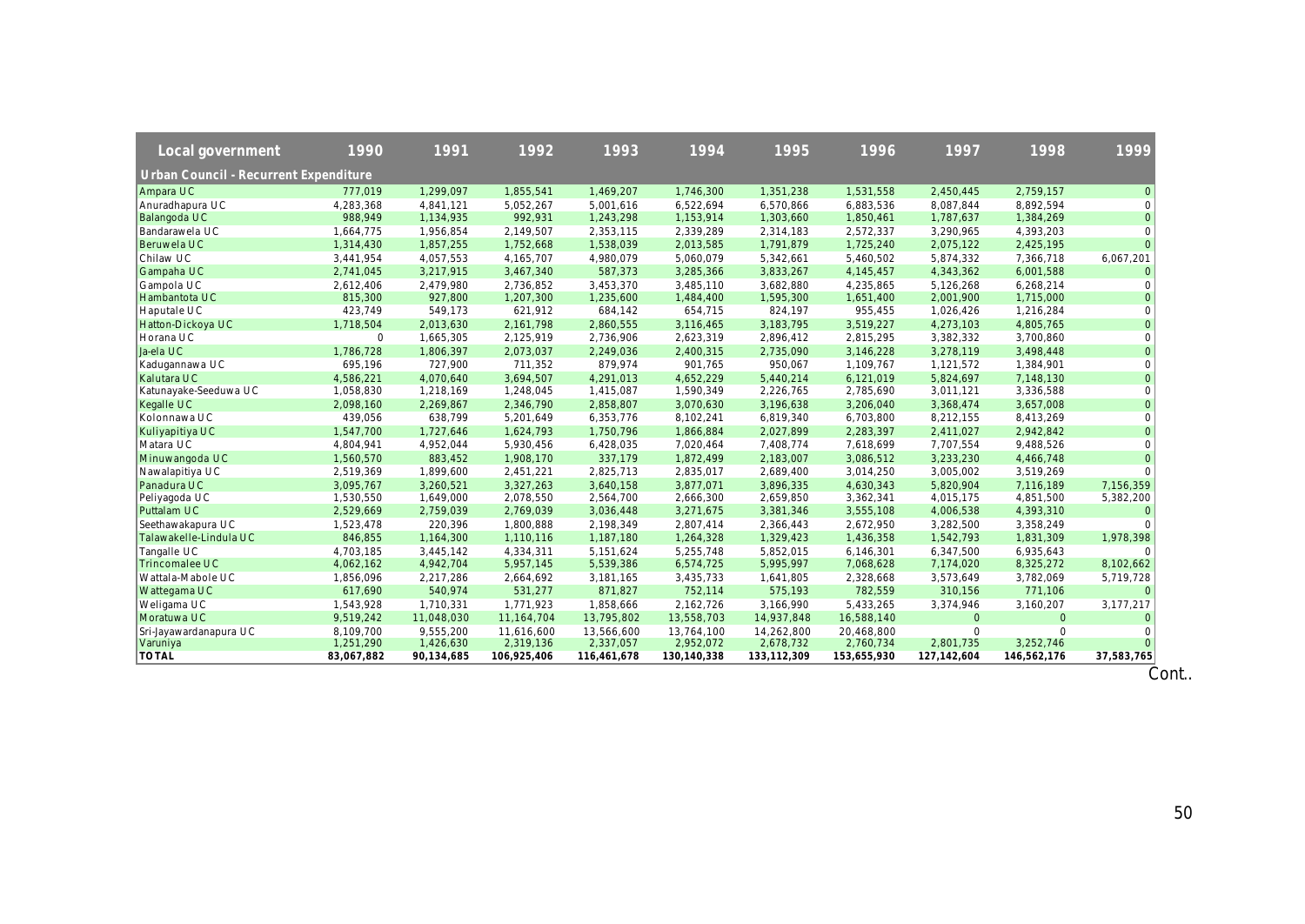| Local government | 1990 | 1991 | 1992 | 1993 | 1994 | 1995 | 1996 | 1997 | 1998 | 1999 |
|---|---|---|---|---|---|---|---|---|---|---|
| **Urban Council - Recurrent Expenditure** | | | | | | | | | | |
| Ampara UC | 777,019 | 1,299,097 | 1,855,541 | 1,469,207 | 1,746,300 | 1,351,238 | 1,531,558 | 2,450,445 | 2,759,157 | 0 |
| Anuradhapura UC | 4,283,368 | 4,841,121 | 5,052,267 | 5,001,616 | 6,522,694 | 6,570,866 | 6,883,536 | 8,087,844 | 8,892,594 | 0 |
| Balangoda UC | 988,949 | 1,134,935 | 992,931 | 1,243,298 | 1,153,914 | 1,303,660 | 1,850,461 | 1,787,637 | 1,384,269 | 0 |
| Bandarawela UC | 1,664,775 | 1,956,854 | 2,149,507 | 2,353,115 | 2,339,289 | 2,314,183 | 2,572,337 | 3,290,965 | 4,393,203 | 0 |
| Beruwela UC | 1,314,430 | 1,857,255 | 1,752,668 | 1,538,039 | 2,013,585 | 1,791,879 | 1,725,240 | 2,075,122 | 2,425,195 | 0 |
| Chilaw UC | 3,441,954 | 4,057,553 | 4,165,707 | 4,980,079 | 5,060,079 | 5,342,661 | 5,460,502 | 5,874,332 | 7,366,718 | 6,067,201 |
| Gampaha UC | 2,741,045 | 3,217,915 | 3,467,340 | 587,373 | 3,285,366 | 3,833,267 | 4,145,457 | 4,343,362 | 6,001,588 | 0 |
| Gampola UC | 2,612,406 | 2,479,980 | 2,736,852 | 3,453,370 | 3,485,110 | 3,682,880 | 4,235,865 | 5,126,268 | 6,268,214 | 0 |
| Hambantota UC | 815,300 | 927,800 | 1,207,300 | 1,235,600 | 1,484,400 | 1,595,300 | 1,651,400 | 2,001,900 | 1,715,000 | 0 |
| Haputale UC | 423,749 | 549,173 | 621,912 | 684,142 | 654,715 | 824,197 | 955,455 | 1,026,426 | 1,216,284 | 0 |
| Hatton-Dickoya UC | 1,718,504 | 2,013,630 | 2,161,798 | 2,860,555 | 3,116,465 | 3,183,795 | 3,519,227 | 4,273,103 | 4,805,765 | 0 |
| Horana UC | 0 | 1,665,305 | 2,125,919 | 2,736,906 | 2,623,319 | 2,896,412 | 2,815,295 | 3,382,332 | 3,700,860 | 0 |
| Ja-ela UC | 1,786,728 | 1,806,397 | 2,073,037 | 2,249,036 | 2,400,315 | 2,735,090 | 3,146,228 | 3,278,119 | 3,498,448 | 0 |
| Kadugannawa UC | 695,196 | 727,900 | 711,352 | 879,974 | 901,765 | 950,067 | 1,109,767 | 1,121,572 | 1,384,901 | 0 |
| Kalutara UC | 4,586,221 | 4,070,640 | 3,694,507 | 4,291,013 | 4,652,229 | 5,440,214 | 6,121,019 | 5,824,697 | 7,148,130 | 0 |
| Katunayake-Seeduwa UC | 1,058,830 | 1,218,169 | 1,248,045 | 1,415,087 | 1,590,349 | 2,226,765 | 2,785,690 | 3,011,121 | 3,336,588 | 0 |
| Kegalle UC | 2,098,160 | 2,269,867 | 2,346,790 | 2,858,807 | 3,070,630 | 3,196,638 | 3,206,040 | 3,368,474 | 3,657,008 | 0 |
| Kolonnawa UC | 439,056 | 638,799 | 5,201,649 | 6,353,776 | 8,102,241 | 6,819,340 | 6,703,800 | 8,212,155 | 8,413,269 | 0 |
| Kuliyapitiya UC | 1,547,700 | 1,727,646 | 1,624,793 | 1,750,796 | 1,866,884 | 2,027,899 | 2,283,397 | 2,411,027 | 2,942,842 | 0 |
| Matara UC | 4,804,941 | 4,952,044 | 5,930,456 | 6,428,035 | 7,020,464 | 7,408,774 | 7,618,699 | 7,707,554 | 9,488,526 | 0 |
| Minuwangoda UC | 1,560,570 | 883,452 | 1,908,170 | 337,179 | 1,872,499 | 2,183,007 | 3,086,512 | 3,233,230 | 4,466,748 | 0 |
| Nawalapitiya UC | 2,519,369 | 1,899,600 | 2,451,221 | 2,825,713 | 2,835,017 | 2,689,400 | 3,014,250 | 3,005,002 | 3,519,269 | 0 |
| Panadura UC | 3,095,767 | 3,260,521 | 3,327,263 | 3,640,158 | 3,877,071 | 3,896,335 | 4,630,343 | 5,820,904 | 7,116,189 | 7,156,359 |
| Peliyagoda UC | 1,530,550 | 1,649,000 | 2,078,550 | 2,564,700 | 2,666,300 | 2,659,850 | 3,362,341 | 4,015,175 | 4,851,500 | 5,382,200 |
| Puttalam UC | 2,529,669 | 2,759,039 | 2,769,039 | 3,036,448 | 3,271,675 | 3,381,346 | 3,555,108 | 4,006,538 | 4,393,310 | 0 |
| Seethawakapura UC | 1,523,478 | 220,396 | 1,800,888 | 2,198,349 | 2,807,414 | 2,366,443 | 2,672,950 | 3,282,500 | 3,358,249 | 0 |
| Talawakelle-Lindula UC | 846,855 | 1,164,300 | 1,110,116 | 1,187,180 | 1,264,328 | 1,329,423 | 1,436,358 | 1,542,793 | 1,831,309 | 1,978,398 |
| Tangalle UC | 4,703,185 | 3,445,142 | 4,334,311 | 5,151,624 | 5,255,748 | 5,852,015 | 6,146,301 | 6,347,500 | 6,935,643 | 0 |
| Trincomalee UC | 4,062,162 | 4,942,704 | 5,957,145 | 5,539,386 | 6,574,725 | 5,995,997 | 7,068,628 | 7,174,020 | 8,325,272 | 8,102,662 |
| Wattala-Mabole UC | 1,856,096 | 2,217,286 | 2,664,692 | 3,181,165 | 3,435,733 | 1,641,805 | 2,328,668 | 3,573,649 | 3,782,069 | 5,719,728 |
| Wattegama UC | 617,690 | 540,974 | 531,277 | 871,827 | 752,114 | 575,193 | 782,559 | 310,156 | 771,106 | 0 |
| Weligama UC | 1,543,928 | 1,710,331 | 1,771,923 | 1,858,666 | 2,162,726 | 3,166,990 | 5,433,265 | 3,374,946 | 3,160,207 | 3,177,217 |
| Moratuwa UC | 9,519,242 | 11,048,030 | 11,164,704 | 13,795,802 | 13,558,703 | 14,937,848 | 16,588,140 | 0 | 0 | 0 |
| Sri-Jayawardanapura UC | 8,109,700 | 9,555,200 | 11,616,600 | 13,566,600 | 13,764,100 | 14,262,800 | 20,468,800 | 0 | 0 | 0 |
| Varuniya | 1,251,290 | 1,426,630 | 2,319,136 | 2,337,057 | 2,952,072 | 2,678,732 | 2,760,734 | 2,801,735 | 3,252,746 | 0 |
| **TOTAL** | **83,067,882** | **90,134,685** | **106,925,406** | **116,461,678** | **130,140,338** | **133,112,309** | **153,655,930** | **127,142,604** | **146,562,176** | **37,583,765** |

Cont..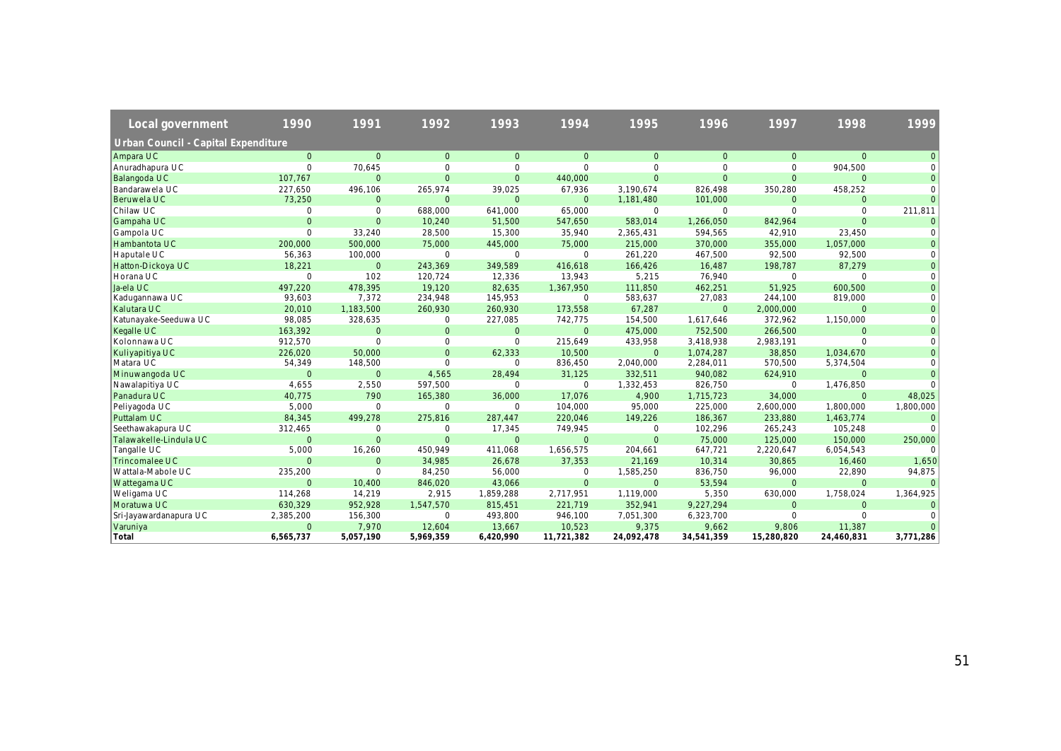| Local government | 1990 | 1991 | 1992 | 1993 | 1994 | 1995 | 1996 | 1997 | 1998 | 1999 |
|---|---|---|---|---|---|---|---|---|---|---|
| **Urban Council - Capital Expenditure** | | | | | | | | | | |
| Ampara UC | 0 | 0 | 0 | 0 | 0 | 0 | 0 | 0 | 0 | 0 |
| Anuradhapura UC | 0 | 70,645 | 0 | 0 | 0 | 0 | 0 | 0 | 904,500 | 0 |
| Balangoda UC | 107,767 | 0 | 0 | 0 | 440,000 | 0 | 0 | 0 | 0 | 0 |
| Bandarawela UC | 227,650 | 496,106 | 265,974 | 39,025 | 67,936 | 3,190,674 | 826,498 | 350,280 | 458,252 | 0 |
| Beruwela UC | 73,250 | 0 | 0 | 0 | 0 | 1,181,480 | 101,000 | 0 | 0 | 0 |
| Chilaw UC | 0 | 0 | 688,000 | 641,000 | 65,000 | 0 | 0 | 0 | 0 | 211,811 |
| Gampaha UC | 0 | 0 | 10,240 | 51,500 | 547,650 | 583,014 | 1,266,050 | 842,964 | 0 | 0 |
| Gampola UC | 0 | 33,240 | 28,500 | 15,300 | 35,940 | 2,365,431 | 594,565 | 42,910 | 23,450 | 0 |
| Hambantota UC | 200,000 | 500,000 | 75,000 | 445,000 | 75,000 | 215,000 | 370,000 | 355,000 | 1,057,000 | 0 |
| Haputale UC | 56,363 | 100,000 | 0 | 0 | 0 | 261,220 | 467,500 | 92,500 | 92,500 | 0 |
| Hatton-Dickoya UC | 18,221 | 0 | 243,369 | 349,589 | 416,618 | 166,426 | 16,487 | 198,787 | 87,279 | 0 |
| Horana UC | 0 | 102 | 120,724 | 12,336 | 13,943 | 5,215 | 76,940 | 0 | 0 | 0 |
| Ja-ela UC | 497,220 | 478,395 | 19,120 | 82,635 | 1,367,950 | 111,850 | 462,251 | 51,925 | 600,500 | 0 |
| Kadugannawa UC | 93,603 | 7,372 | 234,948 | 145,953 | 0 | 583,637 | 27,083 | 244,100 | 819,000 | 0 |
| Kalutara UC | 20,010 | 1,183,500 | 260,930 | 260,930 | 173,558 | 67,287 | 0 | 2,000,000 | 0 | 0 |
| Katunayake-Seeduwa UC | 98,085 | 328,635 | 0 | 227,085 | 742,775 | 154,500 | 1,617,646 | 372,962 | 1,150,000 | 0 |
| Kegalle UC | 163,392 | 0 | 0 | 0 | 0 | 475,000 | 752,500 | 266,500 | 0 | 0 |
| Kolonnawa UC | 912,570 | 0 | 0 | 0 | 215,649 | 433,958 | 3,418,938 | 2,983,191 | 0 | 0 |
| Kuliyapitiya UC | 226,020 | 50,000 | 0 | 62,333 | 10,500 | 0 | 1,074,287 | 38,850 | 1,034,670 | 0 |
| Matara UC | 54,349 | 148,500 | 0 | 0 | 836,450 | 2,040,000 | 2,284,011 | 570,500 | 5,374,504 | 0 |
| Minuwangoda UC | 0 | 0 | 4,565 | 28,494 | 31,125 | 332,511 | 940,082 | 624,910 | 0 | 0 |
| Nawalapitiya UC | 4,655 | 2,550 | 597,500 | 0 | 0 | 1,332,453 | 826,750 | 0 | 1,476,850 | 0 |
| Panadura UC | 40,775 | 790 | 165,380 | 36,000 | 17,076 | 4,900 | 1,715,723 | 34,000 | 0 | 48,025 |
| Peliyagoda UC | 5,000 | 0 | 0 | 0 | 104,000 | 95,000 | 225,000 | 2,600,000 | 1,800,000 | 1,800,000 |
| Puttalam UC | 84,345 | 499,278 | 275,816 | 287,447 | 220,046 | 149,226 | 186,367 | 233,880 | 1,463,774 | 0 |
| Seethawakapura UC | 312,465 | 0 | 0 | 17,345 | 749,945 | 0 | 102,296 | 265,243 | 105,248 | 0 |
| Talawakelle-Lindula UC | 0 | 0 | 0 | 0 | 0 | 0 | 75,000 | 125,000 | 150,000 | 250,000 |
| Tangalle UC | 5,000 | 16,260 | 450,949 | 411,068 | 1,656,575 | 204,661 | 647,721 | 2,220,647 | 6,054,543 | 0 |
| Trincomalee UC | 0 | 0 | 34,985 | 26,678 | 37,353 | 21,169 | 10,314 | 30,865 | 16,460 | 1,650 |
| Wattala-Mabole UC | 235,200 | 0 | 84,250 | 56,000 | 0 | 1,585,250 | 836,750 | 96,000 | 22,890 | 94,875 |
| Wattegama UC | 0 | 10,400 | 846,020 | 43,066 | 0 | 0 | 53,594 | 0 | 0 | 0 |
| Weligama UC | 114,268 | 14,219 | 2,915 | 1,859,288 | 2,717,951 | 1,119,000 | 5,350 | 630,000 | 1,758,024 | 1,364,925 |
| Moratuwa UC | 630,329 | 952,928 | 1,547,570 | 815,451 | 221,719 | 352,941 | 9,227,294 | 0 | 0 | 0 |
| Sri-Jayawardanapura UC | 2,385,200 | 156,300 | 0 | 493,800 | 946,100 | 7,051,300 | 6,323,700 | 0 | 0 | 0 |
| Varuniya | 0 | 7,970 | 12,604 | 13,667 | 10,523 | 9,375 | 9,662 | 9,806 | 11,387 | 0 |
| **Total** | **6,565,737** | **5,057,190** | **5,969,359** | **6,420,990** | **11,721,382** | **24,092,478** | **34,541,359** | **15,280,820** | **24,460,831** | **3,771,286** |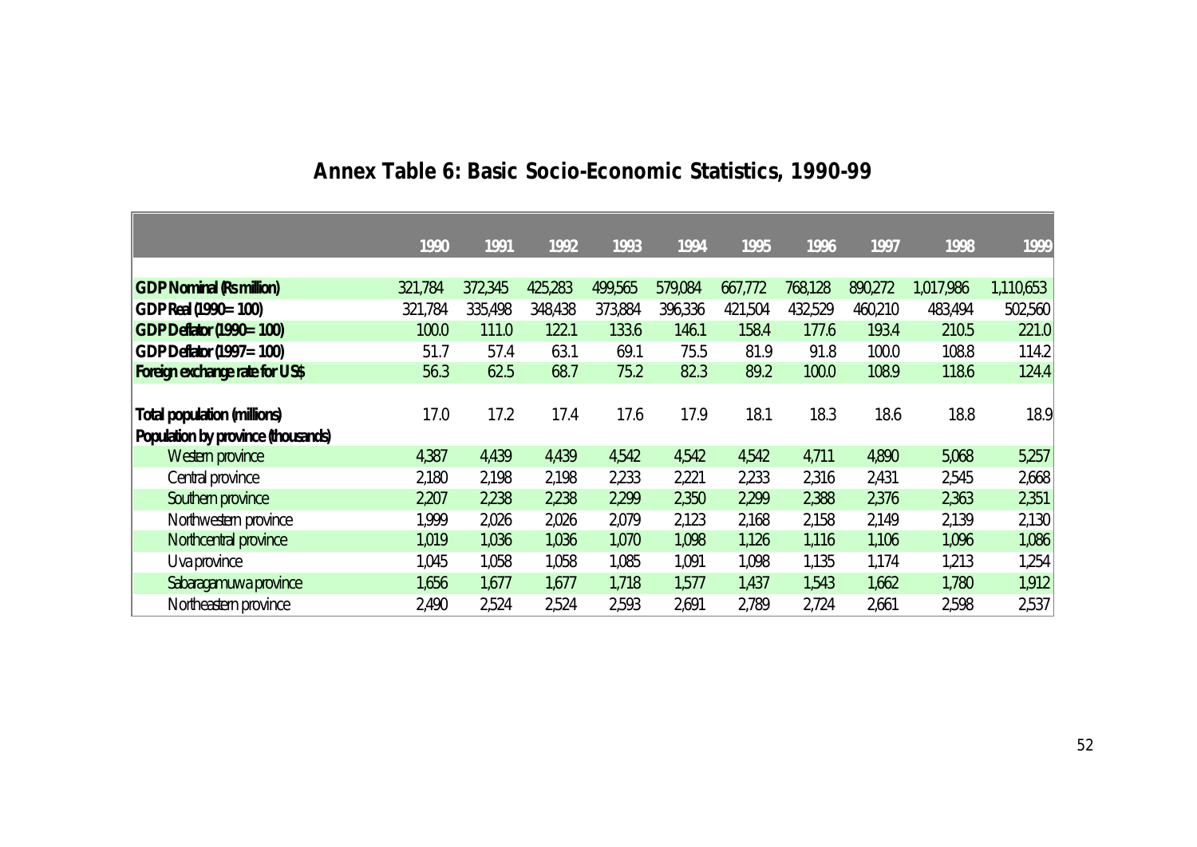# Annex Table 6: Basic Socio-Economic Statistics, 1990-99

| | 1990 | 1991 | 1992 | 1993 | 1994 | 1995 | 1996 | 1997 | 1998 | 1999 |
|---|---|---|---|---|---|---|---|---|---|---|
| **GDP Nominal (Rs million)** | 321,784 | 372,345 | 425,283 | 499,565 | 579,084 | 667,772 | 768,128 | 890,272 | 1,017,986 | 1,110,653 |
| **GDP Real (1990= 100)** | 321,784 | 335,498 | 348,438 | 373,884 | 396,336 | 421,504 | 432,529 | 460,210 | 483,494 | 502,560 |
| **GDP Deflator (1990= 100)** | 100.0 | 111.0 | 122.1 | 133.6 | 146.1 | 158.4 | 177.6 | 193.4 | 210.5 | 221.0 |
| **GDP Deflator (1997= 100)** | 51.7 | 57.4 | 63.1 | 69.1 | 75.5 | 81.9 | 91.8 | 100.0 | 108.8 | 114.2 |
| **Foreign exchange rate for US$** | 56.3 | 62.5 | 68.7 | 75.2 | 82.3 | 89.2 | 100.0 | 108.9 | 118.6 | 124.4 |
| | | | | | | | | | | |
| **Total population (millions)** | 17.0 | 17.2 | 17.4 | 17.6 | 17.9 | 18.1 | 18.3 | 18.6 | 18.8 | 18.9 |
| **Population by province (thousands)** | | | | | | | | | | |
| Western province | 4,387 | 4,439 | 4,439 | 4,542 | 4,542 | 4,542 | 4,711 | 4,890 | 5,068 | 5,257 |
| Central province | 2,180 | 2,198 | 2,198 | 2,233 | 2,221 | 2,233 | 2,316 | 2,431 | 2,545 | 2,668 |
| Southern province | 2,207 | 2,238 | 2,238 | 2,299 | 2,350 | 2,299 | 2,388 | 2,376 | 2,363 | 2,351 |
| Northwestern province | 1,999 | 2,026 | 2,026 | 2,079 | 2,123 | 2,168 | 2,158 | 2,149 | 2,139 | 2,130 |
| Northcentral province | 1,019 | 1,036 | 1,036 | 1,070 | 1,098 | 1,126 | 1,116 | 1,106 | 1,096 | 1,086 |
| Uva province | 1,045 | 1,058 | 1,058 | 1,085 | 1,091 | 1,098 | 1,135 | 1,174 | 1,213 | 1,254 |
| Sabaragamuwa province | 1,656 | 1,677 | 1,677 | 1,718 | 1,577 | 1,437 | 1,543 | 1,662 | 1,780 | 1,912 |
| Northeastern province | 2,490 | 2,524 | 2,524 | 2,593 | 2,691 | 2,789 | 2,724 | 2,661 | 2,598 | 2,537 |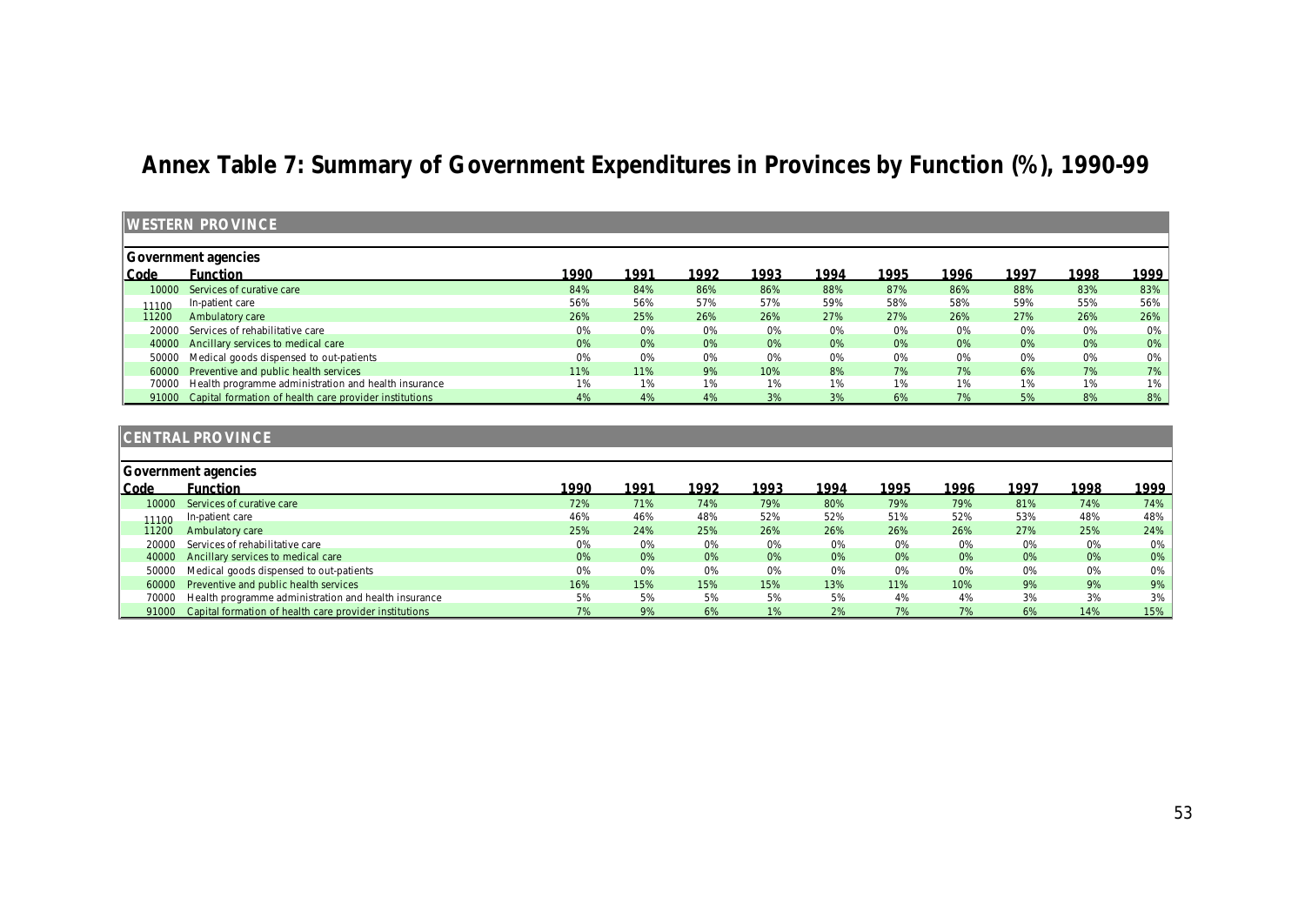# Annex Table 7: Summary of Government Expenditures in Provinces by Function (%), 1990-99

## WESTERN PROVINCE

**Government agencies**

| Code | Function | 1990 | 1991 | 1992 | 1993 | 1994 | 1995 | 1996 | 1997 | 1998 | 1999 |
|---|---|---|---|---|---|---|---|---|---|---|---|
| 10000 | Services of curative care | 84% | 84% | 86% | 86% | 88% | 87% | 86% | 88% | 83% | 83% |
| 11100 | In-patient care | 56% | 56% | 57% | 57% | 59% | 58% | 58% | 59% | 55% | 56% |
| 11200 | Ambulatory care | 26% | 25% | 26% | 26% | 27% | 27% | 26% | 27% | 26% | 26% |
| 20000 | Services of rehabilitative care | 0% | 0% | 0% | 0% | 0% | 0% | 0% | 0% | 0% | 0% |
| 40000 | Ancillary services to medical care | 0% | 0% | 0% | 0% | 0% | 0% | 0% | 0% | 0% | 0% |
| 50000 | Medical goods dispensed to out-patients | 0% | 0% | 0% | 0% | 0% | 0% | 0% | 0% | 0% | 0% |
| 60000 | Preventive and public health services | 11% | 11% | 9% | 10% | 8% | 7% | 7% | 6% | 7% | 7% |
| 70000 | Health programme administration and health insurance | 1% | 1% | 1% | 1% | 1% | 1% | 1% | 1% | 1% | 1% |
| 91000 | Capital formation of health care provider institutions | 4% | 4% | 4% | 3% | 3% | 6% | 7% | 5% | 8% | 8% |

## CENTRAL PROVINCE

**Government agencies**

| Code | Function | 1990 | 1991 | 1992 | 1993 | 1994 | 1995 | 1996 | 1997 | 1998 | 1999 |
|---|---|---|---|---|---|---|---|---|---|---|---|
| 10000 | Services of curative care | 72% | 71% | 74% | 79% | 80% | 79% | 79% | 81% | 74% | 74% |
| 11100 | In-patient care | 46% | 46% | 48% | 52% | 52% | 51% | 52% | 53% | 48% | 48% |
| 11200 | Ambulatory care | 25% | 24% | 25% | 26% | 26% | 26% | 26% | 27% | 25% | 24% |
| 20000 | Services of rehabilitative care | 0% | 0% | 0% | 0% | 0% | 0% | 0% | 0% | 0% | 0% |
| 40000 | Ancillary services to medical care | 0% | 0% | 0% | 0% | 0% | 0% | 0% | 0% | 0% | 0% |
| 50000 | Medical goods dispensed to out-patients | 0% | 0% | 0% | 0% | 0% | 0% | 0% | 0% | 0% | 0% |
| 60000 | Preventive and public health services | 16% | 15% | 15% | 15% | 13% | 11% | 10% | 9% | 9% | 9% |
| 70000 | Health programme administration and health insurance | 5% | 5% | 5% | 5% | 5% | 4% | 4% | 3% | 3% | 3% |
| 91000 | Capital formation of health care provider institutions | 7% | 9% | 6% | 1% | 2% | 7% | 7% | 6% | 14% | 15% |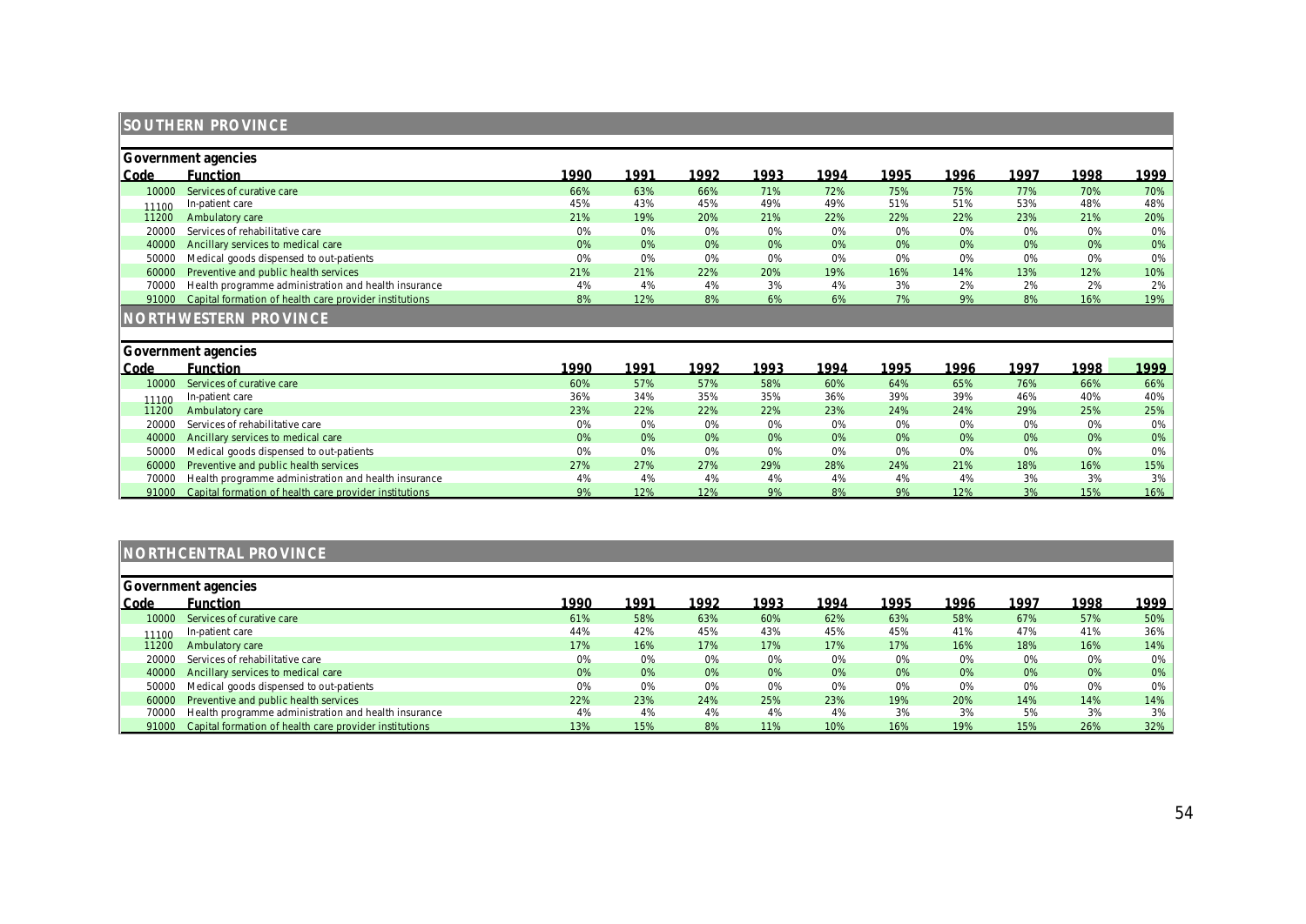## SOUTHERN PROVINCE

**Government agencies**

| Code | Function | 1990 | 1991 | 1992 | 1993 | 1994 | 1995 | 1996 | 1997 | 1998 | 1999 |
|---|---|---|---|---|---|---|---|---|---|---|---|
| 10000 | Services of curative care | 66% | 63% | 66% | 71% | 72% | 75% | 75% | 77% | 70% | 70% |
| 11100 | In-patient care | 45% | 43% | 45% | 49% | 49% | 51% | 51% | 53% | 48% | 48% |
| 11200 | Ambulatory care | 21% | 19% | 20% | 21% | 22% | 22% | 22% | 23% | 21% | 20% |
| 20000 | Services of rehabilitative care | 0% | 0% | 0% | 0% | 0% | 0% | 0% | 0% | 0% | 0% |
| 40000 | Ancillary services to medical care | 0% | 0% | 0% | 0% | 0% | 0% | 0% | 0% | 0% | 0% |
| 50000 | Medical goods dispensed to out-patients | 0% | 0% | 0% | 0% | 0% | 0% | 0% | 0% | 0% | 0% |
| 60000 | Preventive and public health services | 21% | 21% | 22% | 20% | 19% | 16% | 14% | 13% | 12% | 10% |
| 70000 | Health programme administration and health insurance | 4% | 4% | 4% | 3% | 4% | 3% | 2% | 2% | 2% | 2% |
| 91000 | Capital formation of health care provider institutions | 8% | 12% | 8% | 6% | 6% | 7% | 9% | 8% | 16% | 19% |

## NORTHWESTERN PROVINCE

**Government agencies**

| Code | Function | 1990 | 1991 | 1992 | 1993 | 1994 | 1995 | 1996 | 1997 | 1998 | 1999 |
|---|---|---|---|---|---|---|---|---|---|---|---|
| 10000 | Services of curative care | 60% | 57% | 57% | 58% | 60% | 64% | 65% | 76% | 66% | 66% |
| 11100 | In-patient care | 36% | 34% | 35% | 35% | 36% | 39% | 39% | 46% | 40% | 40% |
| 11200 | Ambulatory care | 23% | 22% | 22% | 22% | 23% | 24% | 24% | 29% | 25% | 25% |
| 20000 | Services of rehabilitative care | 0% | 0% | 0% | 0% | 0% | 0% | 0% | 0% | 0% | 0% |
| 40000 | Ancillary services to medical care | 0% | 0% | 0% | 0% | 0% | 0% | 0% | 0% | 0% | 0% |
| 50000 | Medical goods dispensed to out-patients | 0% | 0% | 0% | 0% | 0% | 0% | 0% | 0% | 0% | 0% |
| 60000 | Preventive and public health services | 27% | 27% | 27% | 29% | 28% | 24% | 21% | 18% | 16% | 15% |
| 70000 | Health programme administration and health insurance | 4% | 4% | 4% | 4% | 4% | 4% | 4% | 3% | 3% | 3% |
| 91000 | Capital formation of health care provider institutions | 9% | 12% | 12% | 9% | 8% | 9% | 12% | 3% | 15% | 16% |

## NORTHCENTRAL PROVINCE

**Government agencies**

| Code | Function | 1990 | 1991 | 1992 | 1993 | 1994 | 1995 | 1996 | 1997 | 1998 | 1999 |
|---|---|---|---|---|---|---|---|---|---|---|---|
| 10000 | Services of curative care | 61% | 58% | 63% | 60% | 62% | 63% | 58% | 67% | 57% | 50% |
| 11100 | In-patient care | 44% | 42% | 45% | 43% | 45% | 45% | 41% | 47% | 41% | 36% |
| 11200 | Ambulatory care | 17% | 16% | 17% | 17% | 17% | 17% | 16% | 18% | 16% | 14% |
| 20000 | Services of rehabilitative care | 0% | 0% | 0% | 0% | 0% | 0% | 0% | 0% | 0% | 0% |
| 40000 | Ancillary services to medical care | 0% | 0% | 0% | 0% | 0% | 0% | 0% | 0% | 0% | 0% |
| 50000 | Medical goods dispensed to out-patients | 0% | 0% | 0% | 0% | 0% | 0% | 0% | 0% | 0% | 0% |
| 60000 | Preventive and public health services | 22% | 23% | 24% | 25% | 23% | 19% | 20% | 14% | 14% | 14% |
| 70000 | Health programme administration and health insurance | 4% | 4% | 4% | 4% | 4% | 3% | 3% | 5% | 3% | 3% |
| 91000 | Capital formation of health care provider institutions | 13% | 15% | 8% | 11% | 10% | 16% | 19% | 15% | 26% | 32% |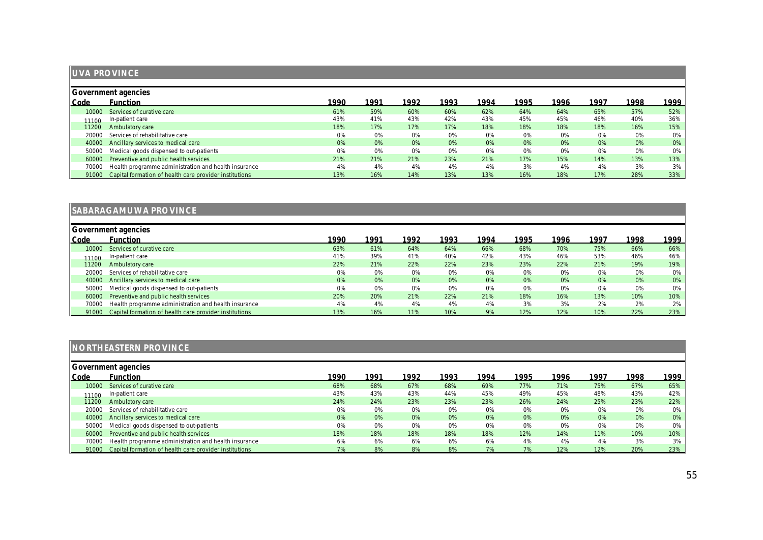## UVA PROVINCE

**Government agencies**

| Code | Function | 1990 | 1991 | 1992 | 1993 | 1994 | 1995 | 1996 | 1997 | 1998 | 1999 |
|---|---|---|---|---|---|---|---|---|---|---|---|
| 10000 | Services of curative care | 61% | 59% | 60% | 60% | 62% | 64% | 64% | 65% | 57% | 52% |
| 11100 | In-patient care | 43% | 41% | 43% | 42% | 43% | 45% | 45% | 46% | 40% | 36% |
| 11200 | Ambulatory care | 18% | 17% | 17% | 17% | 18% | 18% | 18% | 18% | 16% | 15% |
| 20000 | Services of rehabilitative care | 0% | 0% | 0% | 0% | 0% | 0% | 0% | 0% | 0% | 0% |
| 40000 | Ancillary services to medical care | 0% | 0% | 0% | 0% | 0% | 0% | 0% | 0% | 0% | 0% |
| 50000 | Medical goods dispensed to out-patients | 0% | 0% | 0% | 0% | 0% | 0% | 0% | 0% | 0% | 0% |
| 60000 | Preventive and public health services | 21% | 21% | 21% | 23% | 21% | 17% | 15% | 14% | 13% | 13% |
| 70000 | Health programme administration and health insurance | 4% | 4% | 4% | 4% | 4% | 3% | 4% | 4% | 3% | 3% |
| 91000 | Capital formation of health care provider institutions | 13% | 16% | 14% | 13% | 13% | 16% | 18% | 17% | 28% | 33% |

## SABARAGAMUWA PROVINCE

**Government agencies**

| Code | Function | 1990 | 1991 | 1992 | 1993 | 1994 | 1995 | 1996 | 1997 | 1998 | 1999 |
|---|---|---|---|---|---|---|---|---|---|---|---|
| 10000 | Services of curative care | 63% | 61% | 64% | 64% | 66% | 68% | 70% | 75% | 66% | 66% |
| 11100 | In-patient care | 41% | 39% | 41% | 40% | 42% | 43% | 46% | 53% | 46% | 46% |
| 11200 | Ambulatory care | 22% | 21% | 22% | 22% | 23% | 23% | 22% | 21% | 19% | 19% |
| 20000 | Services of rehabilitative care | 0% | 0% | 0% | 0% | 0% | 0% | 0% | 0% | 0% | 0% |
| 40000 | Ancillary services to medical care | 0% | 0% | 0% | 0% | 0% | 0% | 0% | 0% | 0% | 0% |
| 50000 | Medical goods dispensed to out-patients | 0% | 0% | 0% | 0% | 0% | 0% | 0% | 0% | 0% | 0% |
| 60000 | Preventive and public health services | 20% | 20% | 21% | 22% | 21% | 18% | 16% | 13% | 10% | 10% |
| 70000 | Health programme administration and health insurance | 4% | 4% | 4% | 4% | 4% | 3% | 3% | 2% | 2% | 2% |
| 91000 | Capital formation of health care provider institutions | 13% | 16% | 11% | 10% | 9% | 12% | 12% | 10% | 22% | 23% |

## NORTHEASTERN PROVINCE

**Government agencies**

| Code | Function | 1990 | 1991 | 1992 | 1993 | 1994 | 1995 | 1996 | 1997 | 1998 | 1999 |
|---|---|---|---|---|---|---|---|---|---|---|---|
| 10000 | Services of curative care | 68% | 68% | 67% | 68% | 69% | 77% | 71% | 75% | 67% | 65% |
| 11100 | In-patient care | 43% | 43% | 43% | 44% | 45% | 49% | 45% | 48% | 43% | 42% |
| 11200 | Ambulatory care | 24% | 24% | 23% | 23% | 23% | 26% | 24% | 25% | 23% | 22% |
| 20000 | Services of rehabilitative care | 0% | 0% | 0% | 0% | 0% | 0% | 0% | 0% | 0% | 0% |
| 40000 | Ancillary services to medical care | 0% | 0% | 0% | 0% | 0% | 0% | 0% | 0% | 0% | 0% |
| 50000 | Medical goods dispensed to out-patients | 0% | 0% | 0% | 0% | 0% | 0% | 0% | 0% | 0% | 0% |
| 60000 | Preventive and public health services | 18% | 18% | 18% | 18% | 18% | 12% | 14% | 11% | 10% | 10% |
| 70000 | Health programme administration and health insurance | 6% | 6% | 6% | 6% | 6% | 4% | 4% | 4% | 3% | 3% |
| 91000 | Capital formation of health care provider institutions | 7% | 8% | 8% | 8% | 7% | 7% | 12% | 12% | 20% | 23% |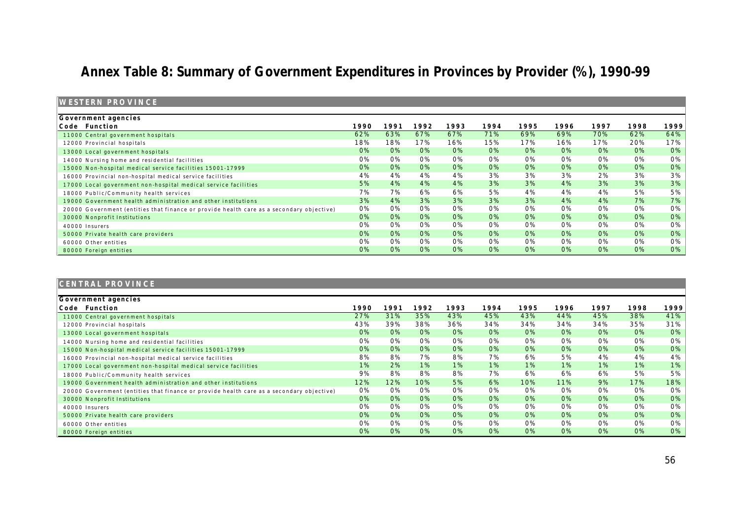# Annex Table 8: Summary of Government Expenditures in Provinces by Provider (%), 1990-99

## WESTERN PROVINCE

| Government agencies Code Function | 1990 | 1991 | 1992 | 1993 | 1994 | 1995 | 1996 | 1997 | 1998 | 1999 |
|---|---|---|---|---|---|---|---|---|---|---|
| 11000 Central government hospitals | 62% | 63% | 67% | 67% | 71% | 69% | 69% | 70% | 62% | 64% |
| 12000 Provincial hospitals | 18% | 18% | 17% | 16% | 15% | 17% | 16% | 17% | 20% | 17% |
| 13000 Local government hospitals | 0% | 0% | 0% | 0% | 0% | 0% | 0% | 0% | 0% | 0% |
| 14000 Nursing home and residential facilities | 0% | 0% | 0% | 0% | 0% | 0% | 0% | 0% | 0% | 0% |
| 15000 Non-hospital medical service facilities 15001-17999 | 0% | 0% | 0% | 0% | 0% | 0% | 0% | 0% | 0% | 0% |
| 16000 Provincial non-hospital medical service facilities | 4% | 4% | 4% | 4% | 3% | 3% | 3% | 2% | 3% | 3% |
| 17000 Local government non-hospital medical service facilities | 5% | 4% | 4% | 4% | 3% | 3% | 4% | 3% | 3% | 3% |
| 18000 Public/Community health services | 7% | 7% | 6% | 6% | 5% | 4% | 4% | 4% | 5% | 5% |
| 19000 Government health administration and other institutions | 3% | 4% | 3% | 3% | 3% | 3% | 4% | 4% | 7% | 7% |
| 20000 Government (entities that finance or provide health care as a secondary objective) | 0% | 0% | 0% | 0% | 0% | 0% | 0% | 0% | 0% | 0% |
| 30000 Nonprofit Institutions | 0% | 0% | 0% | 0% | 0% | 0% | 0% | 0% | 0% | 0% |
| 40000 Insurers | 0% | 0% | 0% | 0% | 0% | 0% | 0% | 0% | 0% | 0% |
| 50000 Private health care providers | 0% | 0% | 0% | 0% | 0% | 0% | 0% | 0% | 0% | 0% |
| 60000 Other entities | 0% | 0% | 0% | 0% | 0% | 0% | 0% | 0% | 0% | 0% |
| 80000 Foreign entities | 0% | 0% | 0% | 0% | 0% | 0% | 0% | 0% | 0% | 0% |

## CENTRAL PROVINCE

| Government agencies Code Function | 1990 | 1991 | 1992 | 1993 | 1994 | 1995 | 1996 | 1997 | 1998 | 1999 |
|---|---|---|---|---|---|---|---|---|---|---|
| 11000 Central government hospitals | 27% | 31% | 35% | 43% | 45% | 43% | 44% | 45% | 38% | 41% |
| 12000 Provincial hospitals | 43% | 39% | 38% | 36% | 34% | 34% | 34% | 34% | 35% | 31% |
| 13000 Local government hospitals | 0% | 0% | 0% | 0% | 0% | 0% | 0% | 0% | 0% | 0% |
| 14000 Nursing home and residential facilities | 0% | 0% | 0% | 0% | 0% | 0% | 0% | 0% | 0% | 0% |
| 15000 Non-hospital medical service facilities 15001-17999 | 0% | 0% | 0% | 0% | 0% | 0% | 0% | 0% | 0% | 0% |
| 16000 Provincial non-hospital medical service facilities | 8% | 8% | 7% | 8% | 7% | 6% | 5% | 4% | 4% | 4% |
| 17000 Local government non-hospital medical service facilities | 1% | 2% | 1% | 1% | 1% | 1% | 1% | 1% | 1% | 1% |
| 18000 Public/Community health services | 9% | 8% | 8% | 8% | 7% | 6% | 6% | 6% | 5% | 5% |
| 19000 Government health administration and other institutions | 12% | 12% | 10% | 5% | 6% | 10% | 11% | 9% | 17% | 18% |
| 20000 Government (entities that finance or provide health care as a secondary objective) | 0% | 0% | 0% | 0% | 0% | 0% | 0% | 0% | 0% | 0% |
| 30000 Nonprofit Institutions | 0% | 0% | 0% | 0% | 0% | 0% | 0% | 0% | 0% | 0% |
| 40000 Insurers | 0% | 0% | 0% | 0% | 0% | 0% | 0% | 0% | 0% | 0% |
| 50000 Private health care providers | 0% | 0% | 0% | 0% | 0% | 0% | 0% | 0% | 0% | 0% |
| 60000 Other entities | 0% | 0% | 0% | 0% | 0% | 0% | 0% | 0% | 0% | 0% |
| 80000 Foreign entities | 0% | 0% | 0% | 0% | 0% | 0% | 0% | 0% | 0% | 0% |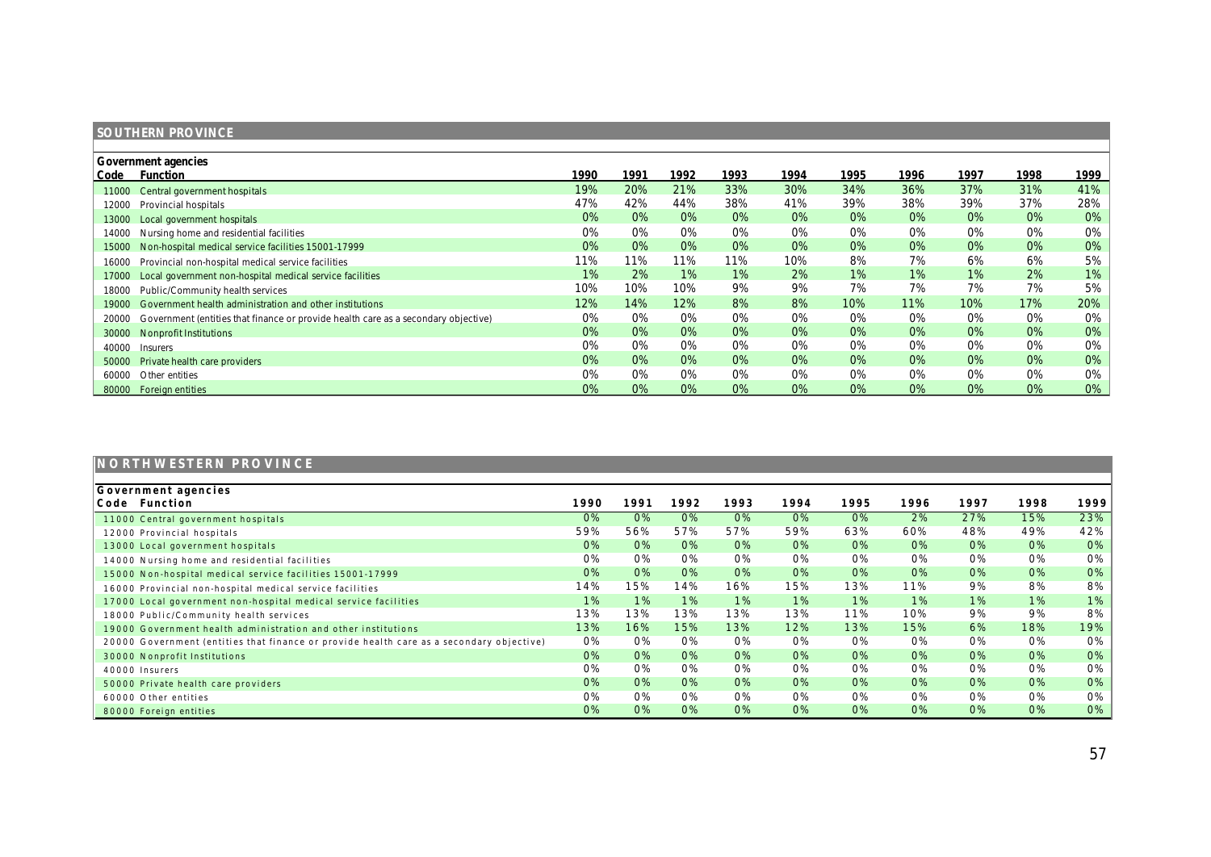## SOUTHERN PROVINCE

**Government agencies**

| Code | Function | 1990 | 1991 | 1992 | 1993 | 1994 | 1995 | 1996 | 1997 | 1998 | 1999 |
|---|---|---|---|---|---|---|---|---|---|---|---|
| 11000 | Central government hospitals | 19% | 20% | 21% | 33% | 30% | 34% | 36% | 37% | 31% | 41% |
| 12000 | Provincial hospitals | 47% | 42% | 44% | 38% | 41% | 39% | 38% | 39% | 37% | 28% |
| 13000 | Local government hospitals | 0% | 0% | 0% | 0% | 0% | 0% | 0% | 0% | 0% | 0% |
| 14000 | Nursing home and residential facilities | 0% | 0% | 0% | 0% | 0% | 0% | 0% | 0% | 0% | 0% |
| 15000 | Non-hospital medical service facilities 15001-17999 | 0% | 0% | 0% | 0% | 0% | 0% | 0% | 0% | 0% | 0% |
| 16000 | Provincial non-hospital medical service facilities | 11% | 11% | 11% | 11% | 10% | 8% | 7% | 6% | 6% | 5% |
| 17000 | Local government non-hospital medical service facilities | 1% | 2% | 1% | 1% | 2% | 1% | 1% | 1% | 2% | 1% |
| 18000 | Public/Community health services | 10% | 10% | 10% | 9% | 9% | 7% | 7% | 7% | 7% | 5% |
| 19000 | Government health administration and other institutions | 12% | 14% | 12% | 8% | 8% | 10% | 11% | 10% | 17% | 20% |
| 20000 | Government (entities that finance or provide health care as a secondary objective) | 0% | 0% | 0% | 0% | 0% | 0% | 0% | 0% | 0% | 0% |
| 30000 | Nonprofit Institutions | 0% | 0% | 0% | 0% | 0% | 0% | 0% | 0% | 0% | 0% |
| 40000 | Insurers | 0% | 0% | 0% | 0% | 0% | 0% | 0% | 0% | 0% | 0% |
| 50000 | Private health care providers | 0% | 0% | 0% | 0% | 0% | 0% | 0% | 0% | 0% | 0% |
| 60000 | Other entities | 0% | 0% | 0% | 0% | 0% | 0% | 0% | 0% | 0% | 0% |
| 80000 | Foreign entities | 0% | 0% | 0% | 0% | 0% | 0% | 0% | 0% | 0% | 0% |

## NORTHWESTERN PROVINCE

**Government agencies**

| Code | Function | 1990 | 1991 | 1992 | 1993 | 1994 | 1995 | 1996 | 1997 | 1998 | 1999 |
|---|---|---|---|---|---|---|---|---|---|---|---|
| 11000 | Central government hospitals | 0% | 0% | 0% | 0% | 0% | 0% | 2% | 27% | 15% | 23% |
| 12000 | Provincial hospitals | 59% | 56% | 57% | 57% | 59% | 63% | 60% | 48% | 49% | 42% |
| 13000 | Local government hospitals | 0% | 0% | 0% | 0% | 0% | 0% | 0% | 0% | 0% | 0% |
| 14000 | Nursing home and residential facilities | 0% | 0% | 0% | 0% | 0% | 0% | 0% | 0% | 0% | 0% |
| 15000 | Non-hospital medical service facilities 15001-17999 | 0% | 0% | 0% | 0% | 0% | 0% | 0% | 0% | 0% | 0% |
| 16000 | Provincial non-hospital medical service facilities | 14% | 15% | 14% | 16% | 15% | 13% | 11% | 9% | 8% | 8% |
| 17000 | Local government non-hospital medical service facilities | 1% | 1% | 1% | 1% | 1% | 1% | 1% | 1% | 1% | 1% |
| 18000 | Public/Community health services | 13% | 13% | 13% | 13% | 13% | 11% | 10% | 9% | 9% | 8% |
| 19000 | Government health administration and other institutions | 13% | 16% | 15% | 13% | 12% | 13% | 15% | 6% | 18% | 19% |
| 20000 | Government (entities that finance or provide health care as a secondary objective) | 0% | 0% | 0% | 0% | 0% | 0% | 0% | 0% | 0% | 0% |
| 30000 | Nonprofit Institutions | 0% | 0% | 0% | 0% | 0% | 0% | 0% | 0% | 0% | 0% |
| 40000 | Insurers | 0% | 0% | 0% | 0% | 0% | 0% | 0% | 0% | 0% | 0% |
| 50000 | Private health care providers | 0% | 0% | 0% | 0% | 0% | 0% | 0% | 0% | 0% | 0% |
| 60000 | Other entities | 0% | 0% | 0% | 0% | 0% | 0% | 0% | 0% | 0% | 0% |
| 80000 | Foreign entities | 0% | 0% | 0% | 0% | 0% | 0% | 0% | 0% | 0% | 0% |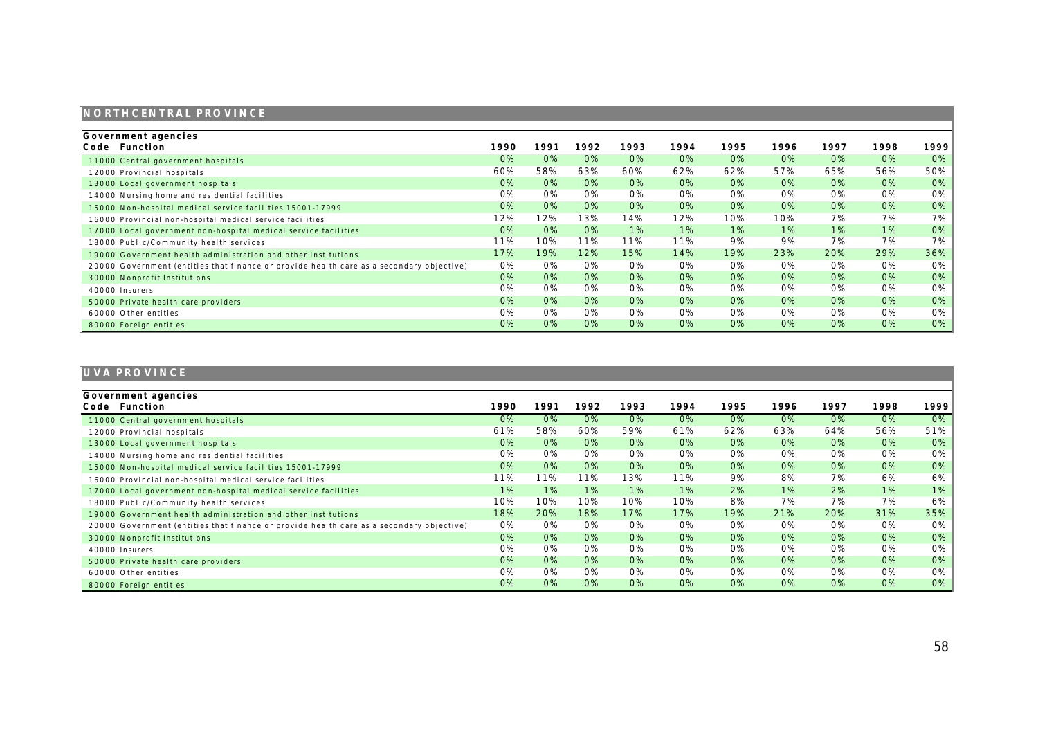## NORTHCENTRAL PROVINCE

| Government agencies<br>Code Function | 1990 | 1991 | 1992 | 1993 | 1994 | 1995 | 1996 | 1997 | 1998 | 1999 |
|---|---|---|---|---|---|---|---|---|---|---|
| 11000 Central government hospitals | 0% | 0% | 0% | 0% | 0% | 0% | 0% | 0% | 0% | 0% |
| 12000 Provincial hospitals | 60% | 58% | 63% | 60% | 62% | 62% | 57% | 65% | 56% | 50% |
| 13000 Local government hospitals | 0% | 0% | 0% | 0% | 0% | 0% | 0% | 0% | 0% | 0% |
| 14000 Nursing home and residential facilities | 0% | 0% | 0% | 0% | 0% | 0% | 0% | 0% | 0% | 0% |
| 15000 Non-hospital medical service facilities 15001-17999 | 0% | 0% | 0% | 0% | 0% | 0% | 0% | 0% | 0% | 0% |
| 16000 Provincial non-hospital medical service facilities | 12% | 12% | 13% | 14% | 12% | 10% | 10% | 7% | 7% | 7% |
| 17000 Local government non-hospital medical service facilities | 0% | 0% | 0% | 1% | 1% | 1% | 1% | 1% | 1% | 0% |
| 18000 Public/Community health services | 11% | 10% | 11% | 11% | 11% | 9% | 9% | 7% | 7% | 7% |
| 19000 Government health administration and other institutions | 17% | 19% | 12% | 15% | 14% | 19% | 23% | 20% | 29% | 36% |
| 20000 Government (entities that finance or provide health care as a secondary objective) | 0% | 0% | 0% | 0% | 0% | 0% | 0% | 0% | 0% | 0% |
| 30000 Nonprofit Institutions | 0% | 0% | 0% | 0% | 0% | 0% | 0% | 0% | 0% | 0% |
| 40000 Insurers | 0% | 0% | 0% | 0% | 0% | 0% | 0% | 0% | 0% | 0% |
| 50000 Private health care providers | 0% | 0% | 0% | 0% | 0% | 0% | 0% | 0% | 0% | 0% |
| 60000 Other entities | 0% | 0% | 0% | 0% | 0% | 0% | 0% | 0% | 0% | 0% |
| 80000 Foreign entities | 0% | 0% | 0% | 0% | 0% | 0% | 0% | 0% | 0% | 0% |

## UVA PROVINCE

| Government agencies<br>Code Function | 1990 | 1991 | 1992 | 1993 | 1994 | 1995 | 1996 | 1997 | 1998 | 1999 |
|---|---|---|---|---|---|---|---|---|---|---|
| 11000 Central government hospitals | 0% | 0% | 0% | 0% | 0% | 0% | 0% | 0% | 0% | 0% |
| 12000 Provincial hospitals | 61% | 58% | 60% | 59% | 61% | 62% | 63% | 64% | 56% | 51% |
| 13000 Local government hospitals | 0% | 0% | 0% | 0% | 0% | 0% | 0% | 0% | 0% | 0% |
| 14000 Nursing home and residential facilities | 0% | 0% | 0% | 0% | 0% | 0% | 0% | 0% | 0% | 0% |
| 15000 Non-hospital medical service facilities 15001-17999 | 0% | 0% | 0% | 0% | 0% | 0% | 0% | 0% | 0% | 0% |
| 16000 Provincial non-hospital medical service facilities | 11% | 11% | 11% | 13% | 11% | 9% | 8% | 7% | 6% | 6% |
| 17000 Local government non-hospital medical service facilities | 1% | 1% | 1% | 1% | 1% | 2% | 1% | 2% | 1% | 1% |
| 18000 Public/Community health services | 10% | 10% | 10% | 10% | 10% | 8% | 7% | 7% | 7% | 6% |
| 19000 Government health administration and other institutions | 18% | 20% | 18% | 17% | 17% | 19% | 21% | 20% | 31% | 35% |
| 20000 Government (entities that finance or provide health care as a secondary objective) | 0% | 0% | 0% | 0% | 0% | 0% | 0% | 0% | 0% | 0% |
| 30000 Nonprofit Institutions | 0% | 0% | 0% | 0% | 0% | 0% | 0% | 0% | 0% | 0% |
| 40000 Insurers | 0% | 0% | 0% | 0% | 0% | 0% | 0% | 0% | 0% | 0% |
| 50000 Private health care providers | 0% | 0% | 0% | 0% | 0% | 0% | 0% | 0% | 0% | 0% |
| 60000 Other entities | 0% | 0% | 0% | 0% | 0% | 0% | 0% | 0% | 0% | 0% |
| 80000 Foreign entities | 0% | 0% | 0% | 0% | 0% | 0% | 0% | 0% | 0% | 0% |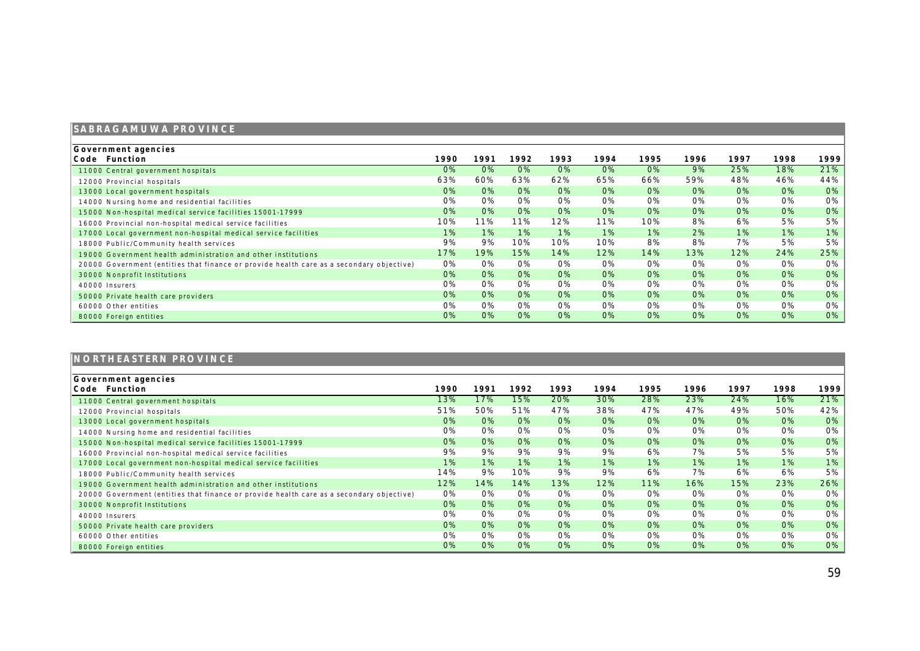## SABRAGAMUWA PROVINCE

| Government agencies Code Function | 1990 | 1991 | 1992 | 1993 | 1994 | 1995 | 1996 | 1997 | 1998 | 1999 |
|---|---|---|---|---|---|---|---|---|---|---|
| 11000 Central government hospitals | 0% | 0% | 0% | 0% | 0% | 0% | 9% | 25% | 18% | 21% |
| 12000 Provincial hospitals | 63% | 60% | 63% | 62% | 65% | 66% | 59% | 48% | 46% | 44% |
| 13000 Local government hospitals | 0% | 0% | 0% | 0% | 0% | 0% | 0% | 0% | 0% | 0% |
| 14000 Nursing home and residential facilities | 0% | 0% | 0% | 0% | 0% | 0% | 0% | 0% | 0% | 0% |
| 15000 Non-hospital medical service facilities 15001-17999 | 0% | 0% | 0% | 0% | 0% | 0% | 0% | 0% | 0% | 0% |
| 16000 Provincial non-hospital medical service facilities | 10% | 11% | 11% | 12% | 11% | 10% | 8% | 6% | 5% | 5% |
| 17000 Local government non-hospital medical service facilities | 1% | 1% | 1% | 1% | 1% | 1% | 2% | 1% | 1% | 1% |
| 18000 Public/Community health services | 9% | 9% | 10% | 10% | 10% | 8% | 8% | 7% | 5% | 5% |
| 19000 Government health administration and other institutions | 17% | 19% | 15% | 14% | 12% | 14% | 13% | 12% | 24% | 25% |
| 20000 Government (entities that finance or provide health care as a secondary objective) | 0% | 0% | 0% | 0% | 0% | 0% | 0% | 0% | 0% | 0% |
| 30000 Nonprofit Institutions | 0% | 0% | 0% | 0% | 0% | 0% | 0% | 0% | 0% | 0% |
| 40000 Insurers | 0% | 0% | 0% | 0% | 0% | 0% | 0% | 0% | 0% | 0% |
| 50000 Private health care providers | 0% | 0% | 0% | 0% | 0% | 0% | 0% | 0% | 0% | 0% |
| 60000 Other entities | 0% | 0% | 0% | 0% | 0% | 0% | 0% | 0% | 0% | 0% |
| 80000 Foreign entities | 0% | 0% | 0% | 0% | 0% | 0% | 0% | 0% | 0% | 0% |

## NORTHEASTERN PROVINCE

| Government agencies Code Function | 1990 | 1991 | 1992 | 1993 | 1994 | 1995 | 1996 | 1997 | 1998 | 1999 |
|---|---|---|---|---|---|---|---|---|---|---|
| 11000 Central government hospitals | 13% | 17% | 15% | 20% | 30% | 28% | 23% | 24% | 16% | 21% |
| 12000 Provincial hospitals | 51% | 50% | 51% | 47% | 38% | 47% | 47% | 49% | 50% | 42% |
| 13000 Local government hospitals | 0% | 0% | 0% | 0% | 0% | 0% | 0% | 0% | 0% | 0% |
| 14000 Nursing home and residential facilities | 0% | 0% | 0% | 0% | 0% | 0% | 0% | 0% | 0% | 0% |
| 15000 Non-hospital medical service facilities 15001-17999 | 0% | 0% | 0% | 0% | 0% | 0% | 0% | 0% | 0% | 0% |
| 16000 Provincial non-hospital medical service facilities | 9% | 9% | 9% | 9% | 9% | 6% | 7% | 5% | 5% | 5% |
| 17000 Local government non-hospital medical service facilities | 1% | 1% | 1% | 1% | 1% | 1% | 1% | 1% | 1% | 1% |
| 18000 Public/Community health services | 14% | 9% | 10% | 9% | 9% | 6% | 7% | 6% | 6% | 5% |
| 19000 Government health administration and other institutions | 12% | 14% | 14% | 13% | 12% | 11% | 16% | 15% | 23% | 26% |
| 20000 Government (entities that finance or provide health care as a secondary objective) | 0% | 0% | 0% | 0% | 0% | 0% | 0% | 0% | 0% | 0% |
| 30000 Nonprofit Institutions | 0% | 0% | 0% | 0% | 0% | 0% | 0% | 0% | 0% | 0% |
| 40000 Insurers | 0% | 0% | 0% | 0% | 0% | 0% | 0% | 0% | 0% | 0% |
| 50000 Private health care providers | 0% | 0% | 0% | 0% | 0% | 0% | 0% | 0% | 0% | 0% |
| 60000 Other entities | 0% | 0% | 0% | 0% | 0% | 0% | 0% | 0% | 0% | 0% |
| 80000 Foreign entities | 0% | 0% | 0% | 0% | 0% | 0% | 0% | 0% | 0% | 0% |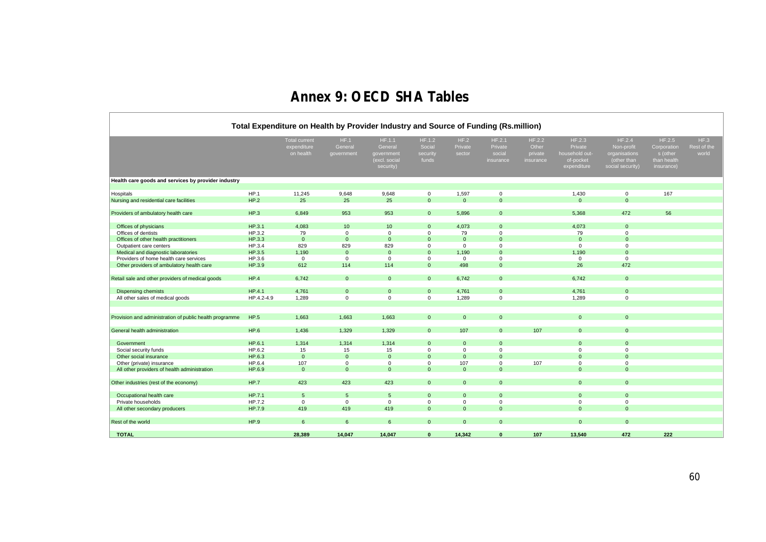# Annex 9: OECD SHA Tables

**Total Expenditure on Health by Provider Industry and Source of Funding (Rs.million)**

| | | Total current expenditure on health | HF.1 General government | HF.1.1 General government (excl. social security) | HF.1.2 Social security funds | HF.2 Private sector | HF.2.1 Private social insurance | HF.2.2 Other private insurance | HF.2.3 Private household out-of-pocket expenditure | HF.2.4 Non-profit organisations (other than social security) | HF.2.5 Corporations (other than health insurance) | HF.3 Rest of the world |
|---|---|---|---|---|---|---|---|---|---|---|---|---|
| **Health care goods and services by provider industry** | | | | | | | | | | | | |
| Hospitals | HP.1 | 11,245 | 9,648 | 9,648 | 0 | 1,597 | 0 | | 1,430 | 0 | 167 | |
| Nursing and residential care facilities | HP.2 | 25 | 25 | 25 | 0 | 0 | 0 | | 0 | 0 | | |
| Providers of ambulatory health care | HP.3 | 6,849 | 953 | 953 | 0 | 5,896 | 0 | | 5,368 | 472 | 56 | |
| Offices of physicians | HP.3.1 | 4,083 | 10 | 10 | 0 | 4,073 | 0 | | 4,073 | 0 | | |
| Offices of dentists | HP.3.2 | 79 | 0 | 0 | 0 | 79 | 0 | | 79 | 0 | | |
| Offices of other health practitioners | HP.3.3 | 0 | 0 | 0 | 0 | 0 | 0 | | 0 | 0 | | |
| Outpatient care centers | HP.3.4 | 829 | 829 | 829 | 0 | 0 | 0 | | 0 | 0 | | |
| Medical and diagnostic laboratories | HP.3.5 | 1,190 | 0 | 0 | 0 | 1,190 | 0 | | 1,190 | 0 | | |
| Providers of home health care services | HP.3.6 | 0 | 0 | 0 | 0 | 0 | 0 | | 0 | 0 | | |
| Other providers of ambulatory health care | HP.3.9 | 612 | 114 | 114 | 0 | 498 | 0 | | 26 | 472 | | |
| Retail sale and other providers of medical goods | HP.4 | 6,742 | 0 | 0 | 0 | 6,742 | 0 | | 6,742 | 0 | | |
| Dispensing chemists | HP.4.1 | 4,761 | 0 | 0 | 0 | 4,761 | 0 | | 4,761 | 0 | | |
| All other sales of medical goods | HP.4.2-4.9 | 1,289 | 0 | 0 | 0 | 1,289 | 0 | | 1,289 | 0 | | |
| Provision and administration of public health programme | HP.5 | 1,663 | 1,663 | 1,663 | 0 | 0 | 0 | | 0 | 0 | | |
| General health administration | HP.6 | 1,436 | 1,329 | 1,329 | 0 | 107 | 0 | 107 | 0 | 0 | | |
| Government | HP.6.1 | 1,314 | 1,314 | 1,314 | 0 | 0 | 0 | | 0 | 0 | | |
| Social security funds | HP.6.2 | 15 | 15 | 15 | 0 | 0 | 0 | | 0 | 0 | | |
| Other social insurance | HP.6.3 | 0 | 0 | 0 | 0 | 0 | 0 | | 0 | 0 | | |
| Other (private) insurance | HP.6.4 | 107 | 0 | 0 | 0 | 107 | 0 | 107 | 0 | 0 | | |
| All other providers of health administration | HP.6.9 | 0 | 0 | 0 | 0 | 0 | 0 | | 0 | 0 | | |
| Other industries (rest of the economy) | HP.7 | 423 | 423 | 423 | 0 | 0 | 0 | | 0 | 0 | | |
| Occupational health care | HP.7.1 | 5 | 5 | 5 | 0 | 0 | 0 | | 0 | 0 | | |
| Private households | HP.7.2 | 0 | 0 | 0 | 0 | 0 | 0 | | 0 | 0 | | |
| All other secondary producers | HP.7.9 | 419 | 419 | 419 | 0 | 0 | 0 | | 0 | 0 | | |
| Rest of the world | HP.9 | 6 | 6 | 6 | 0 | 0 | 0 | | 0 | 0 | | |
| **TOTAL** | | **28,389** | **14,047** | **14,047** | **0** | **14,342** | **0** | **107** | **13,540** | **472** | **222** | |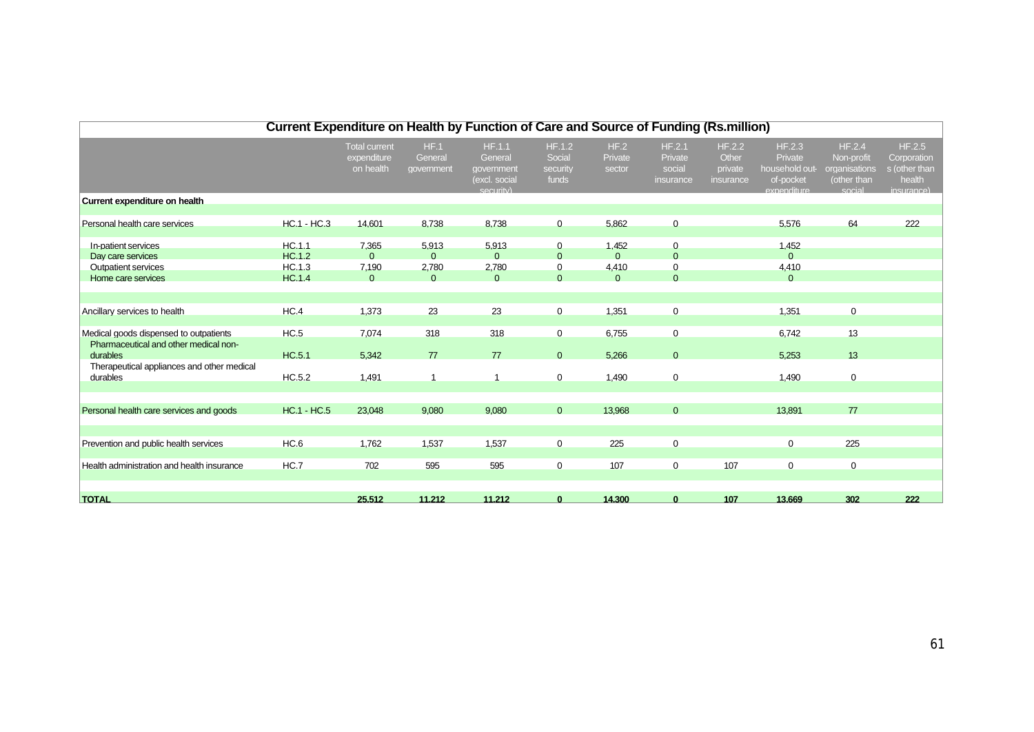**Current Expenditure on Health by Function of Care and Source of Funding (Rs.million)**

| | | Total current expenditure on health | HF.1 General government | HF.1.1 General government (excl. social security) | HF.1.2 Social security funds | HF.2 Private sector | HF.2.1 Private social insurance | HF.2.2 Other private insurance | HF.2.3 Private household out-of-pocket expenditure | HF.2.4 Non-profit organisations (other than social | HF.2.5 Corporations (other than health insurance) |
|---|---|---|---|---|---|---|---|---|---|---|---|
| **Current expenditure on health** | | | | | | | | | | | |
| Personal health care services | HC.1 - HC.3 | 14,601 | 8,738 | 8,738 | 0 | 5,862 | 0 | | 5,576 | 64 | 222 |
| In-patient services | HC.1.1 | 7,365 | 5,913 | 5,913 | 0 | 1,452 | 0 | | 1,452 | | |
| Day care services | HC.1.2 | 0 | 0 | 0 | 0 | 0 | 0 | | 0 | | |
| Outpatient services | HC.1.3 | 7,190 | 2,780 | 2,780 | 0 | 4,410 | 0 | | 4,410 | | |
| Home care services | HC.1.4 | 0 | 0 | 0 | 0 | 0 | 0 | | 0 | | |
| Ancillary services to health | HC.4 | 1,373 | 23 | 23 | 0 | 1,351 | 0 | | 1,351 | 0 | |
| Medical goods dispensed to outpatients | HC.5 | 7,074 | 318 | 318 | 0 | 6,755 | 0 | | 6,742 | 13 | |
| Pharmaceutical and other medical non-durables | HC.5.1 | 5,342 | 77 | 77 | 0 | 5,266 | 0 | | 5,253 | 13 | |
| Therapeutical appliances and other medical durables | HC.5.2 | 1,491 | 1 | 1 | 0 | 1,490 | 0 | | 1,490 | 0 | |
| Personal health care services and goods | HC.1 - HC.5 | 23,048 | 9,080 | 9,080 | 0 | 13,968 | 0 | | 13,891 | 77 | |
| Prevention and public health services | HC.6 | 1,762 | 1,537 | 1,537 | 0 | 225 | 0 | | 0 | 225 | |
| Health administration and health insurance | HC.7 | 702 | 595 | 595 | 0 | 107 | 0 | 107 | 0 | 0 | |
| **TOTAL** | | **25,512** | **11,212** | **11,212** | **0** | **14,300** | **0** | **107** | **13,669** | **302** | **222** |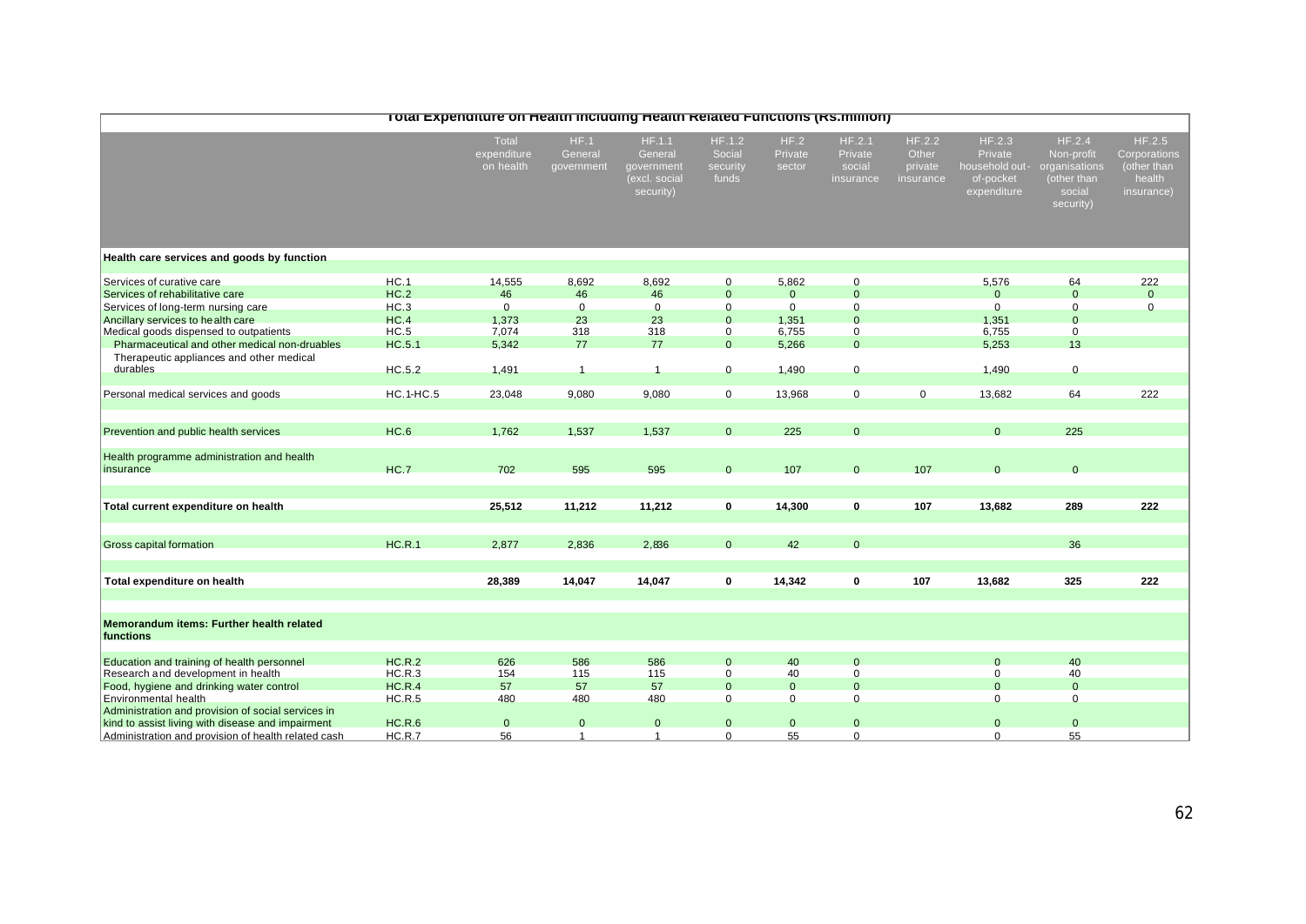**Total Expenditure on Health including Health Related Functions (Rs.million)**

| | | Total expenditure on health | HF.1 General government | HF.1.1 General government (excl. social security) | HF.1.2 Social security funds | HF.2 Private sector | HF.2.1 Private social insurance | HF.2.2 Other private insurance | HF.2.3 Private household out-of-pocket expenditure | HF.2.4 Non-profit organisations (other than social security) | HF.2.5 Corporations (other than health insurance) |
|---|---|---|---|---|---|---|---|---|---|---|---|
| **Health care services and goods by function** | | | | | | | | | | | |
| Services of curative care | HC.1 | 14,555 | 8,692 | 8,692 | 0 | 5,862 | 0 | | 5,576 | 64 | 222 |
| Services of rehabilitative care | HC.2 | 46 | 46 | 46 | 0 | 0 | 0 | | 0 | 0 | 0 |
| Services of long-term nursing care | HC.3 | 0 | 0 | 0 | 0 | 0 | 0 | | 0 | 0 | 0 |
| Ancillary services to health care | HC.4 | 1,373 | 23 | 23 | 0 | 1,351 | 0 | | 1,351 | 0 | |
| Medical goods dispensed to outpatients | HC.5 | 7,074 | 318 | 318 | 0 | 6,755 | 0 | | 6,755 | 0 | |
| Pharmaceutical and other medical non-druables | HC.5.1 | 5,342 | 77 | 77 | 0 | 5,266 | 0 | | 5,253 | 13 | |
| Therapeutic appliances and other medical durables | HC.5.2 | 1,491 | 1 | 1 | 0 | 1,490 | 0 | | 1,490 | 0 | |
| Personal medical services and goods | HC.1-HC.5 | 23,048 | 9,080 | 9,080 | 0 | 13,968 | 0 | 0 | 13,682 | 64 | 222 |
| Prevention and public health services | HC.6 | 1,762 | 1,537 | 1,537 | 0 | 225 | 0 | | 0 | 225 | |
| Health programme administration and health insurance | HC.7 | 702 | 595 | 595 | 0 | 107 | 0 | 107 | 0 | 0 | |
| **Total current expenditure on health** | | **25,512** | **11,212** | **11,212** | **0** | **14,300** | **0** | **107** | **13,682** | **289** | **222** |
| Gross capital formation | HC.R.1 | 2,877 | 2,836 | 2,836 | 0 | 42 | 0 | | | 36 | |
| **Total expenditure on health** | | **28,389** | **14,047** | **14,047** | **0** | **14,342** | **0** | **107** | **13,682** | **325** | **222** |
| **Memorandum items: Further health related functions** | | | | | | | | | | | |
| Education and training of health personnel | HC.R.2 | 626 | 586 | 586 | 0 | 40 | 0 | | 0 | 40 | |
| Research and development in health | HC.R.3 | 154 | 115 | 115 | 0 | 40 | 0 | | 0 | 40 | |
| Food, hygiene and drinking water control | HC.R.4 | 57 | 57 | 57 | 0 | 0 | 0 | | 0 | 0 | |
| Environmental health | HC.R.5 | 480 | 480 | 480 | 0 | 0 | 0 | | 0 | 0 | |
| Administration and provision of social services in kind to assist living with disease and impairment | HC.R.6 | 0 | 0 | 0 | 0 | 0 | 0 | | 0 | 0 | |
| Administration and provision of health related cash | HC.R.7 | 56 | 1 | 1 | 0 | 55 | 0 | | 0 | 55 | |